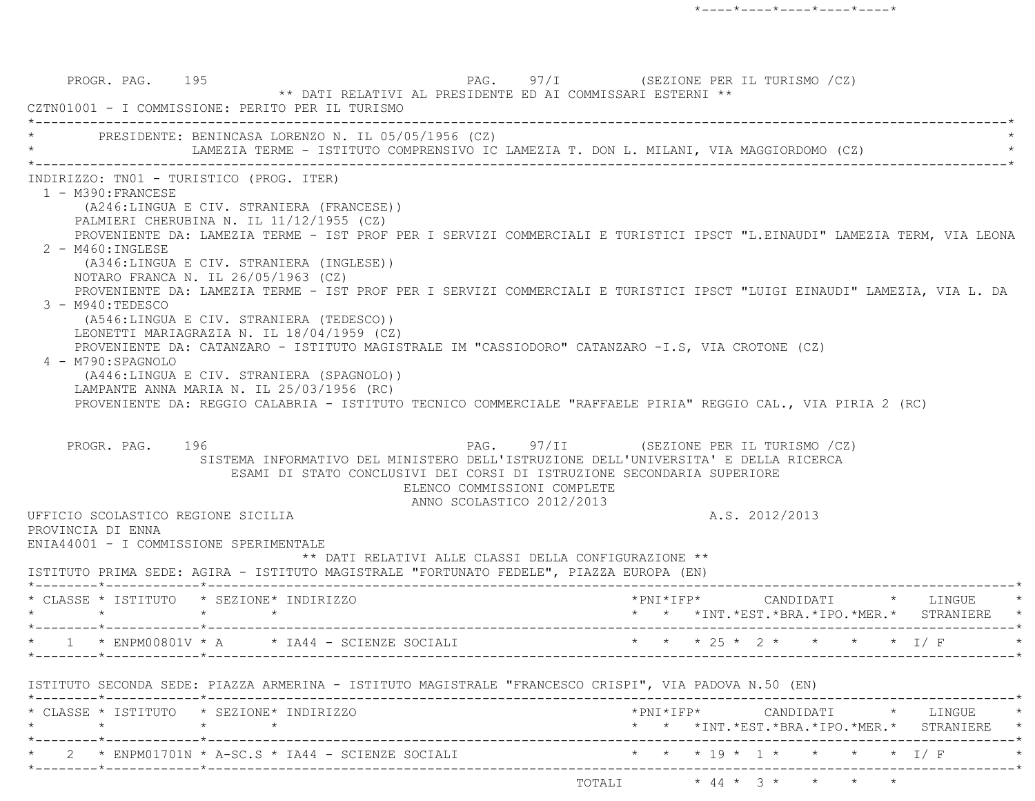PROGR. PAG. 195 PAG. 97/I (SEZIONE PER IL TURISMO /CZ)

** DATI RELATIVI AL PRESIDENTE ED AI COMMISSARI ESTERNI **

CZTN01001 - I COMMISSIONE: PERITO PER IL TURISMO

PRESIDENTE: BENINCASA LORENZO N. IL 05/05/1956 (CZ)
LAMEZIA TERME - ISTITUTO COMPRENSIVO IC LAMEZIA T. DON L. MILANI, VIA MAGGIORDOMO (CZ)

INDIRIZZO: TN01 - TURISTICO (PROG. ITER)

1 - M390:FRANCESE
(A246:LINGUA E CIV. STRANIERA (FRANCESE))
PALMIERI CHERUBINA N. IL 11/12/1955 (CZ)
PROVENIENTE DA: LAMEZIA TERME - IST PROF PER I SERVIZI COMMERCIALI E TURISTICI IPSCT "L.EINAUDI" LAMEZIA TERM, VIA LEONA

2 - M460:INGLESE
(A346:LINGUA E CIV. STRANIERA (INGLESE))
NOTARO FRANCA N. IL 26/05/1963 (CZ)
PROVENIENTE DA: LAMEZIA TERME - IST PROF PER I SERVIZI COMMERCIALI E TURISTICI IPSCT "LUIGI EINAUDI" LAMEZIA, VIA L. DA

3 - M940:TEDESCO
(A546:LINGUA E CIV. STRANIERA (TEDESCO))
LEONETTI MARIAGRAZIA N. IL 18/04/1959 (CZ)
PROVENIENTE DA: CATANZARO - ISTITUTO MAGISTRALE IM "CASSIODORO" CATANZARO -I.S, VIA CROTONE (CZ)

4 - M790:SPAGNOLO
(A446:LINGUA E CIV. STRANIERA (SPAGNOLO))
LAMPANTE ANNA MARIA N. IL 25/03/1956 (RC)
PROVENIENTE DA: REGGIO CALABRIA - ISTITUTO TECNICO COMMERCIALE "RAFFAELE PIRIA" REGGIO CAL., VIA PIRIA 2 (RC)

PROGR. PAG. 196 PAG. 97/II (SEZIONE PER IL TURISMO /CZ)

SISTEMA INFORMATIVO DEL MINISTERO DELL'ISTRUZIONE DELL'UNIVERSITA' E DELLA RICERCA
ESAMI DI STATO CONCLUSIVI DEI CORSI DI ISTRUZIONE SECONDARIA SUPERIORE
ELENCO COMMISSIONI COMPLETE
ANNO SCOLASTICO 2012/2013

UFFICIO SCOLASTICO REGIONE SICILIA A.S. 2012/2013
PROVINCIA DI ENNA
ENIA44001 - I COMMISSIONE SPERIMENTALE

** DATI RELATIVI ALLE CLASSI DELLA CONFIGURAZIONE **

ISTITUTO PRIMA SEDE: AGIRA - ISTITUTO MAGISTRALE "FORTUNATO FEDELE", PIAZZA EUROPA (EN)

| CLASSE | ISTITUTO | SEZIONE | INDIRIZZO | PNI | IFP | CANDIDATI INT. | EST. | BRA. | IPO. | MER. | LINGUE STRANIERE |
|---|---|---|---|---|---|---|---|---|---|---|---|
| 1 | ENPM00801V | A | IA44 - SCIENZE SOCIALI | | | 25 | 2 | | | | I/ F |

ISTITUTO SECONDA SEDE: PIAZZA ARMERINA - ISTITUTO MAGISTRALE "FRANCESCO CRISPI", VIA PADOVA N.50 (EN)

| CLASSE | ISTITUTO | SEZIONE | INDIRIZZO | PNI | IFP | CANDIDATI INT. | EST. | BRA. | IPO. | MER. | LINGUE STRANIERE |
|---|---|---|---|---|---|---|---|---|---|---|---|
| 2 | ENPM01701N | A-SC.S | IA44 - SCIENZE SOCIALI | | | 19 | 1 | | | | I/ F |
| | | | TOTALI | | | 44 | 3 | | | | |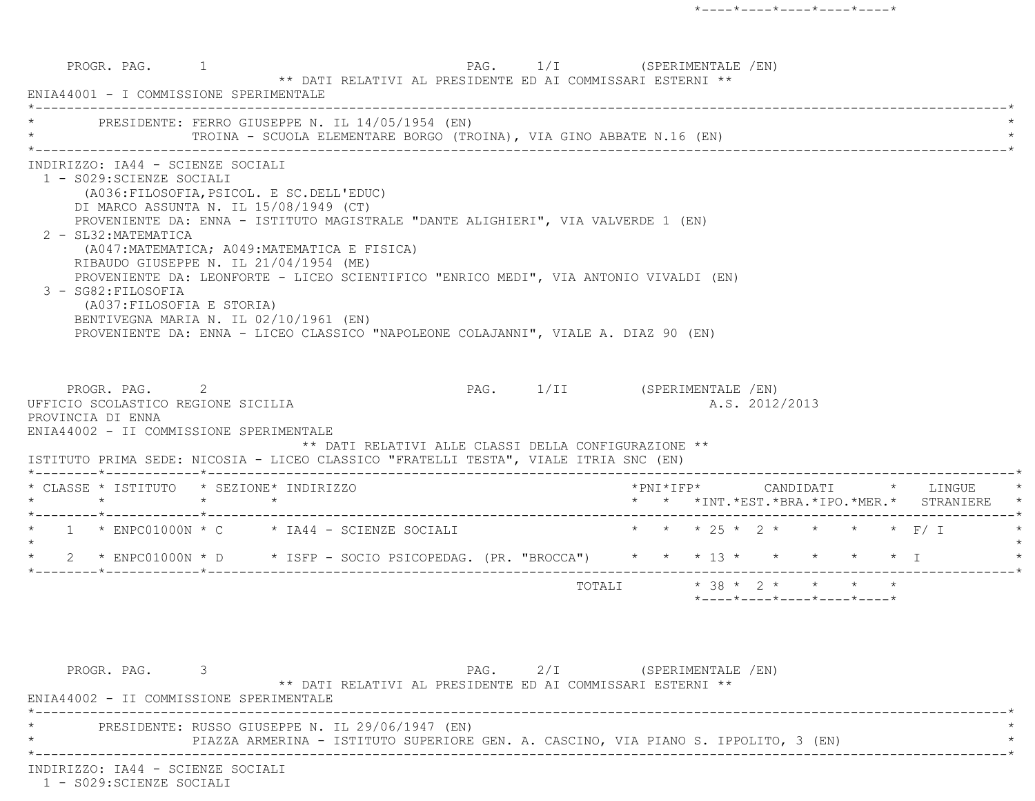PROGR. PAG. 1 PAG. 1/I (SPERIMENTALE /EN)

** DATI RELATIVI AL PRESIDENTE ED AI COMMISSARI ESTERNI **

ENIA44001 - I COMMISSIONE SPERIMENTALE

PRESIDENTE: FERRO GIUSEPPE N. IL 14/05/1954 (EN)
TROINA - SCUOLA ELEMENTARE BORGO (TROINA), VIA GINO ABBATE N.16 (EN)

INDIRIZZO: IA44 - SCIENZE SOCIALI

1 - S029:SCIENZE SOCIALI
(A036:FILOSOFIA,PSICOL. E SC.DELL'EDUC)
DI MARCO ASSUNTA N. IL 15/08/1949 (CT)
PROVENIENTE DA: ENNA - ISTITUTO MAGISTRALE "DANTE ALIGHIERI", VIA VALVERDE 1 (EN)

2 - SL32:MATEMATICA
(A047:MATEMATICA; A049:MATEMATICA E FISICA)
RIBAUDO GIUSEPPE N. IL 21/04/1954 (ME)
PROVENIENTE DA: LEONFORTE - LICEO SCIENTIFICO "ENRICO MEDI", VIA ANTONIO VIVALDI (EN)

3 - SG82:FILOSOFIA
(A037:FILOSOFIA E STORIA)
BENTIVEGNA MARIA N. IL 02/10/1961 (EN)
PROVENIENTE DA: ENNA - LICEO CLASSICO "NAPOLEONE COLAJANNI", VIALE A. DIAZ 90 (EN)

PROGR. PAG. 2 PAG. 1/II (SPERIMENTALE /EN)

UFFICIO SCOLASTICO REGIONE SICILIA A.S. 2012/2013

PROVINCIA DI ENNA

ENIA44002 - II COMMISSIONE SPERIMENTALE

** DATI RELATIVI ALLE CLASSI DELLA CONFIGURAZIONE **

ISTITUTO PRIMA SEDE: NICOSIA - LICEO CLASSICO "FRATELLI TESTA", VIALE ITRIA SNC (EN)

| CLASSE | ISTITUTO | SEZIONE | INDIRIZZO | PNI | IFP | CANDIDATI INT. | CANDIDATI EST. | CANDIDATI BRA. | CANDIDATI IPO. | CANDIDATI MER. | LINGUE STRANIERE |
|---|---|---|---|---|---|---|---|---|---|---|---|
| 1 | ENPC01000N | C | IA44 - SCIENZE SOCIALI | | | 25 | 2 | | | | F/ I |
| 2 | ENPC01000N | D | ISFP - SOCIO PSICOPEDAG. (PR. "BROCCA") | | | 13 | | | | | I |
| | | | TOTALI | | | 38 | 2 | | | | |

PROGR. PAG. 3 PAG. 2/I (SPERIMENTALE /EN)

** DATI RELATIVI AL PRESIDENTE ED AI COMMISSARI ESTERNI **

ENIA44002 - II COMMISSIONE SPERIMENTALE

PRESIDENTE: RUSSO GIUSEPPE N. IL 29/06/1947 (EN)
PIAZZA ARMERINA - ISTITUTO SUPERIORE GEN. A. CASCINO, VIA PIANO S. IPPOLITO, 3 (EN)

INDIRIZZO: IA44 - SCIENZE SOCIALI

1 - S029:SCIENZE SOCIALI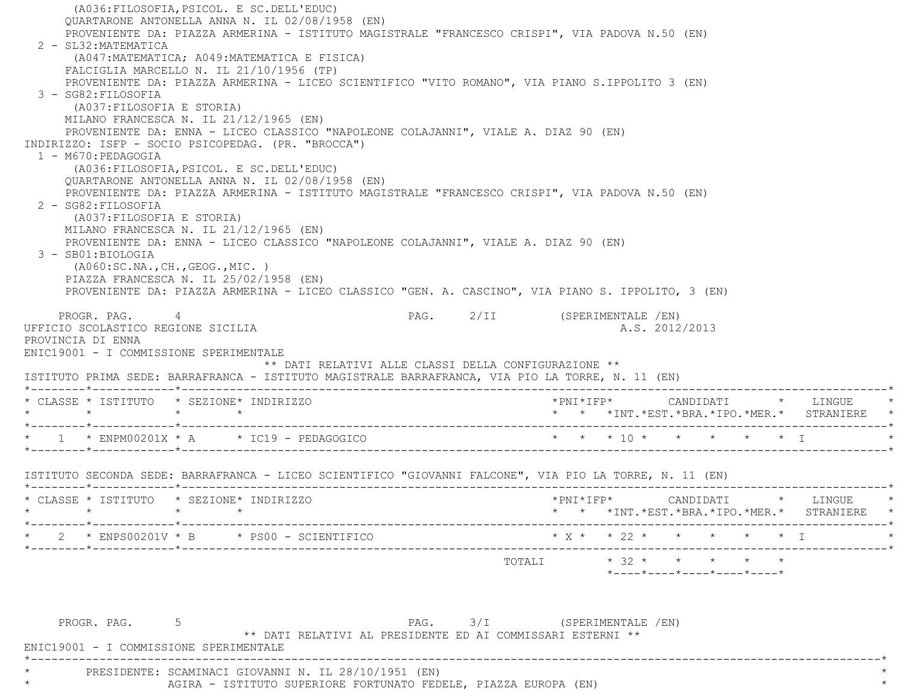(A036:FILOSOFIA,PSICOL. E SC.DELL'EDUC)
QUARTARONE ANTONELLA ANNA N. IL 02/08/1958 (EN)
PROVENIENTE DA: PIAZZA ARMERINA - ISTITUTO MAGISTRALE "FRANCESCO CRISPI", VIA PADOVA N.50 (EN)

2 - SL32:MATEMATICA
(A047:MATEMATICA; A049:MATEMATICA E FISICA)
FALCIGLIA MARCELLO N. IL 21/10/1956 (TP)
PROVENIENTE DA: PIAZZA ARMERINA - LICEO SCIENTIFICO "VITO ROMANO", VIA PIANO S.IPPOLITO 3 (EN)

3 - SG82:FILOSOFIA
(A037:FILOSOFIA E STORIA)
MILANO FRANCESCA N. IL 21/12/1965 (EN)
PROVENIENTE DA: ENNA - LICEO CLASSICO "NAPOLEONE COLAJANNI", VIALE A. DIAZ 90 (EN)

INDIRIZZO: ISFP - SOCIO PSICOPEDAG. (PR. "BROCCA")

1 - M670:PEDAGOGIA
(A036:FILOSOFIA,PSICOL. E SC.DELL'EDUC)
QUARTARONE ANTONELLA ANNA N. IL 02/08/1958 (EN)
PROVENIENTE DA: PIAZZA ARMERINA - ISTITUTO MAGISTRALE "FRANCESCO CRISPI", VIA PADOVA N.50 (EN)

2 - SG82:FILOSOFIA
(A037:FILOSOFIA E STORIA)
MILANO FRANCESCA N. IL 21/12/1965 (EN)
PROVENIENTE DA: ENNA - LICEO CLASSICO "NAPOLEONE COLAJANNI", VIALE A. DIAZ 90 (EN)

3 - SB01:BIOLOGIA
(A060:SC.NA.,CH.,GEOG.,MIC. )
PIAZZA FRANCESCA N. IL 25/02/1958 (EN)
PROVENIENTE DA: PIAZZA ARMERINA - LICEO CLASSICO "GEN. A. CASCINO", VIA PIANO S. IPPOLITO, 3 (EN)

PROGR. PAG. 4 PAG. 2/II (SPERIMENTALE /EN)

UFFICIO SCOLASTICO REGIONE SICILIA A.S. 2012/2013
PROVINCIA DI ENNA
ENIC19001 - I COMMISSIONE SPERIMENTALE

** DATI RELATIVI ALLE CLASSI DELLA CONFIGURAZIONE **

ISTITUTO PRIMA SEDE: BARRAFRANCA - ISTITUTO MAGISTRALE BARRAFRANCA, VIA PIO LA TORRE, N. 11 (EN)

| CLASSE | ISTITUTO | SEZIONE | INDIRIZZO | PNI | IFP | CANDIDATI INT. | EST. | BRA. | IPO. | MER. | LINGUE STRANIERE |
|---|---|---|---|---|---|---|---|---|---|---|---|
| 1 | ENPM00201X | A | IC19 - PEDAGOGICO | | | 10 | | | | | I |

ISTITUTO SECONDA SEDE: BARRAFRANCA - LICEO SCIENTIFICO "GIOVANNI FALCONE", VIA PIO LA TORRE, N. 11 (EN)

| CLASSE | ISTITUTO | SEZIONE | INDIRIZZO | PNI | IFP | CANDIDATI INT. | EST. | BRA. | IPO. | MER. | LINGUE STRANIERE |
|---|---|---|---|---|---|---|---|---|---|---|---|
| 2 | ENPS00201V | B | PS00 - SCIENTIFICO | X | | 22 | | | | | I |
| | | | TOTALI | | | 32 | | | | | |

PROGR. PAG. 5 PAG. 3/I (SPERIMENTALE /EN)

** DATI RELATIVI AL PRESIDENTE ED AI COMMISSARI ESTERNI **

ENIC19001 - I COMMISSIONE SPERIMENTALE

PRESIDENTE: SCAMINACI GIOVANNI N. IL 28/10/1951 (EN)
AGIRA - ISTITUTO SUPERIORE FORTUNATO FEDELE, PIAZZA EUROPA (EN)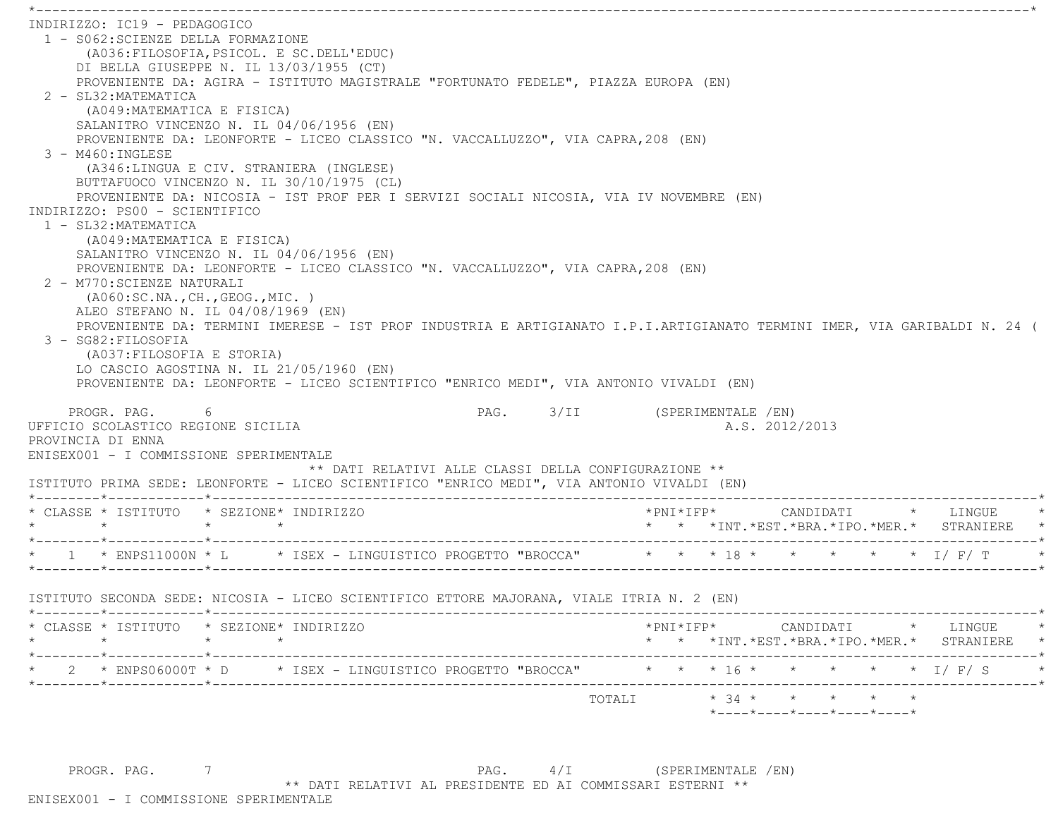INDIRIZZO: IC19 - PEDAGOGICO

1 - S062:SCIENZE DELLA FORMAZIONE
   (A036:FILOSOFIA,PSICOL. E SC.DELL'EDUC)
   DI BELLA GIUSEPPE N. IL 13/03/1955 (CT)
   PROVENIENTE DA: AGIRA - ISTITUTO MAGISTRALE "FORTUNATO FEDELE", PIAZZA EUROPA (EN)
2 - SL32:MATEMATICA
   (A049:MATEMATICA E FISICA)
   SALANITRO VINCENZO N. IL 04/06/1956 (EN)
   PROVENIENTE DA: LEONFORTE - LICEO CLASSICO "N. VACCALLUZZO", VIA CAPRA,208 (EN)
3 - M460:INGLESE
   (A346:LINGUA E CIV. STRANIERA (INGLESE)
   BUTTAFUOCO VINCENZO N. IL 30/10/1975 (CL)
   PROVENIENTE DA: NICOSIA - IST PROF PER I SERVIZI SOCIALI NICOSIA, VIA IV NOVEMBRE (EN)

INDIRIZZO: PS00 - SCIENTIFICO

1 - SL32:MATEMATICA
   (A049:MATEMATICA E FISICA)
   SALANITRO VINCENZO N. IL 04/06/1956 (EN)
   PROVENIENTE DA: LEONFORTE - LICEO CLASSICO "N. VACCALLUZZO", VIA CAPRA,208 (EN)
2 - M770:SCIENZE NATURALI
   (A060:SC.NA.,CH.,GEOG.,MIC. )
   ALEO STEFANO N. IL 04/08/1969 (EN)
   PROVENIENTE DA: TERMINI IMERESE - IST PROF INDUSTRIA E ARTIGIANATO I.P.I.ARTIGIANATO TERMINI IMER, VIA GARIBALDI N. 24 (
3 - SG82:FILOSOFIA
   (A037:FILOSOFIA E STORIA)
   LO CASCIO AGOSTINA N. IL 21/05/1960 (EN)
   PROVENIENTE DA: LEONFORTE - LICEO SCIENTIFICO "ENRICO MEDI", VIA ANTONIO VIVALDI (EN)

UFFICIO SCOLASTICO REGIONE SICILIA — A.S. 2012/2013

PROVINCIA DI ENNA

ENISEX001 - I COMMISSIONE SPERIMENTALE

** DATI RELATIVI ALLE CLASSI DELLA CONFIGURAZIONE **

ISTITUTO PRIMA SEDE: LEONFORTE - LICEO SCIENTIFICO "ENRICO MEDI", VIA ANTONIO VIVALDI (EN)

| CLASSE | ISTITUTO | SEZIONE | INDIRIZZO | PNI | IFP | CANDIDATI INT. | EST. | BRA. | IPO. | MER. | LINGUE STRANIERE |
|---|---|---|---|---|---|---|---|---|---|---|---|
| 1 | ENPS11000N | L | ISEX - LINGUISTICO PROGETTO "BROCCA" | | | 18 | | | | | I/ F/ T |

ISTITUTO SECONDA SEDE: NICOSIA - LICEO SCIENTIFICO ETTORE MAJORANA, VIALE ITRIA N. 2 (EN)

| CLASSE | ISTITUTO | SEZIONE | INDIRIZZO | PNI | IFP | CANDIDATI INT. | EST. | BRA. | IPO. | MER. | LINGUE STRANIERE |
|---|---|---|---|---|---|---|---|---|---|---|---|
| 2 | ENPS06000T | D | ISEX - LINGUISTICO PROGETTO "BROCCA" | | | 16 | | | | | I/ F/ S |
| | | | TOTALI | | | 34 | | | | | |

** DATI RELATIVI AL PRESIDENTE ED AI COMMISSARI ESTERNI **

ENISEX001 - I COMMISSIONE SPERIMENTALE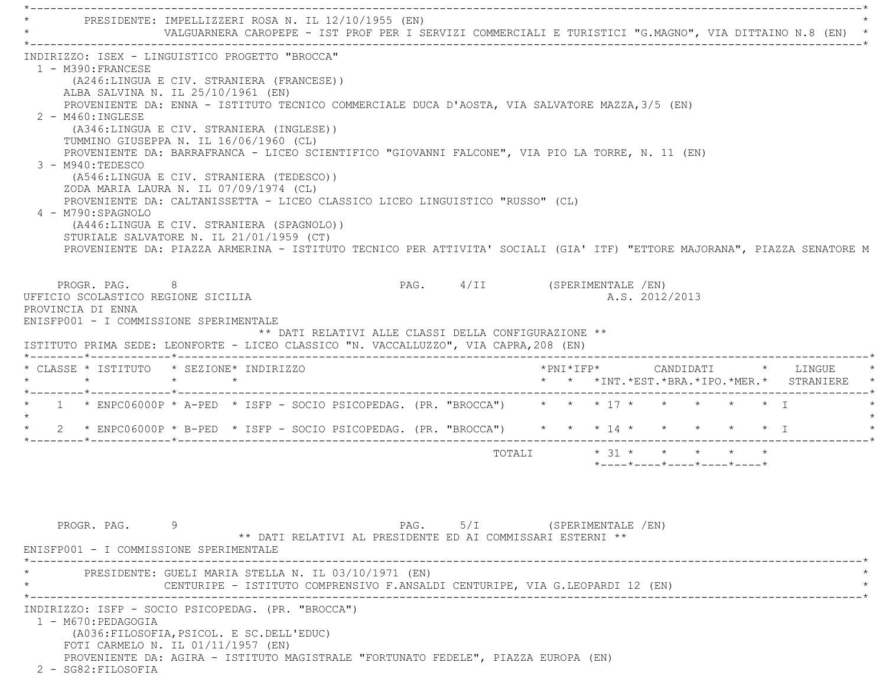PRESIDENTE: IMPELLIZZERI ROSA N. IL 12/10/1955 (EN)
VALGUARNERA CAROPEPE - IST PROF PER I SERVIZI COMMERCIALI E TURISTICI "G.MAGNO", VIA DITTAINO N.8 (EN)

INDIRIZZO: ISEX - LINGUISTICO PROGETTO "BROCCA"

1 - M390:FRANCESE
(A246:LINGUA E CIV. STRANIERA (FRANCESE))
ALBA SALVINA N. IL 25/10/1961 (EN)
PROVENIENTE DA: ENNA - ISTITUTO TECNICO COMMERCIALE DUCA D'AOSTA, VIA SALVATORE MAZZA,3/5 (EN)

2 - M460:INGLESE
(A346:LINGUA E CIV. STRANIERA (INGLESE))
TUMMINO GIUSEPPA N. IL 16/06/1960 (CL)
PROVENIENTE DA: BARRAFRANCA - LICEO SCIENTIFICO "GIOVANNI FALCONE", VIA PIO LA TORRE, N. 11 (EN)

3 - M940:TEDESCO
(A546:LINGUA E CIV. STRANIERA (TEDESCO))
ZODA MARIA LAURA N. IL 07/09/1974 (CL)
PROVENIENTE DA: CALTANISSETTA - LICEO CLASSICO LICEO LINGUISTICO "RUSSO" (CL)

4 - M790:SPAGNOLO
(A446:LINGUA E CIV. STRANIERA (SPAGNOLO))
STURIALE SALVATORE N. IL 21/01/1959 (CT)
PROVENIENTE DA: PIAZZA ARMERINA - ISTITUTO TECNICO PER ATTIVITA' SOCIALI (GIA' ITF) "ETTORE MAJORANA", PIAZZA SENATORE M

PROGR. PAG. 8 PAG. 4/II (SPERIMENTALE /EN)

UFFICIO SCOLASTICO REGIONE SICILIA A.S. 2012/2013
PROVINCIA DI ENNA
ENISFP001 - I COMMISSIONE SPERIMENTALE

** DATI RELATIVI ALLE CLASSI DELLA CONFIGURAZIONE **

ISTITUTO PRIMA SEDE: LEONFORTE - LICEO CLASSICO "N. VACCALLUZZO", VIA CAPRA,208 (EN)

| CLASSE | ISTITUTO | SEZIONE | INDIRIZZO | PNI | IFP | CANDIDATI INT. | EST. | BRA. | IPO. | MER. | LINGUE STRANIERE |
|---|---|---|---|---|---|---|---|---|---|---|---|
| 1 | ENPC06000P | A-PED | ISFP - SOCIO PSICOPEDAG. (PR. "BROCCA") | | | 17 | | | | | I |
| 2 | ENPC06000P | B-PED | ISFP - SOCIO PSICOPEDAG. (PR. "BROCCA") | | | 14 | | | | | I |
| | | | TOTALI | | | 31 | | | | | |

PROGR. PAG. 9 PAG. 5/I (SPERIMENTALE /EN)

** DATI RELATIVI AL PRESIDENTE ED AI COMMISSARI ESTERNI **

ENISFP001 - I COMMISSIONE SPERIMENTALE

PRESIDENTE: GUELI MARIA STELLA N. IL 03/10/1971 (EN)
CENTURIPE - ISTITUTO COMPRENSIVO F.ANSALDI CENTURIPE, VIA G.LEOPARDI 12 (EN)

INDIRIZZO: ISFP - SOCIO PSICOPEDAG. (PR. "BROCCA")

1 - M670:PEDAGOGIA
(A036:FILOSOFIA,PSICOL. E SC.DELL'EDUC)
FOTI CARMELO N. IL 01/11/1957 (EN)
PROVENIENTE DA: AGIRA - ISTITUTO MAGISTRALE "FORTUNATO FEDELE", PIAZZA EUROPA (EN)

2 - SG82:FILOSOFIA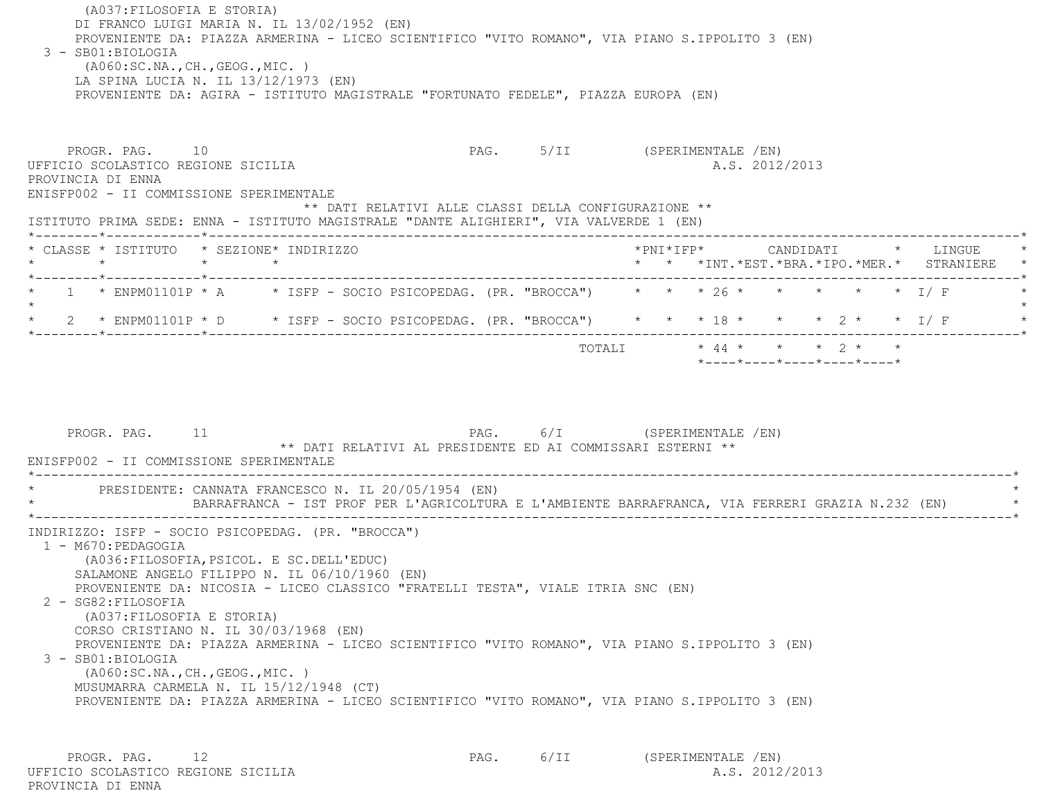(A037:FILOSOFIA E STORIA)
DI FRANCO LUIGI MARIA N. IL 13/02/1952 (EN)
PROVENIENTE DA: PIAZZA ARMERINA - LICEO SCIENTIFICO "VITO ROMANO", VIA PIANO S.IPPOLITO 3 (EN)

3 - SB01:BIOLOGIA
(A060:SC.NA.,CH.,GEOG.,MIC. )
LA SPINA LUCIA N. IL 13/12/1973 (EN)
PROVENIENTE DA: AGIRA - ISTITUTO MAGISTRALE "FORTUNATO FEDELE", PIAZZA EUROPA (EN)

PROGR. PAG. 10 PAG. 5/II (SPERIMENTALE /EN)

UFFICIO SCOLASTICO REGIONE SICILIA A.S. 2012/2013

PROVINCIA DI ENNA

ENISFP002 - II COMMISSIONE SPERIMENTALE

** DATI RELATIVI ALLE CLASSI DELLA CONFIGURAZIONE **

ISTITUTO PRIMA SEDE: ENNA - ISTITUTO MAGISTRALE "DANTE ALIGHIERI", VIA VALVERDE 1 (EN)

| CLASSE | ISTITUTO | SEZIONE | INDIRIZZO | PNI | IFP | CANDIDATI INT. | CANDIDATI EST. | CANDIDATI BRA. | CANDIDATI IPO. | CANDIDATI MER. | LINGUE STRANIERE |
|---|---|---|---|---|---|---|---|---|---|---|---|
| 1 | ENPM01101P | A | ISFP - SOCIO PSICOPEDAG. (PR. "BROCCA") | | | 26 | | | | | I/ F |
| 2 | ENPM01101P | D | ISFP - SOCIO PSICOPEDAG. (PR. "BROCCA") | | | 18 | | | 2 | | I/ F |
| | | | TOTALI | | | 44 | | | 2 | | |

PROGR. PAG. 11 PAG. 6/I (SPERIMENTALE /EN)

** DATI RELATIVI AL PRESIDENTE ED AI COMMISSARI ESTERNI **

ENISFP002 - II COMMISSIONE SPERIMENTALE

PRESIDENTE: CANNATA FRANCESCO N. IL 20/05/1954 (EN)
BARRAFRANCA - IST PROF PER L'AGRICOLTURA E L'AMBIENTE BARRAFRANCA, VIA FERRERI GRAZIA N.232 (EN)

INDIRIZZO: ISFP - SOCIO PSICOPEDAG. (PR. "BROCCA")

1 - M670:PEDAGOGIA
(A036:FILOSOFIA,PSICOL. E SC.DELL'EDUC)
SALAMONE ANGELO FILIPPO N. IL 06/10/1960 (EN)
PROVENIENTE DA: NICOSIA - LICEO CLASSICO "FRATELLI TESTA", VIALE ITRIA SNC (EN)

2 - SG82:FILOSOFIA
(A037:FILOSOFIA E STORIA)
CORSO CRISTIANO N. IL 30/03/1968 (EN)
PROVENIENTE DA: PIAZZA ARMERINA - LICEO SCIENTIFICO "VITO ROMANO", VIA PIANO S.IPPOLITO 3 (EN)

3 - SB01:BIOLOGIA
(A060:SC.NA.,CH.,GEOG.,MIC. )
MUSUMARRA CARMELA N. IL 15/12/1948 (CT)
PROVENIENTE DA: PIAZZA ARMERINA - LICEO SCIENTIFICO "VITO ROMANO", VIA PIANO S.IPPOLITO 3 (EN)

PROGR. PAG. 12 PAG. 6/II (SPERIMENTALE /EN)

UFFICIO SCOLASTICO REGIONE SICILIA A.S. 2012/2013

PROVINCIA DI ENNA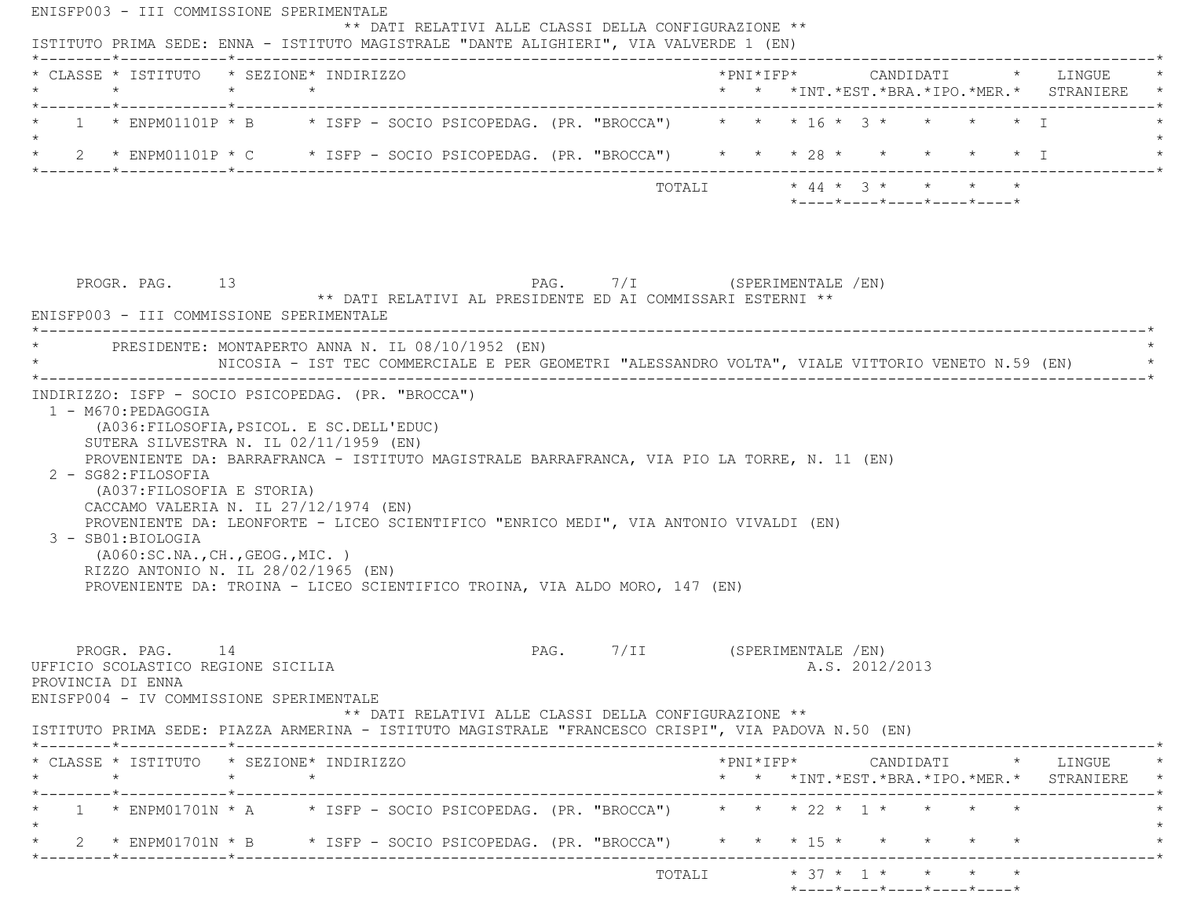ENISFP003 - III COMMISSIONE SPERIMENTALE

** DATI RELATIVI ALLE CLASSI DELLA CONFIGURAZIONE **

ISTITUTO PRIMA SEDE: ENNA - ISTITUTO MAGISTRALE "DANTE ALIGHIERI", VIA VALVERDE 1 (EN)

| CLASSE | ISTITUTO | SEZIONE | INDIRIZZO | PNI | IFP | CANDIDATI INT. | EST. | BRA. | IPO. | MER. | LINGUE STRANIERE |
|---|---|---|---|---|---|---|---|---|---|---|---|
| 1 | ENPM01101P | B | ISFP - SOCIO PSICOPEDAG. (PR. "BROCCA") | | | 16 | 3 | | | | I |
| 2 | ENPM01101P | C | ISFP - SOCIO PSICOPEDAG. (PR. "BROCCA") | | | 28 | | | | | I |
| | | | TOTALI | | | 44 | 3 | | | | |

PROGR. PAG. 13 PAG. 7/I (SPERIMENTALE /EN)

** DATI RELATIVI AL PRESIDENTE ED AI COMMISSARI ESTERNI **

ENISFP003 - III COMMISSIONE SPERIMENTALE

PRESIDENTE: MONTAPERTO ANNA N. IL 08/10/1952 (EN)
NICOSIA - IST TEC COMMERCIALE E PER GEOMETRI "ALESSANDRO VOLTA", VIALE VITTORIO VENETO N.59 (EN)

INDIRIZZO: ISFP - SOCIO PSICOPEDAG. (PR. "BROCCA")

1 - M670:PEDAGOGIA
(A036:FILOSOFIA,PSICOL. E SC.DELL'EDUC)
SUTERA SILVESTRA N. IL 02/11/1959 (EN)
PROVENIENTE DA: BARRAFRANCA - ISTITUTO MAGISTRALE BARRAFRANCA, VIA PIO LA TORRE, N. 11 (EN)

2 - SG82:FILOSOFIA
(A037:FILOSOFIA E STORIA)
CACCAMO VALERIA N. IL 27/12/1974 (EN)
PROVENIENTE DA: LEONFORTE - LICEO SCIENTIFICO "ENRICO MEDI", VIA ANTONIO VIVALDI (EN)

3 - SB01:BIOLOGIA
(A060:SC.NA.,CH.,GEOG.,MIC. )
RIZZO ANTONIO N. IL 28/02/1965 (EN)
PROVENIENTE DA: TROINA - LICEO SCIENTIFICO TROINA, VIA ALDO MORO, 147 (EN)

PROGR. PAG. 14 PAG. 7/II (SPERIMENTALE /EN)

UFFICIO SCOLASTICO REGIONE SICILIA A.S. 2012/2013

PROVINCIA DI ENNA

ENISFP004 - IV COMMISSIONE SPERIMENTALE

** DATI RELATIVI ALLE CLASSI DELLA CONFIGURAZIONE **

ISTITUTO PRIMA SEDE: PIAZZA ARMERINA - ISTITUTO MAGISTRALE "FRANCESCO CRISPI", VIA PADOVA N.50 (EN)

| CLASSE | ISTITUTO | SEZIONE | INDIRIZZO | PNI | IFP | CANDIDATI INT. | EST. | BRA. | IPO. | MER. | LINGUE STRANIERE |
|---|---|---|---|---|---|---|---|---|---|---|---|
| 1 | ENPM01701N | A | ISFP - SOCIO PSICOPEDAG. (PR. "BROCCA") | | | 22 | 1 | | | | |
| 2 | ENPM01701N | B | ISFP - SOCIO PSICOPEDAG. (PR. "BROCCA") | | | 15 | | | | | |
| | | | TOTALI | | | 37 | 1 | | | | |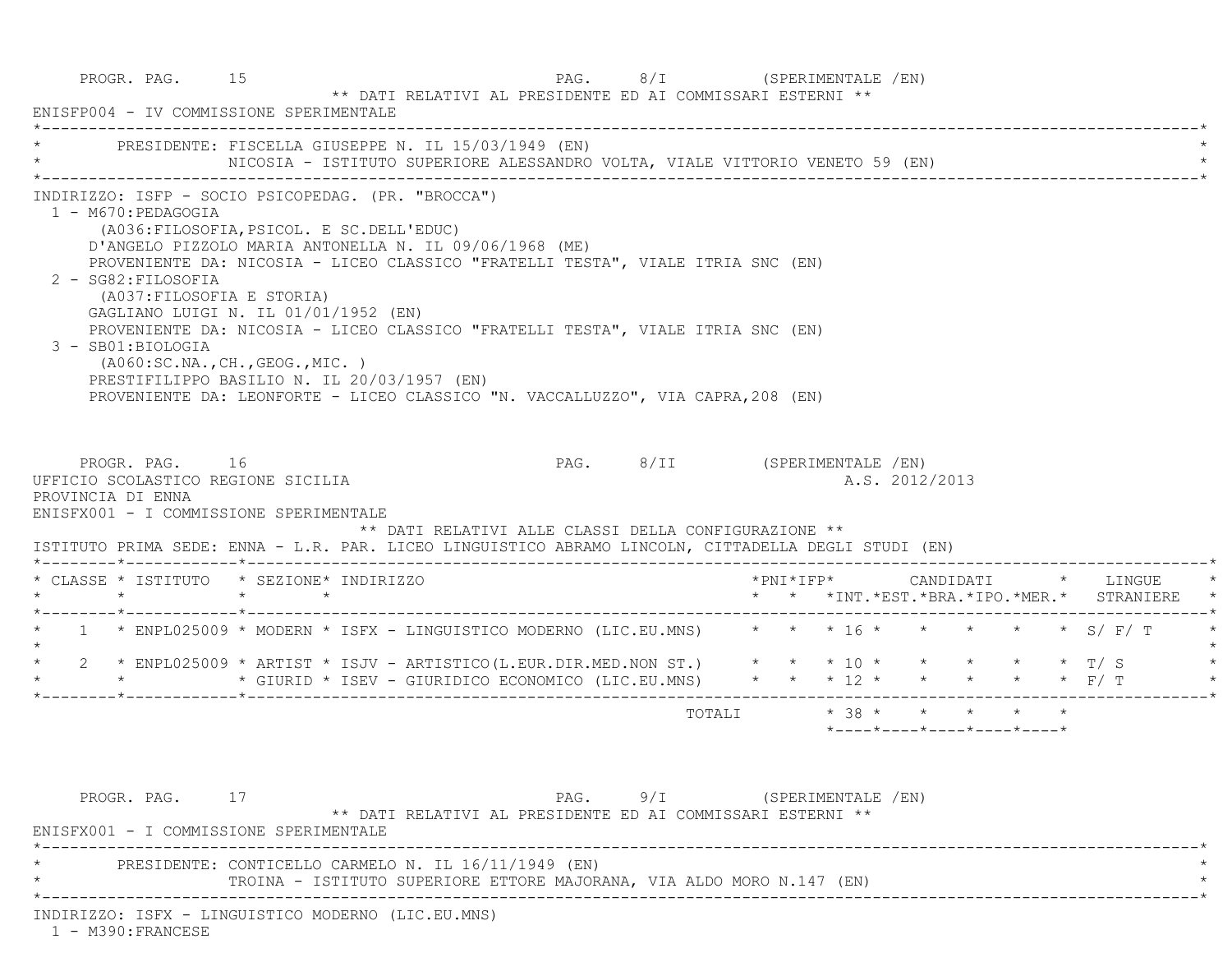PROGR. PAG. 15 PAG. 8/I (SPERIMENTALE /EN)

** DATI RELATIVI AL PRESIDENTE ED AI COMMISSARI ESTERNI **

ENISFP004 - IV COMMISSIONE SPERIMENTALE

PRESIDENTE: FISCELLA GIUSEPPE N. IL 15/03/1949 (EN)
NICOSIA - ISTITUTO SUPERIORE ALESSANDRO VOLTA, VIALE VITTORIO VENETO 59 (EN)

INDIRIZZO: ISFP - SOCIO PSICOPEDAG. (PR. "BROCCA")

1 - M670:PEDAGOGIA
(A036:FILOSOFIA,PSICOL. E SC.DELL'EDUC)
D'ANGELO PIZZOLO MARIA ANTONELLA N. IL 09/06/1968 (ME)
PROVENIENTE DA: NICOSIA - LICEO CLASSICO "FRATELLI TESTA", VIALE ITRIA SNC (EN)

2 - SG82:FILOSOFIA
(A037:FILOSOFIA E STORIA)
GAGLIANO LUIGI N. IL 01/01/1952 (EN)
PROVENIENTE DA: NICOSIA - LICEO CLASSICO "FRATELLI TESTA", VIALE ITRIA SNC (EN)

3 - SB01:BIOLOGIA
(A060:SC.NA.,CH.,GEOG.,MIC. )
PRESTIFILIPPO BASILIO N. IL 20/03/1957 (EN)
PROVENIENTE DA: LEONFORTE - LICEO CLASSICO "N. VACCALLUZZO", VIA CAPRA,208 (EN)

PROGR. PAG. 16 PAG. 8/II (SPERIMENTALE /EN)

UFFICIO SCOLASTICO REGIONE SICILIA A.S. 2012/2013

PROVINCIA DI ENNA

ENISFX001 - I COMMISSIONE SPERIMENTALE

** DATI RELATIVI ALLE CLASSI DELLA CONFIGURAZIONE **

ISTITUTO PRIMA SEDE: ENNA - L.R. PAR. LICEO LINGUISTICO ABRAMO LINCOLN, CITTADELLA DEGLI STUDI (EN)

| CLASSE | ISTITUTO | SEZIONE | INDIRIZZO | PNI | IFP | CANDIDATI INT. | EST. | BRA. | IPO. | MER. | LINGUE STRANIERE |
|---|---|---|---|---|---|---|---|---|---|---|---|
| 1 | ENPL025009 | MODERN | ISFX - LINGUISTICO MODERNO (LIC.EU.MNS) | | | 16 | | | | | S/ F/ T |
| 2 | ENPL025009 | ARTIST | ISJV - ARTISTICO(L.EUR.DIR.MED.NON ST.) | | | 10 | | | | | T/ S |
| | | GIURID | ISEV - GIURIDICO ECONOMICO (LIC.EU.MNS) | | | 12 | | | | | F/ T |
| | | | TOTALI | | | 38 | | | | | |

PROGR. PAG. 17 PAG. 9/I (SPERIMENTALE /EN)

** DATI RELATIVI AL PRESIDENTE ED AI COMMISSARI ESTERNI **

ENISFX001 - I COMMISSIONE SPERIMENTALE

PRESIDENTE: CONTICELLO CARMELO N. IL 16/11/1949 (EN)
TROINA - ISTITUTO SUPERIORE ETTORE MAJORANA, VIA ALDO MORO N.147 (EN)

INDIRIZZO: ISFX - LINGUISTICO MODERNO (LIC.EU.MNS)

1 - M390:FRANCESE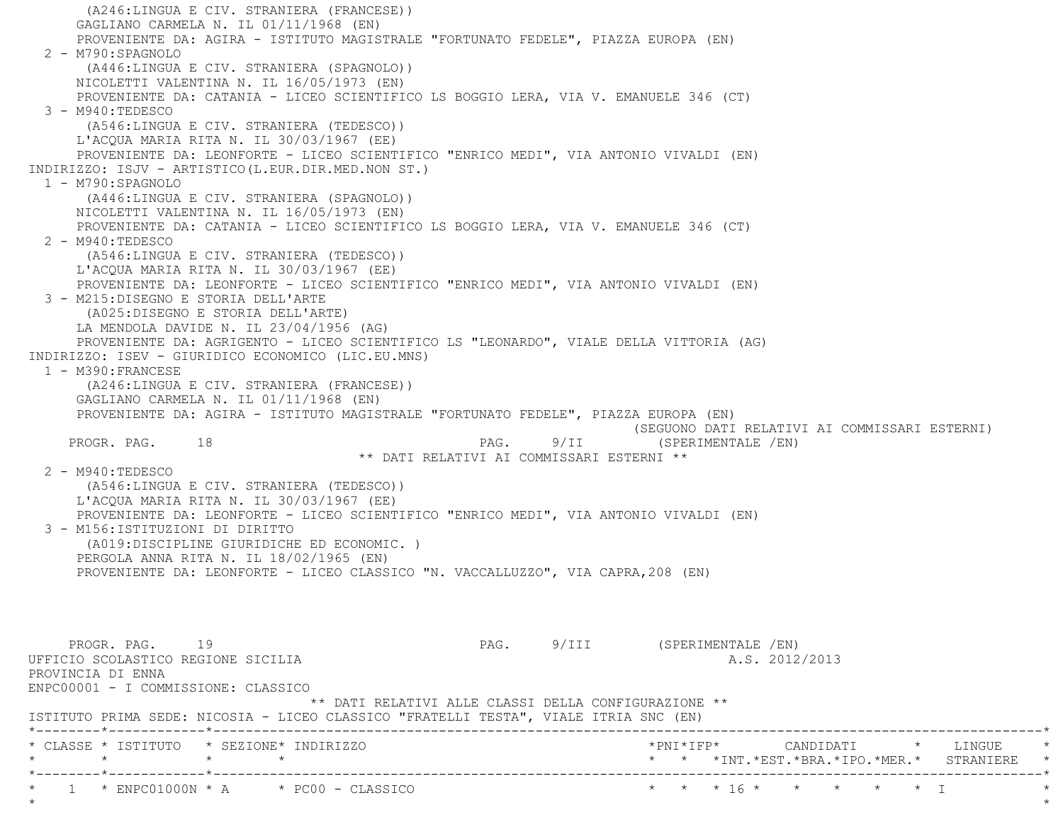(A246:LINGUA E CIV. STRANIERA (FRANCESE))
GAGLIANO CARMELA N. IL 01/11/1968 (EN)
PROVENIENTE DA: AGIRA - ISTITUTO MAGISTRALE "FORTUNATO FEDELE", PIAZZA EUROPA (EN)

2 - M790:SPAGNOLO
(A446:LINGUA E CIV. STRANIERA (SPAGNOLO))
NICOLETTI VALENTINA N. IL 16/05/1973 (EN)
PROVENIENTE DA: CATANIA - LICEO SCIENTIFICO LS BOGGIO LERA, VIA V. EMANUELE 346 (CT)

3 - M940:TEDESCO
(A546:LINGUA E CIV. STRANIERA (TEDESCO))
L'ACQUA MARIA RITA N. IL 30/03/1967 (EE)
PROVENIENTE DA: LEONFORTE - LICEO SCIENTIFICO "ENRICO MEDI", VIA ANTONIO VIVALDI (EN)

INDIRIZZO: ISJV - ARTISTICO(L.EUR.DIR.MED.NON ST.)

1 - M790:SPAGNOLO
(A446:LINGUA E CIV. STRANIERA (SPAGNOLO))
NICOLETTI VALENTINA N. IL 16/05/1973 (EN)
PROVENIENTE DA: CATANIA - LICEO SCIENTIFICO LS BOGGIO LERA, VIA V. EMANUELE 346 (CT)

2 - M940:TEDESCO
(A546:LINGUA E CIV. STRANIERA (TEDESCO))
L'ACQUA MARIA RITA N. IL 30/03/1967 (EE)
PROVENIENTE DA: LEONFORTE - LICEO SCIENTIFICO "ENRICO MEDI", VIA ANTONIO VIVALDI (EN)

3 - M215:DISEGNO E STORIA DELL'ARTE
(A025:DISEGNO E STORIA DELL'ARTE)
LA MENDOLA DAVIDE N. IL 23/04/1956 (AG)
PROVENIENTE DA: AGRIGENTO - LICEO SCIENTIFICO LS "LEONARDO", VIALE DELLA VITTORIA (AG)

INDIRIZZO: ISEV - GIURIDICO ECONOMICO (LIC.EU.MNS)

1 - M390:FRANCESE
(A246:LINGUA E CIV. STRANIERA (FRANCESE))
GAGLIANO CARMELA N. IL 01/11/1968 (EN)
PROVENIENTE DA: AGIRA - ISTITUTO MAGISTRALE "FORTUNATO FEDELE", PIAZZA EUROPA (EN)

(SEGUONO DATI RELATIVI AI COMMISSARI ESTERNI)

** DATI RELATIVI AI COMMISSARI ESTERNI **

2 - M940:TEDESCO
(A546:LINGUA E CIV. STRANIERA (TEDESCO))
L'ACQUA MARIA RITA N. IL 30/03/1967 (EE)
PROVENIENTE DA: LEONFORTE - LICEO SCIENTIFICO "ENRICO MEDI", VIA ANTONIO VIVALDI (EN)

3 - M156:ISTITUZIONI DI DIRITTO
(A019:DISCIPLINE GIURIDICHE ED ECONOMIC. )
PERGOLA ANNA RITA N. IL 18/02/1965 (EN)
PROVENIENTE DA: LEONFORTE - LICEO CLASSICO "N. VACCALLUZZO", VIA CAPRA,208 (EN)

UFFICIO SCOLASTICO REGIONE SICILIA A.S. 2012/2013
PROVINCIA DI ENNA
ENPC00001 - I COMMISSIONE: CLASSICO

** DATI RELATIVI ALLE CLASSI DELLA CONFIGURAZIONE **

ISTITUTO PRIMA SEDE: NICOSIA - LICEO CLASSICO "FRATELLI TESTA", VIALE ITRIA SNC (EN)

| CLASSE | ISTITUTO | SEZIONE | INDIRIZZO | PNI | IFP | CANDIDATI INT. | EST. | BRA. | IPO. | MER. | LINGUE STRANIERE |
|---|---|---|---|---|---|---|---|---|---|---|---|
| 1 | ENPC01000N | A | PC00 - CLASSICO | | | 16 | | | | | I |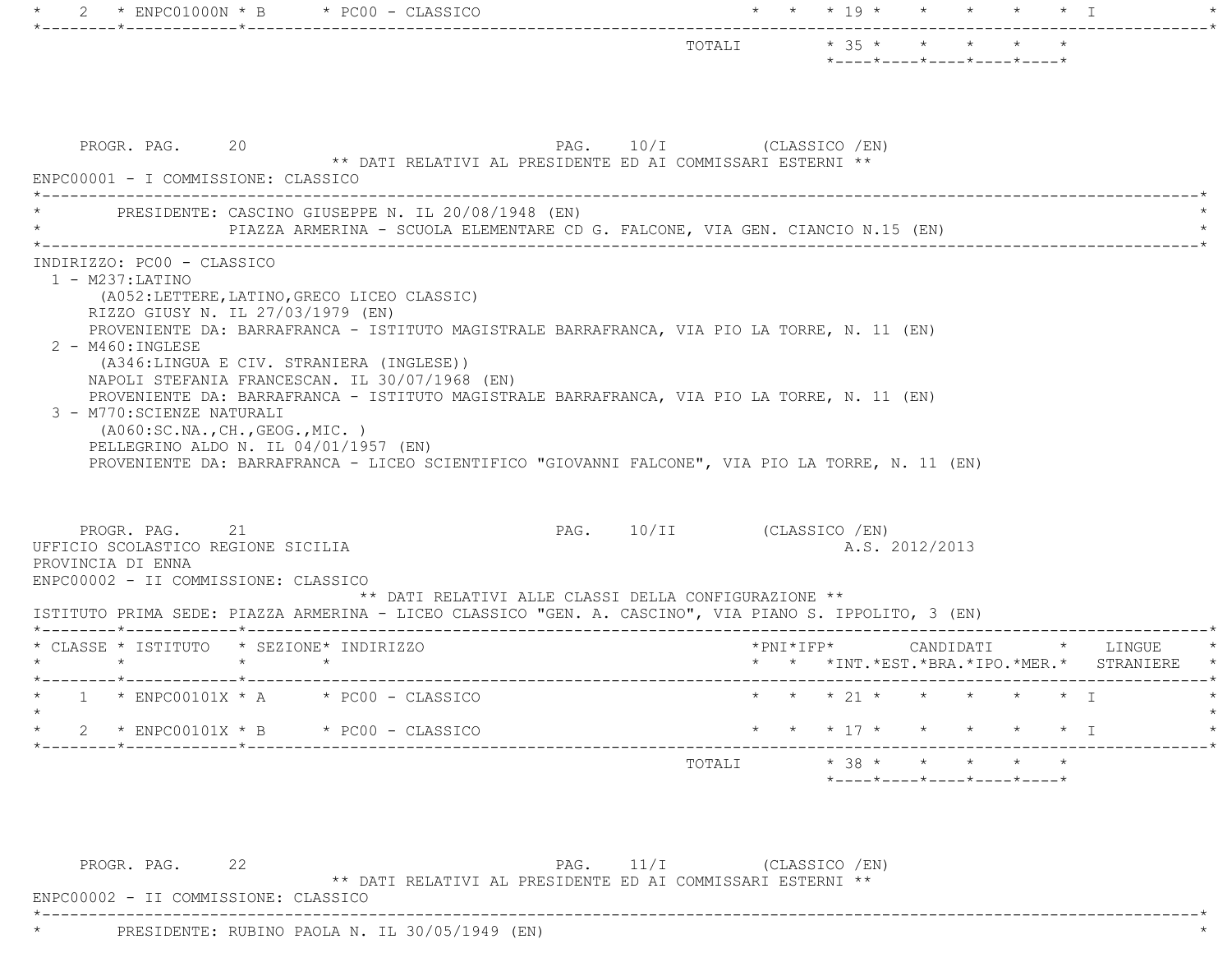| CLASSE | ISTITUTO | SEZIONE | INDIRIZZO | PNI | IFP | INT. | EST. | BRA. | IPO. | MER. | LINGUE STRANIERE |
|---|---|---|---|---|---|---|---|---|---|---|---|
| 2 | ENPC01000N | B | PC00 - CLASSICO | | | 19 | | | | | I |
| | | | TOTALI | | | 35 | | | | | |

PROGR. PAG. 20 PAG. 10/I (CLASSICO /EN)

** DATI RELATIVI AL PRESIDENTE ED AI COMMISSARI ESTERNI **

ENPC00001 - I COMMISSIONE: CLASSICO

PRESIDENTE: CASCINO GIUSEPPE N. IL 20/08/1948 (EN)
PIAZZA ARMERINA - SCUOLA ELEMENTARE CD G. FALCONE, VIA GEN. CIANCIO N.15 (EN)

INDIRIZZO: PC00 - CLASSICO

1 - M237:LATINO
(A052:LETTERE,LATINO,GRECO LICEO CLASSIC)
RIZZO GIUSY N. IL 27/03/1979 (EN)
PROVENIENTE DA: BARRAFRANCA - ISTITUTO MAGISTRALE BARRAFRANCA, VIA PIO LA TORRE, N. 11 (EN)

2 - M460:INGLESE
(A346:LINGUA E CIV. STRANIERA (INGLESE))
NAPOLI STEFANIA FRANCESCAN. IL 30/07/1968 (EN)
PROVENIENTE DA: BARRAFRANCA - ISTITUTO MAGISTRALE BARRAFRANCA, VIA PIO LA TORRE, N. 11 (EN)

3 - M770:SCIENZE NATURALI
(A060:SC.NA.,CH.,GEOG.,MIC. )
PELLEGRINO ALDO N. IL 04/01/1957 (EN)
PROVENIENTE DA: BARRAFRANCA - LICEO SCIENTIFICO "GIOVANNI FALCONE", VIA PIO LA TORRE, N. 11 (EN)

PROGR. PAG. 21 PAG. 10/II (CLASSICO /EN)

UFFICIO SCOLASTICO REGIONE SICILIA A.S. 2012/2013
PROVINCIA DI ENNA
ENPC00002 - II COMMISSIONE: CLASSICO

** DATI RELATIVI ALLE CLASSI DELLA CONFIGURAZIONE **

ISTITUTO PRIMA SEDE: PIAZZA ARMERINA - LICEO CLASSICO "GEN. A. CASCINO", VIA PIANO S. IPPOLITO, 3 (EN)

| CLASSE | ISTITUTO | SEZIONE | INDIRIZZO | PNI | IFP | INT. | EST. | BRA. | IPO. | MER. | LINGUE STRANIERE |
|---|---|---|---|---|---|---|---|---|---|---|---|
| 1 | ENPC00101X | A | PC00 - CLASSICO | | | 21 | | | | | I |
| 2 | ENPC00101X | B | PC00 - CLASSICO | | | 17 | | | | | I |
| | | | TOTALI | | | 38 | | | | | |

PROGR. PAG. 22 PAG. 11/I (CLASSICO /EN)

** DATI RELATIVI AL PRESIDENTE ED AI COMMISSARI ESTERNI **

ENPC00002 - II COMMISSIONE: CLASSICO

PRESIDENTE: RUBINO PAOLA N. IL 30/05/1949 (EN)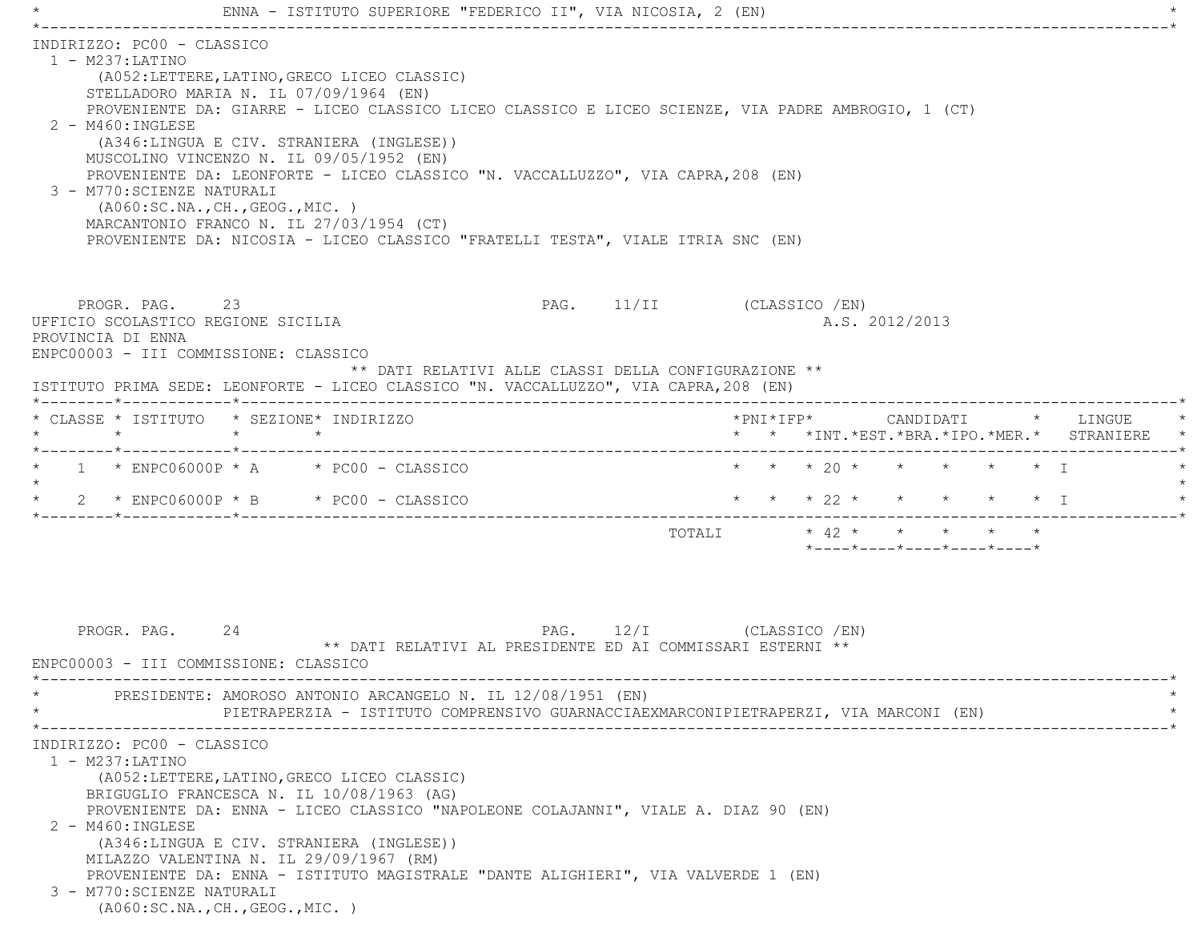ENNA - ISTITUTO SUPERIORE "FEDERICO II", VIA NICOSIA, 2 (EN)

INDIRIZZO: PC00 - CLASSICO

1 - M237:LATINO
(A052:LETTERE,LATINO,GRECO LICEO CLASSIC)
STELLADORO MARIA N. IL 07/09/1964 (EN)
PROVENIENTE DA: GIARRE - LICEO CLASSICO LICEO CLASSICO E LICEO SCIENZE, VIA PADRE AMBROGIO, 1 (CT)

2 - M460:INGLESE
(A346:LINGUA E CIV. STRANIERA (INGLESE))
MUSCOLINO VINCENZO N. IL 09/05/1952 (EN)
PROVENIENTE DA: LEONFORTE - LICEO CLASSICO "N. VACCALLUZZO", VIA CAPRA,208 (EN)

3 - M770:SCIENZE NATURALI
(A060:SC.NA.,CH.,GEOG.,MIC. )
MARCANTONIO FRANCO N. IL 27/03/1954 (CT)
PROVENIENTE DA: NICOSIA - LICEO CLASSICO "FRATELLI TESTA", VIALE ITRIA SNC (EN)

PROGR. PAG. 23 PAG. 11/II (CLASSICO /EN)

UFFICIO SCOLASTICO REGIONE SICILIA A.S. 2012/2013
PROVINCIA DI ENNA
ENPC00003 - III COMMISSIONE: CLASSICO

** DATI RELATIVI ALLE CLASSI DELLA CONFIGURAZIONE **

ISTITUTO PRIMA SEDE: LEONFORTE - LICEO CLASSICO "N. VACCALLUZZO", VIA CAPRA,208 (EN)

| CLASSE | ISTITUTO | SEZIONE | INDIRIZZO | PNI | IFP | CANDIDATI INT. | CANDIDATI EST. | CANDIDATI BRA. | CANDIDATI IPO. | CANDIDATI MER. | LINGUE STRANIERE |
|---|---|---|---|---|---|---|---|---|---|---|---|
| 1 | ENPC06000P | A | PC00 - CLASSICO | | | 20 | | | | | I |
| 2 | ENPC06000P | B | PC00 - CLASSICO | | | 22 | | | | | I |
| | | | TOTALI | | | 42 | | | | | |

PROGR. PAG. 24 PAG. 12/I (CLASSICO /EN)

** DATI RELATIVI AL PRESIDENTE ED AI COMMISSARI ESTERNI **

ENPC00003 - III COMMISSIONE: CLASSICO

PRESIDENTE: AMOROSO ANTONIO ARCANGELO N. IL 12/08/1951 (EN)
PIETRAPERZIA - ISTITUTO COMPRENSIVO GUARNACCIAEXMARCONIPIETRAPERZI, VIA MARCONI (EN)

INDIRIZZO: PC00 - CLASSICO

1 - M237:LATINO
(A052:LETTERE,LATINO,GRECO LICEO CLASSIC)
BRIGUGLIO FRANCESCA N. IL 10/08/1963 (AG)
PROVENIENTE DA: ENNA - LICEO CLASSICO "NAPOLEONE COLAJANNI", VIALE A. DIAZ 90 (EN)

2 - M460:INGLESE
(A346:LINGUA E CIV. STRANIERA (INGLESE))
MILAZZO VALENTINA N. IL 29/09/1967 (RM)
PROVENIENTE DA: ENNA - ISTITUTO MAGISTRALE "DANTE ALIGHIERI", VIA VALVERDE 1 (EN)

3 - M770:SCIENZE NATURALI
(A060:SC.NA.,CH.,GEOG.,MIC. )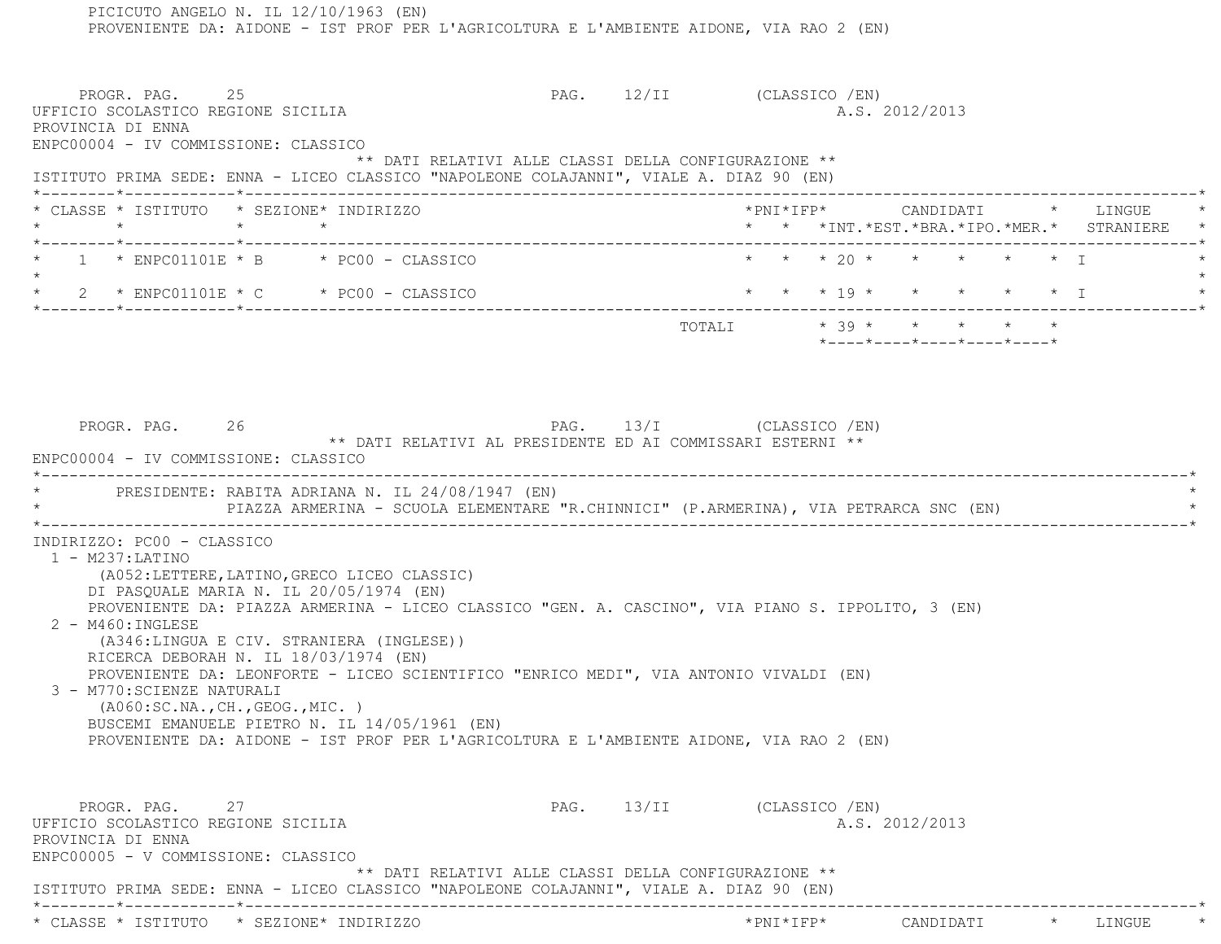PICICUTO ANGELO N. IL 12/10/1963 (EN)
PROVENIENTE DA: AIDONE - IST PROF PER L'AGRICOLTURA E L'AMBIENTE AIDONE, VIA RAO 2 (EN)

PROGR. PAG. 25 PAG. 12/II (CLASSICO /EN)

UFFICIO SCOLASTICO REGIONE SICILIA A.S. 2012/2013

PROVINCIA DI ENNA

ENPC00004 - IV COMMISSIONE: CLASSICO

** DATI RELATIVI ALLE CLASSI DELLA CONFIGURAZIONE **

ISTITUTO PRIMA SEDE: ENNA - LICEO CLASSICO "NAPOLEONE COLAJANNI", VIALE A. DIAZ 90 (EN)

| CLASSE | ISTITUTO | SEZIONE | INDIRIZZO | PNI | IFP | CANDIDATI INT. | EST. | BRA. | IPO. | MER. | LINGUE STRANIERE |
|---|---|---|---|---|---|---|---|---|---|---|---|
| 1 | ENPC01101E | B | PC00 - CLASSICO | | | 20 | | | | | I |
| 2 | ENPC01101E | C | PC00 - CLASSICO | | | 19 | | | | | I |
| | | | TOTALI | | | 39 | | | | | |

PROGR. PAG. 26 PAG. 13/I (CLASSICO /EN)

** DATI RELATIVI AL PRESIDENTE ED AI COMMISSARI ESTERNI **

ENPC00004 - IV COMMISSIONE: CLASSICO

PRESIDENTE: RABITA ADRIANA N. IL 24/08/1947 (EN)
PIAZZA ARMERINA - SCUOLA ELEMENTARE "R.CHINNICI" (P.ARMERINA), VIA PETRARCA SNC (EN)

INDIRIZZO: PC00 - CLASSICO

1 - M237:LATINO
(A052:LETTERE,LATINO,GRECO LICEO CLASSIC)
DI PASQUALE MARIA N. IL 20/05/1974 (EN)
PROVENIENTE DA: PIAZZA ARMERINA - LICEO CLASSICO "GEN. A. CASCINO", VIA PIANO S. IPPOLITO, 3 (EN)

2 - M460:INGLESE
(A346:LINGUA E CIV. STRANIERA (INGLESE))
RICERCA DEBORAH N. IL 18/03/1974 (EN)
PROVENIENTE DA: LEONFORTE - LICEO SCIENTIFICO "ENRICO MEDI", VIA ANTONIO VIVALDI (EN)

3 - M770:SCIENZE NATURALI
(A060:SC.NA.,CH.,GEOG.,MIC. )
BUSCEMI EMANUELE PIETRO N. IL 14/05/1961 (EN)
PROVENIENTE DA: AIDONE - IST PROF PER L'AGRICOLTURA E L'AMBIENTE AIDONE, VIA RAO 2 (EN)

PROGR. PAG. 27 PAG. 13/II (CLASSICO /EN)

UFFICIO SCOLASTICO REGIONE SICILIA A.S. 2012/2013

PROVINCIA DI ENNA

ENPC00005 - V COMMISSIONE: CLASSICO

** DATI RELATIVI ALLE CLASSI DELLA CONFIGURAZIONE **

ISTITUTO PRIMA SEDE: ENNA - LICEO CLASSICO "NAPOLEONE COLAJANNI", VIALE A. DIAZ 90 (EN)

| CLASSE | ISTITUTO | SEZIONE | INDIRIZZO | PNI | IFP | CANDIDATI | LINGUE |
|---|---|---|---|---|---|---|---|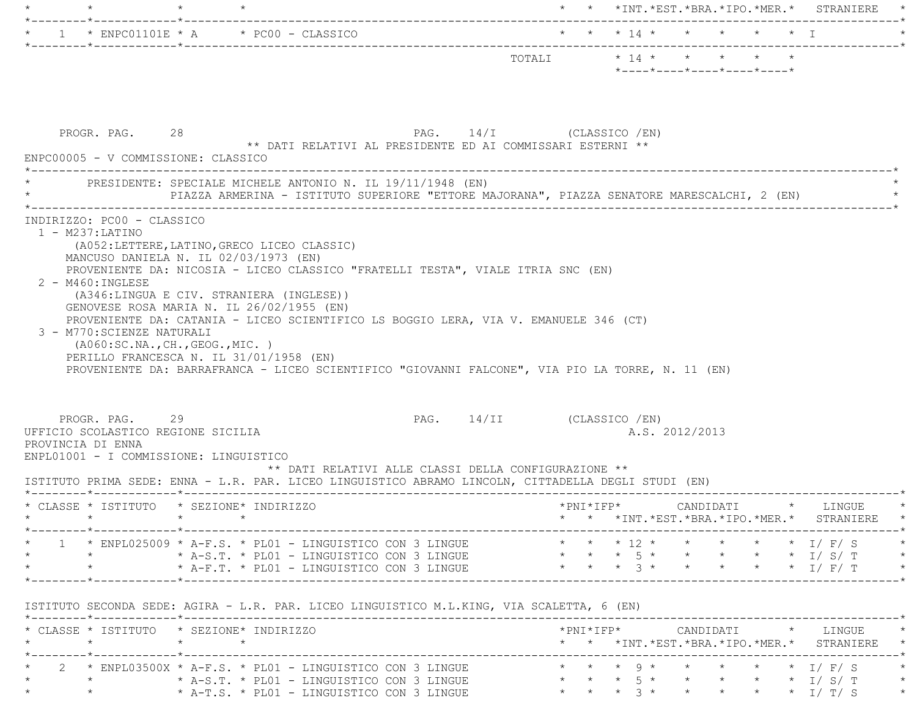| CLASSE | ISTITUTO | SEZIONE | INDIRIZZO | PNI | IFP | INT. | EST. | BRA. | IPO. | MER. | STRANIERE |
|---|---|---|---|---|---|---|---|---|---|---|---|
| 1 | ENPC01101E | A | PC00 - CLASSICO | | | 14 | | | | | I |
| | | | TOTALI | | | 14 | | | | | |

PROGR. PAG. 28 PAG. 14/I (CLASSICO /EN)

** DATI RELATIVI AL PRESIDENTE ED AI COMMISSARI ESTERNI **

ENPC00005 - V COMMISSIONE: CLASSICO

PRESIDENTE: SPECIALE MICHELE ANTONIO N. IL 19/11/1948 (EN)
PIAZZA ARMERINA - ISTITUTO SUPERIORE "ETTORE MAJORANA", PIAZZA SENATORE MARESCALCHI, 2 (EN)

INDIRIZZO: PC00 - CLASSICO

1 - M237:LATINO
(A052:LETTERE,LATINO,GRECO LICEO CLASSIC)
MANCUSO DANIELA N. IL 02/03/1973 (EN)
PROVENIENTE DA: NICOSIA - LICEO CLASSICO "FRATELLI TESTA", VIALE ITRIA SNC (EN)

2 - M460:INGLESE
(A346:LINGUA E CIV. STRANIERA (INGLESE))
GENOVESE ROSA MARIA N. IL 26/02/1955 (EN)
PROVENIENTE DA: CATANIA - LICEO SCIENTIFICO LS BOGGIO LERA, VIA V. EMANUELE 346 (CT)

3 - M770:SCIENZE NATURALI
(A060:SC.NA.,CH.,GEOG.,MIC. )
PERILLO FRANCESCA N. IL 31/01/1958 (EN)
PROVENIENTE DA: BARRAFRANCA - LICEO SCIENTIFICO "GIOVANNI FALCONE", VIA PIO LA TORRE, N. 11 (EN)

PROGR. PAG. 29 PAG. 14/II (CLASSICO /EN)

UFFICIO SCOLASTICO REGIONE SICILIA A.S. 2012/2013
PROVINCIA DI ENNA
ENPL01001 - I COMMISSIONE: LINGUISTICO

** DATI RELATIVI ALLE CLASSI DELLA CONFIGURAZIONE **

ISTITUTO PRIMA SEDE: ENNA - L.R. PAR. LICEO LINGUISTICO ABRAMO LINCOLN, CITTADELLA DEGLI STUDI (EN)

| CLASSE | ISTITUTO | SEZIONE | INDIRIZZO | PNI | IFP | INT. | EST. | BRA. | IPO. | MER. | LINGUE STRANIERE |
|---|---|---|---|---|---|---|---|---|---|---|---|
| 1 | ENPL025009 | A-F.S. | PL01 - LINGUISTICO CON 3 LINGUE | | | 12 | | | | | I/ F/ S |
| | | A-S.T. | PL01 - LINGUISTICO CON 3 LINGUE | | | 5 | | | | | I/ S/ T |
| | | A-F.T. | PL01 - LINGUISTICO CON 3 LINGUE | | | 3 | | | | | I/ F/ T |

ISTITUTO SECONDA SEDE: AGIRA - L.R. PAR. LICEO LINGUISTICO M.L.KING, VIA SCALETTA, 6 (EN)

| CLASSE | ISTITUTO | SEZIONE | INDIRIZZO | PNI | IFP | INT. | EST. | BRA. | IPO. | MER. | LINGUE STRANIERE |
|---|---|---|---|---|---|---|---|---|---|---|---|
| 2 | ENPL03500X | A-F.S. | PL01 - LINGUISTICO CON 3 LINGUE | | | 9 | | | | | I/ F/ S |
| | | A-S.T. | PL01 - LINGUISTICO CON 3 LINGUE | | | 5 | | | | | I/ S/ T |
| | | A-T.S. | PL01 - LINGUISTICO CON 3 LINGUE | | | 3 | | | | | I/ T/ S |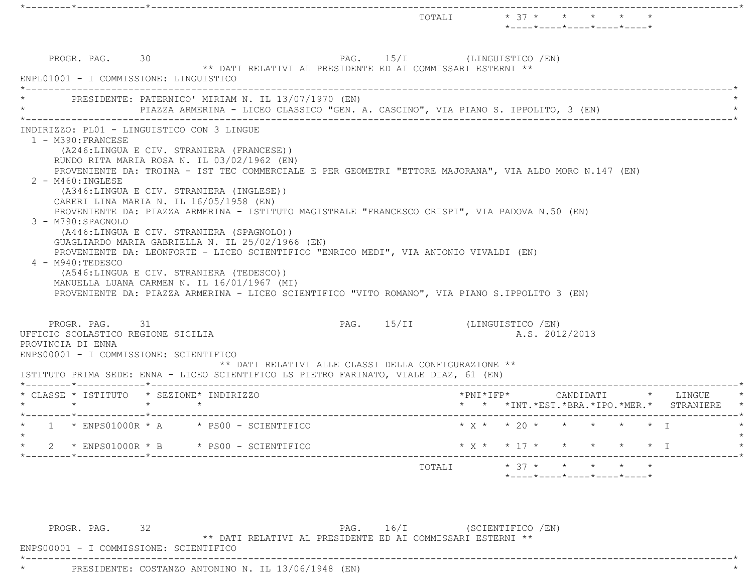| | | | | | | | | | | | |
|---|---|---|---|---|---|---|---|---|---|---|---|
| | | | TOTALI | | | 37 | | | | | |

** DATI RELATIVI AL PRESIDENTE ED AI COMMISSARI ESTERNI **

ENPL01001 - I COMMISSIONE: LINGUISTICO

PRESIDENTE: PATERNICO' MIRIAM N. IL 13/07/1970 (EN)
PIAZZA ARMERINA - LICEO CLASSICO "GEN. A. CASCINO", VIA PIANO S. IPPOLITO, 3 (EN)

INDIRIZZO: PL01 - LINGUISTICO CON 3 LINGUE

1 - M390:FRANCESE
(A246:LINGUA E CIV. STRANIERA (FRANCESE))
RUNDO RITA MARIA ROSA N. IL 03/02/1962 (EN)
PROVENIENTE DA: TROINA - IST TEC COMMERCIALE E PER GEOMETRI "ETTORE MAJORANA", VIA ALDO MORO N.147 (EN)

2 - M460:INGLESE
(A346:LINGUA E CIV. STRANIERA (INGLESE))
CARERI LINA MARIA N. IL 16/05/1958 (EN)
PROVENIENTE DA: PIAZZA ARMERINA - ISTITUTO MAGISTRALE "FRANCESCO CRISPI", VIA PADOVA N.50 (EN)

3 - M790:SPAGNOLO
(A446:LINGUA E CIV. STRANIERA (SPAGNOLO))
GUAGLIARDO MARIA GABRIELLA N. IL 25/02/1966 (EN)
PROVENIENTE DA: LEONFORTE - LICEO SCIENTIFICO "ENRICO MEDI", VIA ANTONIO VIVALDI (EN)

4 - M940:TEDESCO
(A546:LINGUA E CIV. STRANIERA (TEDESCO))
MANUELLA LUANA CARMEN N. IL 16/01/1967 (MI)
PROVENIENTE DA: PIAZZA ARMERINA - LICEO SCIENTIFICO "VITO ROMANO", VIA PIANO S.IPPOLITO 3 (EN)

UFFICIO SCOLASTICO REGIONE SICILIA — A.S. 2012/2013

PROVINCIA DI ENNA

ENPS00001 - I COMMISSIONE: SCIENTIFICO

** DATI RELATIVI ALLE CLASSI DELLA CONFIGURAZIONE **

ISTITUTO PRIMA SEDE: ENNA - LICEO SCIENTIFICO LS PIETRO FARINATO, VIALE DIAZ, 61 (EN)

| CLASSE | ISTITUTO | SEZIONE | INDIRIZZO | PNI | IFP | CANDIDATI INT. | EST. | BRA. | IPO. | MER. | LINGUE STRANIERE |
|---|---|---|---|---|---|---|---|---|---|---|---|
| 1 | ENPS01000R | A | PS00 - SCIENTIFICO | X | | 20 | | | | | I |
| 2 | ENPS01000R | B | PS00 - SCIENTIFICO | X | | 17 | | | | | I |
| | | | TOTALI | | | 37 | | | | | |

** DATI RELATIVI AL PRESIDENTE ED AI COMMISSARI ESTERNI **

ENPS00001 - I COMMISSIONE: SCIENTIFICO

PRESIDENTE: COSTANZO ANTONINO N. IL 13/06/1948 (EN)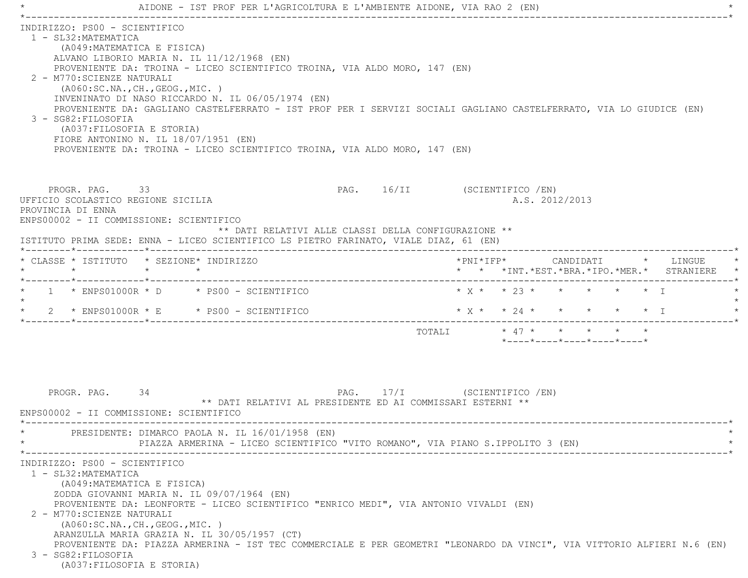AIDONE - IST PROF PER L'AGRICOLTURA E L'AMBIENTE AIDONE, VIA RAO 2 (EN)

INDIRIZZO: PS00 - SCIENTIFICO

1 - SL32:MATEMATICA
   (A049:MATEMATICA E FISICA)
   ALVANO LIBORIO MARIA N. IL 11/12/1968 (EN)
   PROVENIENTE DA: TROINA - LICEO SCIENTIFICO TROINA, VIA ALDO MORO, 147 (EN)
2 - M770:SCIENZE NATURALI
   (A060:SC.NA.,CH.,GEOG.,MIC. )
   INVENINATO DI NASO RICCARDO N. IL 06/05/1974 (EN)
   PROVENIENTE DA: GAGLIANO CASTELFERRATO - IST PROF PER I SERVIZI SOCIALI GAGLIANO CASTELFERRATO, VIA LO GIUDICE (EN)
3 - SG82:FILOSOFIA
   (A037:FILOSOFIA E STORIA)
   FIORE ANTONINO N. IL 18/07/1951 (EN)
   PROVENIENTE DA: TROINA - LICEO SCIENTIFICO TROINA, VIA ALDO MORO, 147 (EN)

PROGR. PAG. 33 — PAG. 16/II (SCIENTIFICO /EN)

UFFICIO SCOLASTICO REGIONE SICILIA — A.S. 2012/2013

PROVINCIA DI ENNA

ENPS00002 - II COMMISSIONE: SCIENTIFICO

** DATI RELATIVI ALLE CLASSI DELLA CONFIGURAZIONE **

ISTITUTO PRIMA SEDE: ENNA - LICEO SCIENTIFICO LS PIETRO FARINATO, VIALE DIAZ, 61 (EN)

| CLASSE | ISTITUTO | SEZIONE | INDIRIZZO | PNI | IFP | CANDIDATI INT. | CANDIDATI EST. | CANDIDATI BRA. | CANDIDATI IPO. | CANDIDATI MER. | LINGUE STRANIERE |
|---|---|---|---|---|---|---|---|---|---|---|---|
| 1 | ENPS01000R | D | PS00 - SCIENTIFICO | X | | 23 | | | | | I |
| 2 | ENPS01000R | E | PS00 - SCIENTIFICO | X | | 24 | | | | | I |
| | | | TOTALI | | | 47 | | | | | |

PROGR. PAG. 34 — PAG. 17/I (SCIENTIFICO /EN)

** DATI RELATIVI AL PRESIDENTE ED AI COMMISSARI ESTERNI **

ENPS00002 - II COMMISSIONE: SCIENTIFICO

PRESIDENTE: DIMARCO PAOLA N. IL 16/01/1958 (EN)
PIAZZA ARMERINA - LICEO SCIENTIFICO "VITO ROMANO", VIA PIANO S.IPPOLITO 3 (EN)

INDIRIZZO: PS00 - SCIENTIFICO

1 - SL32:MATEMATICA
   (A049:MATEMATICA E FISICA)
   ZODDA GIOVANNI MARIA N. IL 09/07/1964 (EN)
   PROVENIENTE DA: LEONFORTE - LICEO SCIENTIFICO "ENRICO MEDI", VIA ANTONIO VIVALDI (EN)
2 - M770:SCIENZE NATURALI
   (A060:SC.NA.,CH.,GEOG.,MIC. )
   ARANZULLA MARIA GRAZIA N. IL 30/05/1957 (CT)
   PROVENIENTE DA: PIAZZA ARMERINA - IST TEC COMMERCIALE E PER GEOMETRI "LEONARDO DA VINCI", VIA VITTORIO ALFIERI N.6 (EN)
3 - SG82:FILOSOFIA
   (A037:FILOSOFIA E STORIA)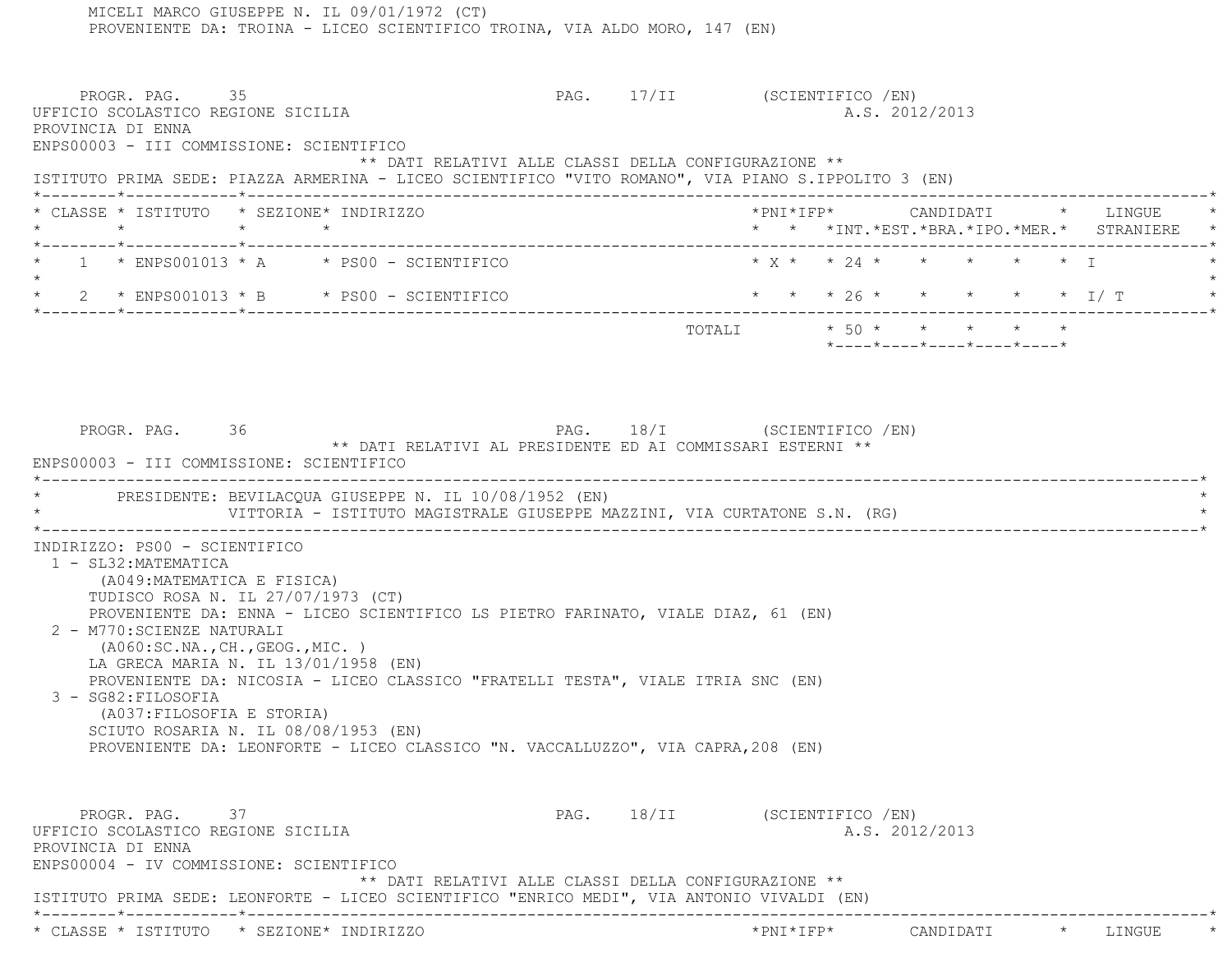MICELI MARCO GIUSEPPE N. IL 09/01/1972 (CT)
PROVENIENTE DA: TROINA - LICEO SCIENTIFICO TROINA, VIA ALDO MORO, 147 (EN)

PROGR. PAG. 35 PAG. 17/II (SCIENTIFICO /EN)

UFFICIO SCOLASTICO REGIONE SICILIA A.S. 2012/2013

PROVINCIA DI ENNA

ENPS00003 - III COMMISSIONE: SCIENTIFICO

** DATI RELATIVI ALLE CLASSI DELLA CONFIGURAZIONE **

ISTITUTO PRIMA SEDE: PIAZZA ARMERINA - LICEO SCIENTIFICO "VITO ROMANO", VIA PIANO S.IPPOLITO 3 (EN)

| CLASSE | ISTITUTO | SEZIONE | INDIRIZZO | PNI | IFP | CANDIDATI INT. | EST. | BRA. | IPO. | MER. | LINGUE STRANIERE |
|---|---|---|---|---|---|---|---|---|---|---|---|
| 1 | ENPS001013 | A | PS00 - SCIENTIFICO | X | | 24 | | | | | I |
| 2 | ENPS001013 | B | PS00 - SCIENTIFICO | | | 26 | | | | | I/ T |
| | | | TOTALI | | | 50 | | | | | |

PROGR. PAG. 36 PAG. 18/I (SCIENTIFICO /EN)

** DATI RELATIVI AL PRESIDENTE ED AI COMMISSARI ESTERNI **

ENPS00003 - III COMMISSIONE: SCIENTIFICO

PRESIDENTE: BEVILACQUA GIUSEPPE N. IL 10/08/1952 (EN)
VITTORIA - ISTITUTO MAGISTRALE GIUSEPPE MAZZINI, VIA CURTATONE S.N. (RG)

INDIRIZZO: PS00 - SCIENTIFICO

1 - SL32:MATEMATICA
(A049:MATEMATICA E FISICA)
TUDISCO ROSA N. IL 27/07/1973 (CT)
PROVENIENTE DA: ENNA - LICEO SCIENTIFICO LS PIETRO FARINATO, VIALE DIAZ, 61 (EN)

2 - M770:SCIENZE NATURALI
(A060:SC.NA.,CH.,GEOG.,MIC. )
LA GRECA MARIA N. IL 13/01/1958 (EN)
PROVENIENTE DA: NICOSIA - LICEO CLASSICO "FRATELLI TESTA", VIALE ITRIA SNC (EN)

3 - SG82:FILOSOFIA
(A037:FILOSOFIA E STORIA)
SCIUTO ROSARIA N. IL 08/08/1953 (EN)
PROVENIENTE DA: LEONFORTE - LICEO CLASSICO "N. VACCALLUZZO", VIA CAPRA,208 (EN)

PROGR. PAG. 37 PAG. 18/II (SCIENTIFICO /EN)

UFFICIO SCOLASTICO REGIONE SICILIA A.S. 2012/2013

PROVINCIA DI ENNA

ENPS00004 - IV COMMISSIONE: SCIENTIFICO

** DATI RELATIVI ALLE CLASSI DELLA CONFIGURAZIONE **

ISTITUTO PRIMA SEDE: LEONFORTE - LICEO SCIENTIFICO "ENRICO MEDI", VIA ANTONIO VIVALDI (EN)

| CLASSE | ISTITUTO | SEZIONE | INDIRIZZO | PNI | IFP | CANDIDATI | LINGUE |
|---|---|---|---|---|---|---|---|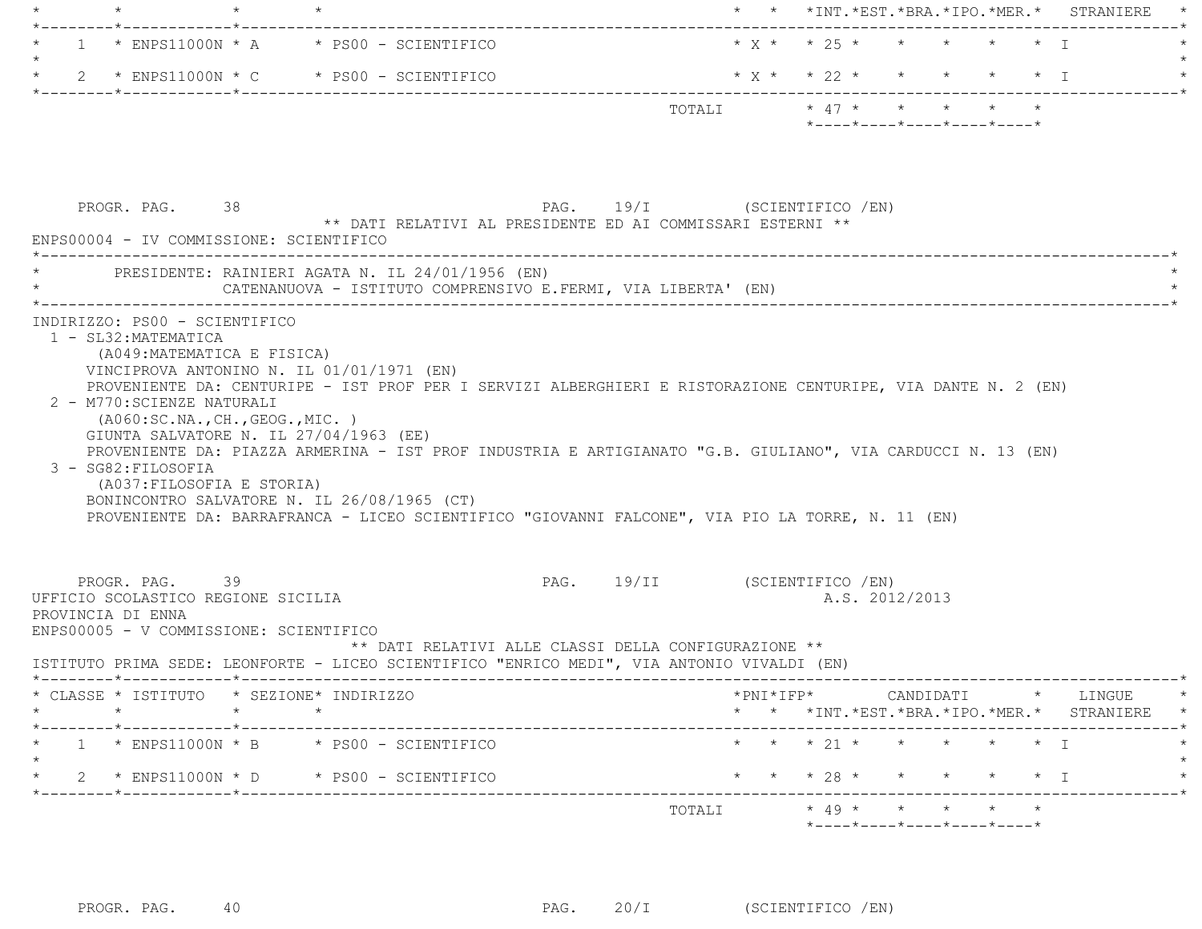| CLASSE | ISTITUTO | SEZIONE | INDIRIZZO | PNI | IFP | CANDIDATI INT. | EST. | BRA. | IPO. | MER. | LINGUE STRANIERE |
|---|---|---|---|---|---|---|---|---|---|---|---|
| 1 | ENPS11000N | A | PS00 - SCIENTIFICO | X | | 25 | | | | | I |
| 2 | ENPS11000N | C | PS00 - SCIENTIFICO | X | | 22 | | | | | I |
| | | | TOTALI | | | 47 | | | | | |

PROGR. PAG. 38 PAG. 19/I (SCIENTIFICO /EN)

** DATI RELATIVI AL PRESIDENTE ED AI COMMISSARI ESTERNI **

ENPS00004 - IV COMMISSIONE: SCIENTIFICO

PRESIDENTE: RAINIERI AGATA N. IL 24/01/1956 (EN)
CATENANUOVA - ISTITUTO COMPRENSIVO E.FERMI, VIA LIBERTA' (EN)

INDIRIZZO: PS00 - SCIENTIFICO

1 - SL32:MATEMATICA
(A049:MATEMATICA E FISICA)
VINCIPROVA ANTONINO N. IL 01/01/1971 (EN)
PROVENIENTE DA: CENTURIPE - IST PROF PER I SERVIZI ALBERGHIERI E RISTORAZIONE CENTURIPE, VIA DANTE N. 2 (EN)

2 - M770:SCIENZE NATURALI
(A060:SC.NA.,CH.,GEOG.,MIC. )
GIUNTA SALVATORE N. IL 27/04/1963 (EE)
PROVENIENTE DA: PIAZZA ARMERINA - IST PROF INDUSTRIA E ARTIGIANATO "G.B. GIULIANO", VIA CARDUCCI N. 13 (EN)

3 - SG82:FILOSOFIA
(A037:FILOSOFIA E STORIA)
BONINCONTRO SALVATORE N. IL 26/08/1965 (CT)
PROVENIENTE DA: BARRAFRANCA - LICEO SCIENTIFICO "GIOVANNI FALCONE", VIA PIO LA TORRE, N. 11 (EN)

PROGR. PAG. 39 PAG. 19/II (SCIENTIFICO /EN)

UFFICIO SCOLASTICO REGIONE SICILIA A.S. 2012/2013
PROVINCIA DI ENNA
ENPS00005 - V COMMISSIONE: SCIENTIFICO

** DATI RELATIVI ALLE CLASSI DELLA CONFIGURAZIONE **

ISTITUTO PRIMA SEDE: LEONFORTE - LICEO SCIENTIFICO "ENRICO MEDI", VIA ANTONIO VIVALDI (EN)

| CLASSE | ISTITUTO | SEZIONE | INDIRIZZO | PNI | IFP | CANDIDATI INT. | EST. | BRA. | IPO. | MER. | LINGUE STRANIERE |
|---|---|---|---|---|---|---|---|---|---|---|---|
| 1 | ENPS11000N | B | PS00 - SCIENTIFICO | | | 21 | | | | | I |
| 2 | ENPS11000N | D | PS00 - SCIENTIFICO | | | 28 | | | | | I |
| | | | TOTALI | | | 49 | | | | | |

PROGR. PAG. 40 PAG. 20/I (SCIENTIFICO /EN)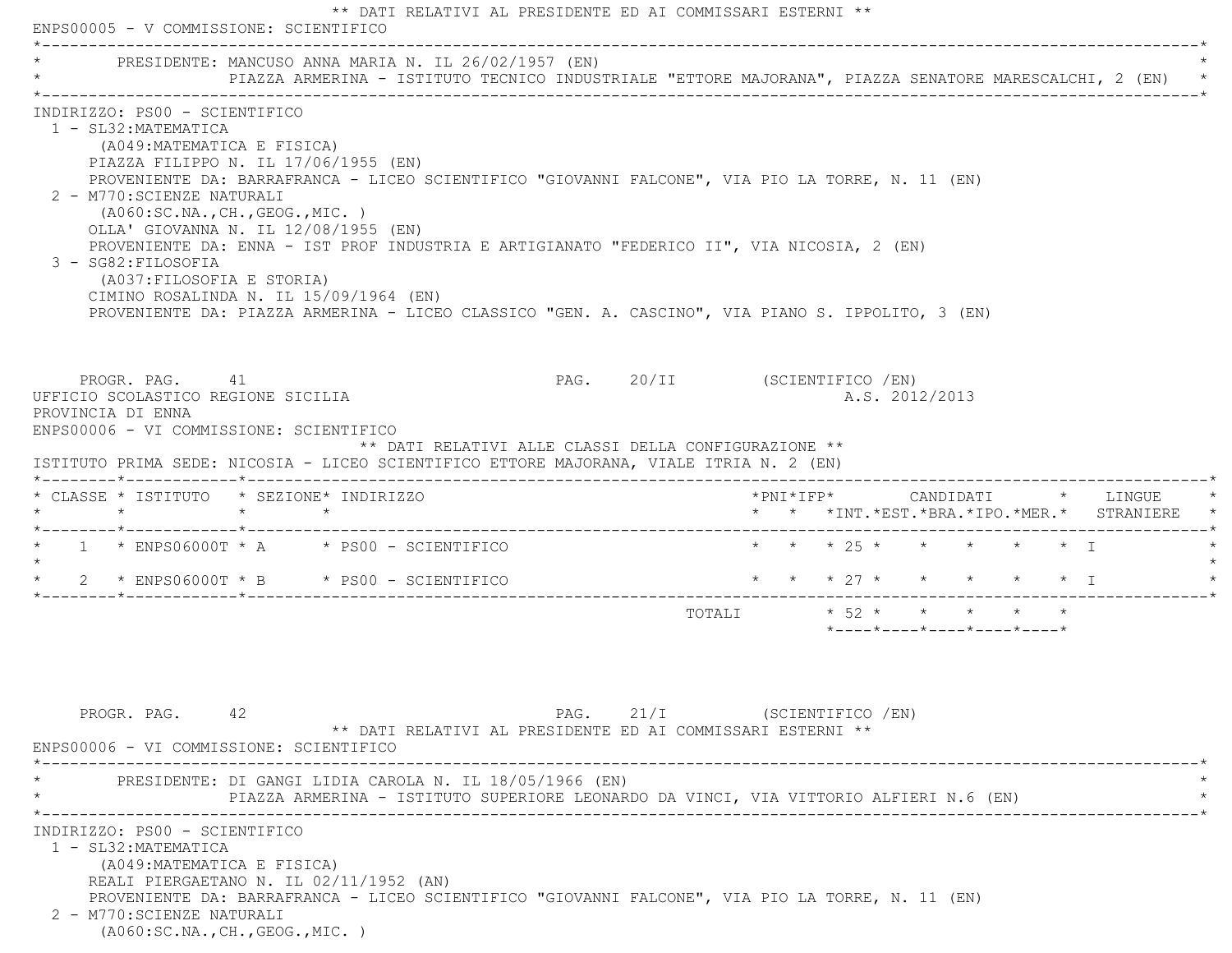** DATI RELATIVI AL PRESIDENTE ED AI COMMISSARI ESTERNI **

ENPS00005 - V COMMISSIONE: SCIENTIFICO

PRESIDENTE: MANCUSO ANNA MARIA N. IL 26/02/1957 (EN)
PIAZZA ARMERINA - ISTITUTO TECNICO INDUSTRIALE "ETTORE MAJORANA", PIAZZA SENATORE MARESCALCHI, 2 (EN)

INDIRIZZO: PS00 - SCIENTIFICO

1 - SL32:MATEMATICA
(A049:MATEMATICA E FISICA)
PIAZZA FILIPPO N. IL 17/06/1955 (EN)
PROVENIENTE DA: BARRAFRANCA - LICEO SCIENTIFICO "GIOVANNI FALCONE", VIA PIO LA TORRE, N. 11 (EN)

2 - M770:SCIENZE NATURALI
(A060:SC.NA.,CH.,GEOG.,MIC. )
OLLA' GIOVANNA N. IL 12/08/1955 (EN)
PROVENIENTE DA: ENNA - IST PROF INDUSTRIA E ARTIGIANATO "FEDERICO II", VIA NICOSIA, 2 (EN)

3 - SG82:FILOSOFIA
(A037:FILOSOFIA E STORIA)
CIMINO ROSALINDA N. IL 15/09/1964 (EN)
PROVENIENTE DA: PIAZZA ARMERINA - LICEO CLASSICO "GEN. A. CASCINO", VIA PIANO S. IPPOLITO, 3 (EN)

UFFICIO SCOLASTICO REGIONE SICILIA — A.S. 2012/2013

PROVINCIA DI ENNA

ENPS00006 - VI COMMISSIONE: SCIENTIFICO

** DATI RELATIVI ALLE CLASSI DELLA CONFIGURAZIONE **

ISTITUTO PRIMA SEDE: NICOSIA - LICEO SCIENTIFICO ETTORE MAJORANA, VIALE ITRIA N. 2 (EN)

| CLASSE | ISTITUTO | SEZIONE | INDIRIZZO | PNI | IFP | CANDIDATI INT. | CANDIDATI EST. | CANDIDATI BRA. | CANDIDATI IPO. | CANDIDATI MER. | LINGUE STRANIERE |
|---|---|---|---|---|---|---|---|---|---|---|---|
| 1 | ENPS06000T | A | PS00 - SCIENTIFICO | | | 25 | | | | | I |
| 2 | ENPS06000T | B | PS00 - SCIENTIFICO | | | 27 | | | | | I |
| | | | TOTALI | | | 52 | | | | | |

** DATI RELATIVI AL PRESIDENTE ED AI COMMISSARI ESTERNI **

ENPS00006 - VI COMMISSIONE: SCIENTIFICO

PRESIDENTE: DI GANGI LIDIA CAROLA N. IL 18/05/1966 (EN)
PIAZZA ARMERINA - ISTITUTO SUPERIORE LEONARDO DA VINCI, VIA VITTORIO ALFIERI N.6 (EN)

INDIRIZZO: PS00 - SCIENTIFICO

1 - SL32:MATEMATICA
(A049:MATEMATICA E FISICA)
REALI PIERGAETANO N. IL 02/11/1952 (AN)
PROVENIENTE DA: BARRAFRANCA - LICEO SCIENTIFICO "GIOVANNI FALCONE", VIA PIO LA TORRE, N. 11 (EN)

2 - M770:SCIENZE NATURALI
(A060:SC.NA.,CH.,GEOG.,MIC. )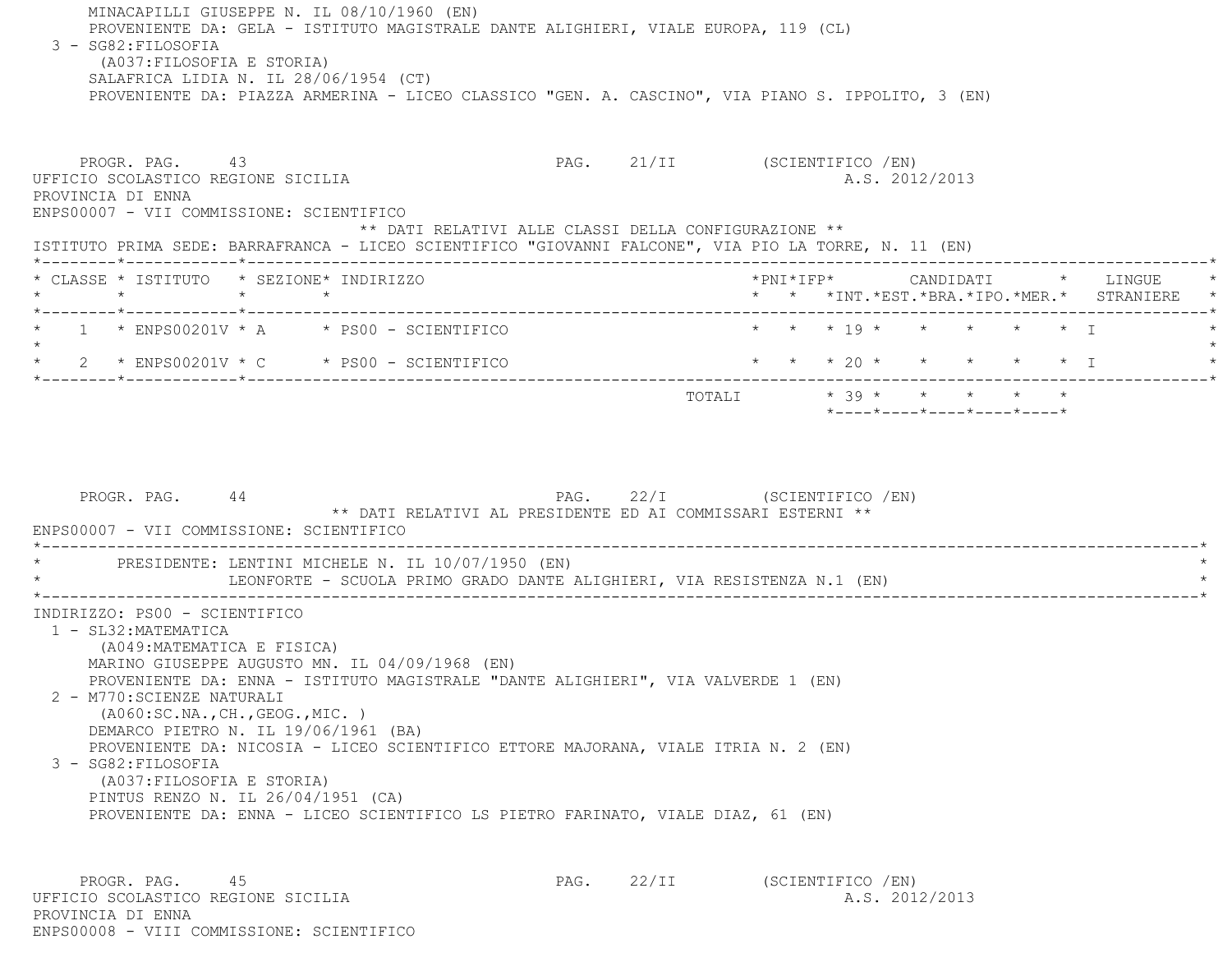MINACAPILLI GIUSEPPE N. IL 08/10/1960 (EN)
PROVENIENTE DA: GELA - ISTITUTO MAGISTRALE DANTE ALIGHIERI, VIALE EUROPA, 119 (CL)

3 - SG82:FILOSOFIA
(A037:FILOSOFIA E STORIA)
SALAFRICA LIDIA N. IL 28/06/1954 (CT)
PROVENIENTE DA: PIAZZA ARMERINA - LICEO CLASSICO "GEN. A. CASCINO", VIA PIANO S. IPPOLITO, 3 (EN)

PROGR. PAG. 43 PAG. 21/II (SCIENTIFICO /EN)
UFFICIO SCOLASTICO REGIONE SICILIA A.S. 2012/2013
PROVINCIA DI ENNA
ENPS00007 - VII COMMISSIONE: SCIENTIFICO

** DATI RELATIVI ALLE CLASSI DELLA CONFIGURAZIONE **

ISTITUTO PRIMA SEDE: BARRAFRANCA - LICEO SCIENTIFICO "GIOVANNI FALCONE", VIA PIO LA TORRE, N. 11 (EN)

| CLASSE | ISTITUTO | SEZIONE | INDIRIZZO | PNI | IFP | CANDIDATI INT. | EST. | BRA. | IPO. | MER. | LINGUE STRANIERE |
|---|---|---|---|---|---|---|---|---|---|---|---|
| 1 | ENPS00201V | A | PS00 - SCIENTIFICO | | | 19 | | | | | I |
| 2 | ENPS00201V | C | PS00 - SCIENTIFICO | | | 20 | | | | | I |
| | | | TOTALI | | | 39 | | | | | |

PROGR. PAG. 44 PAG. 22/I (SCIENTIFICO /EN)

** DATI RELATIVI AL PRESIDENTE ED AI COMMISSARI ESTERNI **

ENPS00007 - VII COMMISSIONE: SCIENTIFICO

PRESIDENTE: LENTINI MICHELE N. IL 10/07/1950 (EN)
LEONFORTE - SCUOLA PRIMO GRADO DANTE ALIGHIERI, VIA RESISTENZA N.1 (EN)

INDIRIZZO: PS00 - SCIENTIFICO

1 - SL32:MATEMATICA
(A049:MATEMATICA E FISICA)
MARINO GIUSEPPE AUGUSTO MN. IL 04/09/1968 (EN)
PROVENIENTE DA: ENNA - ISTITUTO MAGISTRALE "DANTE ALIGHIERI", VIA VALVERDE 1 (EN)

2 - M770:SCIENZE NATURALI
(A060:SC.NA.,CH.,GEOG.,MIC. )
DEMARCO PIETRO N. IL 19/06/1961 (BA)
PROVENIENTE DA: NICOSIA - LICEO SCIENTIFICO ETTORE MAJORANA, VIALE ITRIA N. 2 (EN)

3 - SG82:FILOSOFIA
(A037:FILOSOFIA E STORIA)
PINTUS RENZO N. IL 26/04/1951 (CA)
PROVENIENTE DA: ENNA - LICEO SCIENTIFICO LS PIETRO FARINATO, VIALE DIAZ, 61 (EN)

PROGR. PAG. 45 PAG. 22/II (SCIENTIFICO /EN)
UFFICIO SCOLASTICO REGIONE SICILIA A.S. 2012/2013
PROVINCIA DI ENNA
ENPS00008 - VIII COMMISSIONE: SCIENTIFICO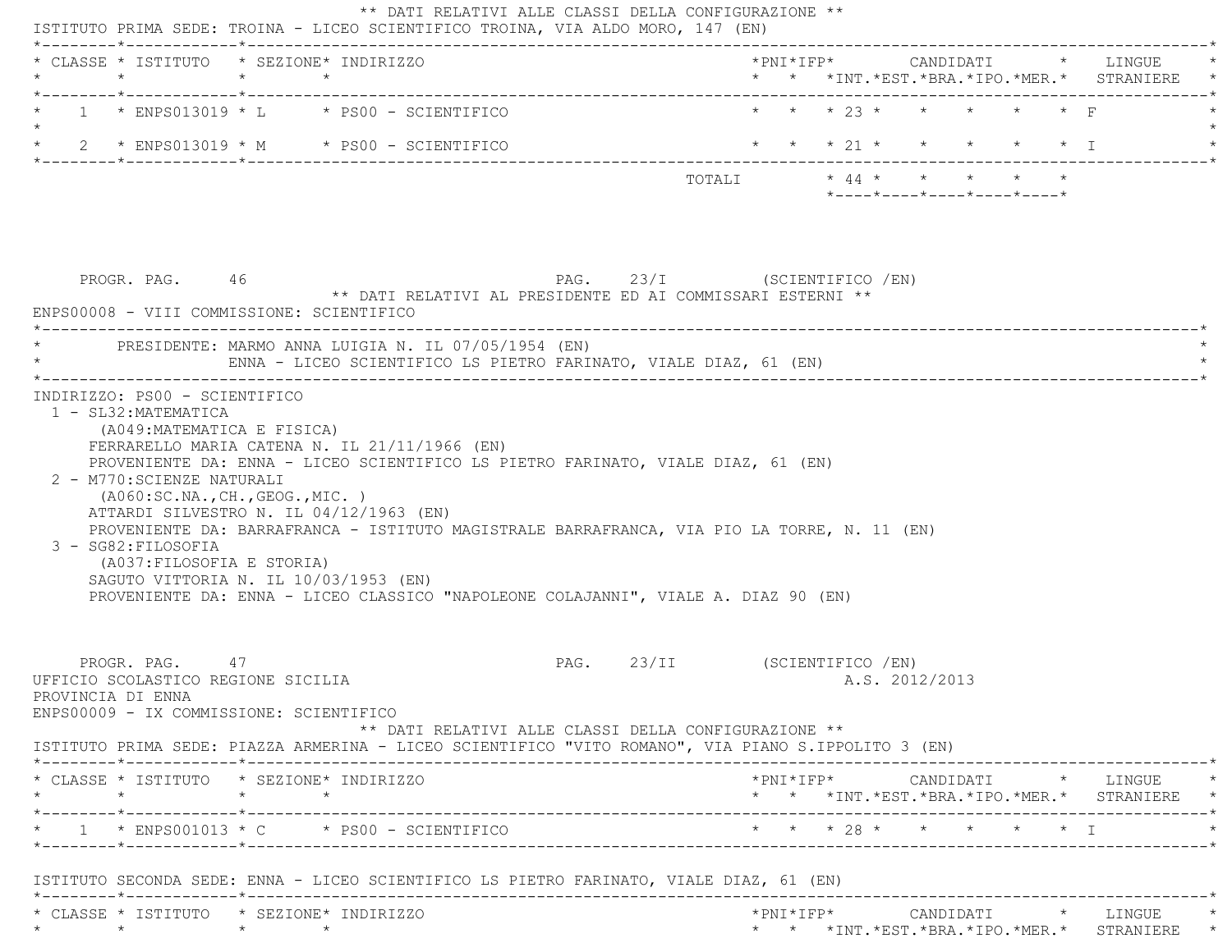** DATI RELATIVI ALLE CLASSI DELLA CONFIGURAZIONE **

ISTITUTO PRIMA SEDE: TROINA - LICEO SCIENTIFICO TROINA, VIA ALDO MORO, 147 (EN)

| CLASSE | ISTITUTO | SEZIONE | INDIRIZZO | PNI | IFP | CANDIDATI INT. | EST. | BRA. | IPO. | MER. | LINGUE STRANIERE |
|---|---|---|---|---|---|---|---|---|---|---|---|
| 1 | ENPS013019 | L | PS00 - SCIENTIFICO | | | 23 | | | | | F |
| 2 | ENPS013019 | M | PS00 - SCIENTIFICO | | | 21 | | | | | I |
| | | | TOTALI | | | 44 | | | | | |

PROGR. PAG. 46 PAG. 23/I (SCIENTIFICO /EN)

** DATI RELATIVI AL PRESIDENTE ED AI COMMISSARI ESTERNI **

ENPS00008 - VIII COMMISSIONE: SCIENTIFICO

PRESIDENTE: MARMO ANNA LUIGIA N. IL 07/05/1954 (EN)
ENNA - LICEO SCIENTIFICO LS PIETRO FARINATO, VIALE DIAZ, 61 (EN)

INDIRIZZO: PS00 - SCIENTIFICO

1 - SL32:MATEMATICA
(A049:MATEMATICA E FISICA)
FERRARELLO MARIA CATENA N. IL 21/11/1966 (EN)
PROVENIENTE DA: ENNA - LICEO SCIENTIFICO LS PIETRO FARINATO, VIALE DIAZ, 61 (EN)

2 - M770:SCIENZE NATURALI
(A060:SC.NA.,CH.,GEOG.,MIC. )
ATTARDI SILVESTRO N. IL 04/12/1963 (EN)
PROVENIENTE DA: BARRAFRANCA - ISTITUTO MAGISTRALE BARRAFRANCA, VIA PIO LA TORRE, N. 11 (EN)

3 - SG82:FILOSOFIA
(A037:FILOSOFIA E STORIA)
SAGUTO VITTORIA N. IL 10/03/1953 (EN)
PROVENIENTE DA: ENNA - LICEO CLASSICO "NAPOLEONE COLAJANNI", VIALE A. DIAZ 90 (EN)

PROGR. PAG. 47 PAG. 23/II (SCIENTIFICO /EN)

UFFICIO SCOLASTICO REGIONE SICILIA A.S. 2012/2013
PROVINCIA DI ENNA
ENPS00009 - IX COMMISSIONE: SCIENTIFICO

** DATI RELATIVI ALLE CLASSI DELLA CONFIGURAZIONE **

ISTITUTO PRIMA SEDE: PIAZZA ARMERINA - LICEO SCIENTIFICO "VITO ROMANO", VIA PIANO S.IPPOLITO 3 (EN)

| CLASSE | ISTITUTO | SEZIONE | INDIRIZZO | PNI | IFP | CANDIDATI INT. | EST. | BRA. | IPO. | MER. | LINGUE STRANIERE |
|---|---|---|---|---|---|---|---|---|---|---|---|
| 1 | ENPS001013 | C | PS00 - SCIENTIFICO | | | 28 | | | | | I |

ISTITUTO SECONDA SEDE: ENNA - LICEO SCIENTIFICO LS PIETRO FARINATO, VIALE DIAZ, 61 (EN)

| CLASSE | ISTITUTO | SEZIONE | INDIRIZZO | PNI | IFP | CANDIDATI INT. | EST. | BRA. | IPO. | MER. | LINGUE STRANIERE |
|---|---|---|---|---|---|---|---|---|---|---|---|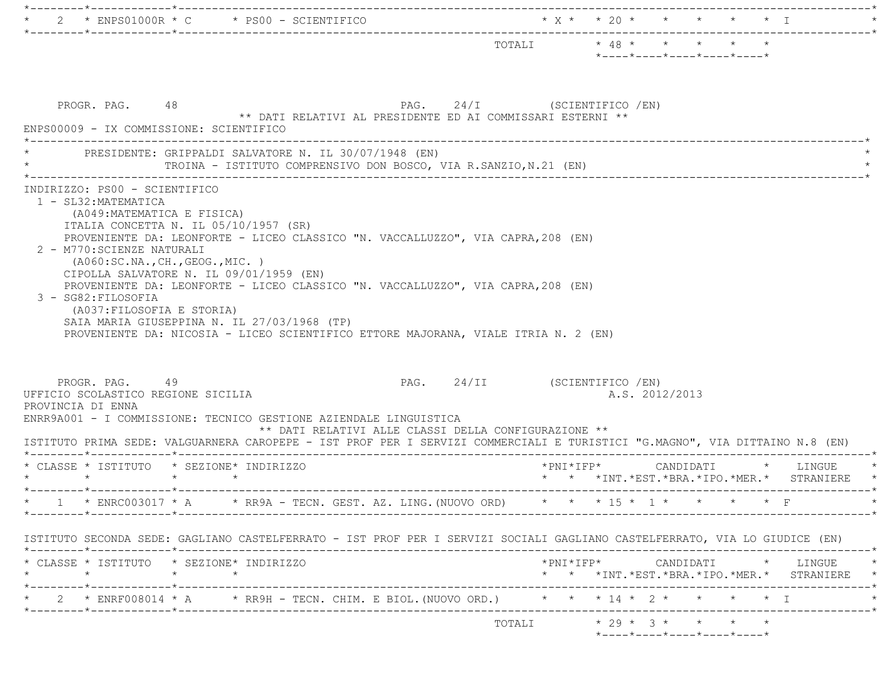| CLASSE | ISTITUTO | SEZIONE | INDIRIZZO | PNI | IFP | INT. | EST. | BRA. | IPO. | MER. | LINGUE STRANIERE |
|---|---|---|---|---|---|---|---|---|---|---|---|
| 2 | ENPS01000R | C | PS00 - SCIENTIFICO | X | | 20 | | | | | I |
| | | | TOTALI | | | 48 | | | | | |

PROGR. PAG. 48 PAG. 24/I (SCIENTIFICO /EN)

** DATI RELATIVI AL PRESIDENTE ED AI COMMISSARI ESTERNI **

ENPS00009 - IX COMMISSIONE: SCIENTIFICO

PRESIDENTE: GRIPPALDI SALVATORE N. IL 30/07/1948 (EN)
TROINA - ISTITUTO COMPRENSIVO DON BOSCO, VIA R.SANZIO,N.21 (EN)

INDIRIZZO: PS00 - SCIENTIFICO

1 - SL32:MATEMATICA
   (A049:MATEMATICA E FISICA)
   ITALIA CONCETTA N. IL 05/10/1957 (SR)
   PROVENIENTE DA: LEONFORTE - LICEO CLASSICO "N. VACCALLUZZO", VIA CAPRA,208 (EN)
2 - M770:SCIENZE NATURALI
   (A060:SC.NA.,CH.,GEOG.,MIC. )
   CIPOLLA SALVATORE N. IL 09/01/1959 (EN)
   PROVENIENTE DA: LEONFORTE - LICEO CLASSICO "N. VACCALLUZZO", VIA CAPRA,208 (EN)
3 - SG82:FILOSOFIA
   (A037:FILOSOFIA E STORIA)
   SAIA MARIA GIUSEPPINA N. IL 27/03/1968 (TP)
   PROVENIENTE DA: NICOSIA - LICEO SCIENTIFICO ETTORE MAJORANA, VIALE ITRIA N. 2 (EN)

PROGR. PAG. 49 PAG. 24/II (SCIENTIFICO /EN)

UFFICIO SCOLASTICO REGIONE SICILIA A.S. 2012/2013

PROVINCIA DI ENNA

ENRR9A001 - I COMMISSIONE: TECNICO GESTIONE AZIENDALE LINGUISTICA

** DATI RELATIVI ALLE CLASSI DELLA CONFIGURAZIONE **

ISTITUTO PRIMA SEDE: VALGUARNERA CAROPEPE - IST PROF PER I SERVIZI COMMERCIALI E TURISTICI "G.MAGNO", VIA DITTAINO N.8 (EN)

| CLASSE | ISTITUTO | SEZIONE | INDIRIZZO | PNI | IFP | INT. | EST. | BRA. | IPO. | MER. | LINGUE STRANIERE |
|---|---|---|---|---|---|---|---|---|---|---|---|
| 1 | ENRC003017 | A | RR9A - TECN. GEST. AZ. LING.(NUOVO ORD) | | | 15 | 1 | | | | F |

ISTITUTO SECONDA SEDE: GAGLIANO CASTELFERRATO - IST PROF PER I SERVIZI SOCIALI GAGLIANO CASTELFERRATO, VIA LO GIUDICE (EN)

| CLASSE | ISTITUTO | SEZIONE | INDIRIZZO | PNI | IFP | INT. | EST. | BRA. | IPO. | MER. | LINGUE STRANIERE |
|---|---|---|---|---|---|---|---|---|---|---|---|
| 2 | ENRF008014 | A | RR9H - TECN. CHIM. E BIOL.(NUOVO ORD.) | | | 14 | 2 | | | | I |
| | | | TOTALI | | | 29 | 3 | | | | |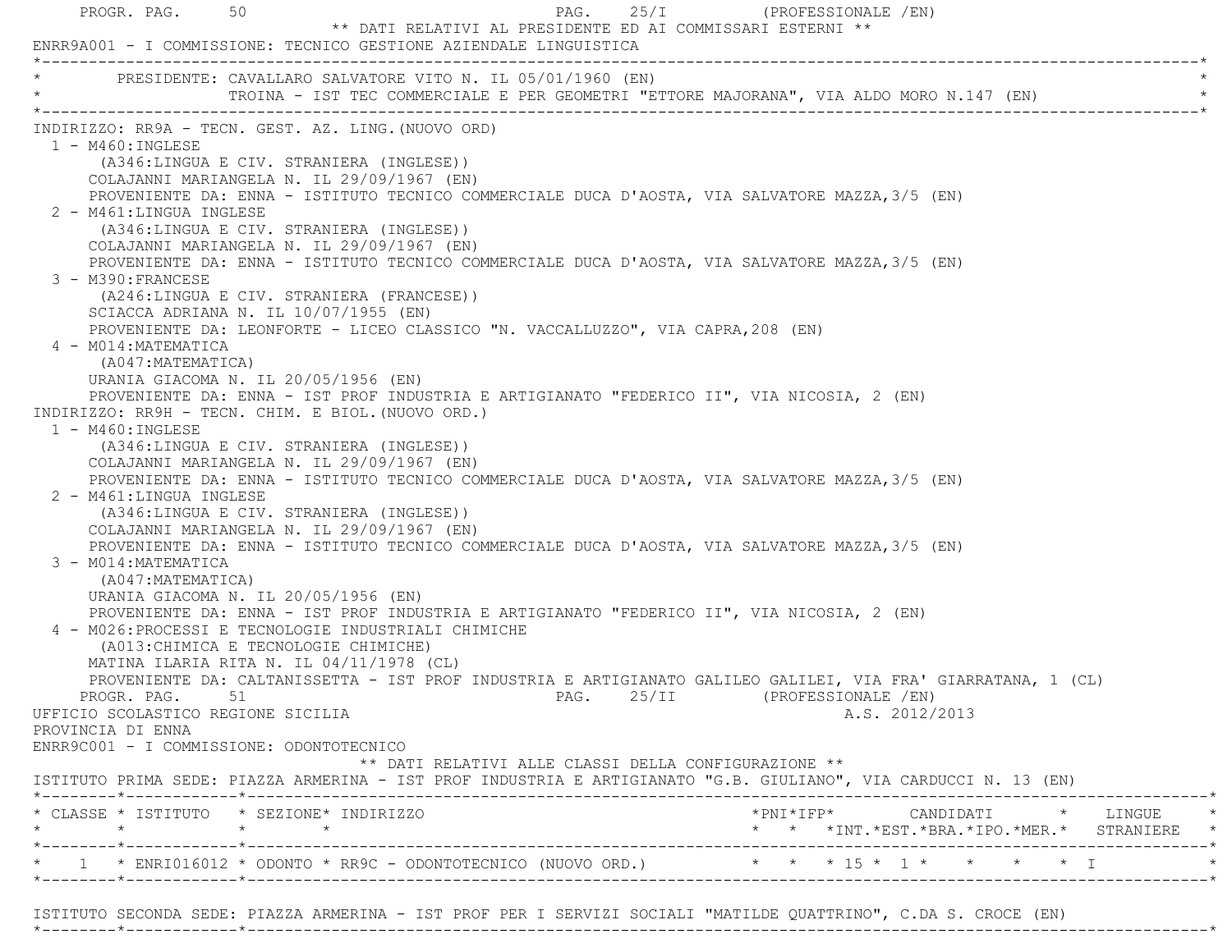** DATI RELATIVI AL PRESIDENTE ED AI COMMISSARI ESTERNI **

ENRR9A001 - I COMMISSIONE: TECNICO GESTIONE AZIENDALE LINGUISTICA

PRESIDENTE: CAVALLARO SALVATORE VITO N. IL 05/01/1960 (EN)
TROINA - IST TEC COMMERCIALE E PER GEOMETRI "ETTORE MAJORANA", VIA ALDO MORO N.147 (EN)

INDIRIZZO: RR9A - TECN. GEST. AZ. LING.(NUOVO ORD)

1 - M460:INGLESE
(A346:LINGUA E CIV. STRANIERA (INGLESE))
COLAJANNI MARIANGELA N. IL 29/09/1967 (EN)
PROVENIENTE DA: ENNA - ISTITUTO TECNICO COMMERCIALE DUCA D'AOSTA, VIA SALVATORE MAZZA,3/5 (EN)

2 - M461:LINGUA INGLESE
(A346:LINGUA E CIV. STRANIERA (INGLESE))
COLAJANNI MARIANGELA N. IL 29/09/1967 (EN)
PROVENIENTE DA: ENNA - ISTITUTO TECNICO COMMERCIALE DUCA D'AOSTA, VIA SALVATORE MAZZA,3/5 (EN)

3 - M390:FRANCESE
(A246:LINGUA E CIV. STRANIERA (FRANCESE))
SCIACCA ADRIANA N. IL 10/07/1955 (EN)
PROVENIENTE DA: LEONFORTE - LICEO CLASSICO "N. VACCALLUZZO", VIA CAPRA,208 (EN)

4 - M014:MATEMATICA
(A047:MATEMATICA)
URANIA GIACOMA N. IL 20/05/1956 (EN)
PROVENIENTE DA: ENNA - IST PROF INDUSTRIA E ARTIGIANATO "FEDERICO II", VIA NICOSIA, 2 (EN)

INDIRIZZO: RR9H - TECN. CHIM. E BIOL.(NUOVO ORD.)

1 - M460:INGLESE
(A346:LINGUA E CIV. STRANIERA (INGLESE))
COLAJANNI MARIANGELA N. IL 29/09/1967 (EN)
PROVENIENTE DA: ENNA - ISTITUTO TECNICO COMMERCIALE DUCA D'AOSTA, VIA SALVATORE MAZZA,3/5 (EN)

2 - M461:LINGUA INGLESE
(A346:LINGUA E CIV. STRANIERA (INGLESE))
COLAJANNI MARIANGELA N. IL 29/09/1967 (EN)
PROVENIENTE DA: ENNA - ISTITUTO TECNICO COMMERCIALE DUCA D'AOSTA, VIA SALVATORE MAZZA,3/5 (EN)

3 - M014:MATEMATICA
(A047:MATEMATICA)
URANIA GIACOMA N. IL 20/05/1956 (EN)
PROVENIENTE DA: ENNA - IST PROF INDUSTRIA E ARTIGIANATO "FEDERICO II", VIA NICOSIA, 2 (EN)

4 - M026:PROCESSI E TECNOLOGIE INDUSTRIALI CHIMICHE
(A013:CHIMICA E TECNOLOGIE CHIMICHE)
MATINA ILARIA RITA N. IL 04/11/1978 (CL)
PROVENIENTE DA: CALTANISSETTA - IST PROF INDUSTRIA E ARTIGIANATO GALILEO GALILEI, VIA FRA' GIARRATANA, 1 (CL)

UFFICIO SCOLASTICO REGIONE SICILIA — A.S. 2012/2013

PROVINCIA DI ENNA

ENRR9C001 - I COMMISSIONE: ODONTOTECNICO

** DATI RELATIVI ALLE CLASSI DELLA CONFIGURAZIONE **

ISTITUTO PRIMA SEDE: PIAZZA ARMERINA - IST PROF INDUSTRIA E ARTIGIANATO "G.B. GIULIANO", VIA CARDUCCI N. 13 (EN)

| CLASSE | ISTITUTO | SEZIONE | INDIRIZZO | PNI | IFP | CANDIDATI INT. | CANDIDATI EST. | CANDIDATI BRA. | CANDIDATI IPO. | CANDIDATI MER. | LINGUE STRANIERE |
|---|---|---|---|---|---|---|---|---|---|---|---|
| 1 | ENRI016012 | ODONTO | RR9C - ODONTOTECNICO (NUOVO ORD.) | | | 15 | 1 | | | | I |

ISTITUTO SECONDA SEDE: PIAZZA ARMERINA - IST PROF PER I SERVIZI SOCIALI "MATILDE QUATTRINO", C.DA S. CROCE (EN)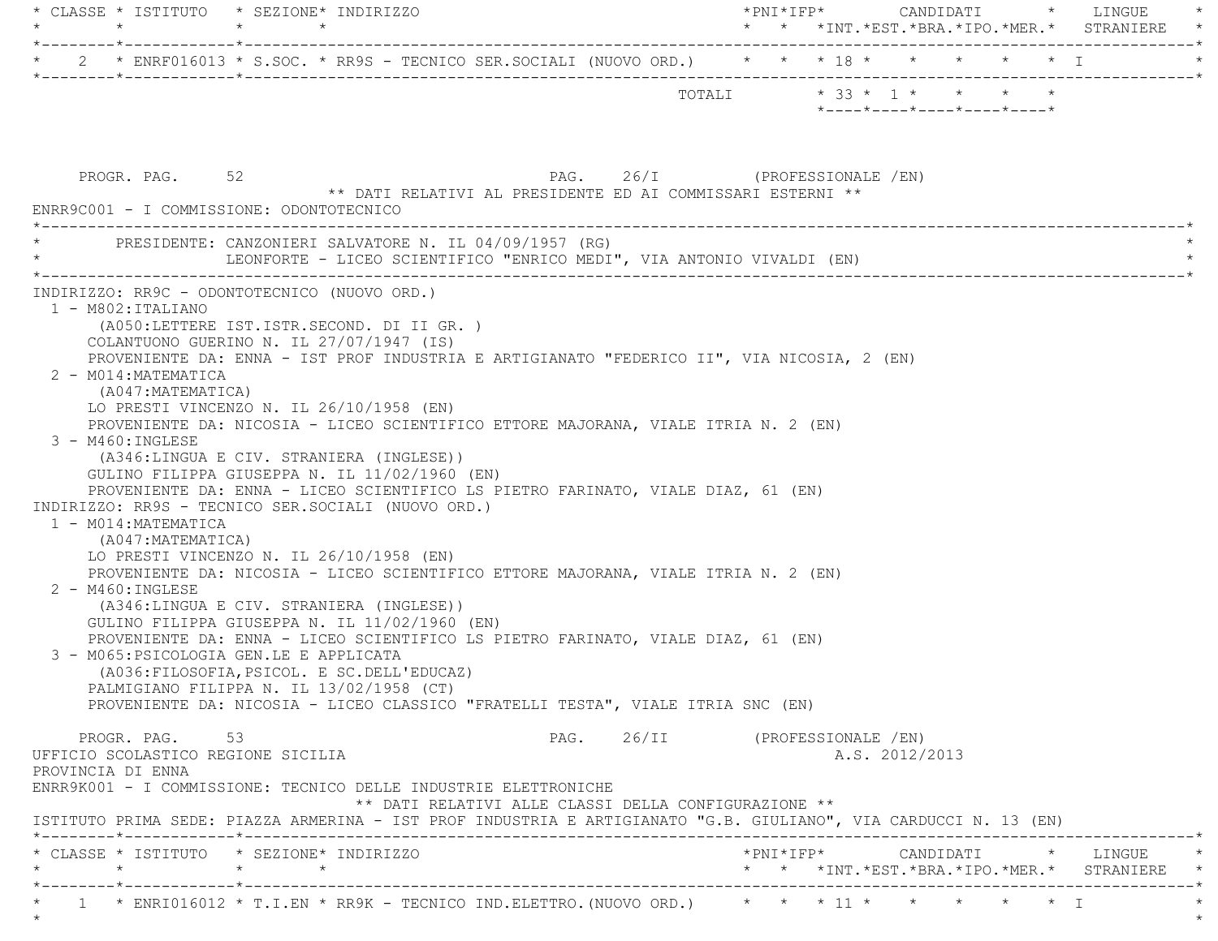| CLASSE | ISTITUTO | SEZIONE | INDIRIZZO | PNI | IFP | INT. | EST. | BRA. | IPO. | MER. | LINGUE STRANIERE |
|---|---|---|---|---|---|---|---|---|---|---|---|
| 2 | ENRF016013 | S.SOC. | RR9S - TECNICO SER.SOCIALI (NUOVO ORD.) | | | 18 | | | | | I |
| | | | TOTALI | | | 33 | 1 | | | | |

PROGR. PAG. 52 PAG. 26/I (PROFESSIONALE /EN)

** DATI RELATIVI AL PRESIDENTE ED AI COMMISSARI ESTERNI **

ENRR9C001 - I COMMISSIONE: ODONTOTECNICO

PRESIDENTE: CANZONIERI SALVATORE N. IL 04/09/1957 (RG)
LEONFORTE - LICEO SCIENTIFICO "ENRICO MEDI", VIA ANTONIO VIVALDI (EN)

INDIRIZZO: RR9C - ODONTOTECNICO (NUOVO ORD.)

1 - M802:ITALIANO
(A050:LETTERE IST.ISTR.SECOND. DI II GR. )
COLANTUONO GUERINO N. IL 27/07/1947 (IS)
PROVENIENTE DA: ENNA - IST PROF INDUSTRIA E ARTIGIANATO "FEDERICO II", VIA NICOSIA, 2 (EN)

2 - M014:MATEMATICA
(A047:MATEMATICA)
LO PRESTI VINCENZO N. IL 26/10/1958 (EN)
PROVENIENTE DA: NICOSIA - LICEO SCIENTIFICO ETTORE MAJORANA, VIALE ITRIA N. 2 (EN)

3 - M460:INGLESE
(A346:LINGUA E CIV. STRANIERA (INGLESE))
GULINO FILIPPA GIUSEPPA N. IL 11/02/1960 (EN)
PROVENIENTE DA: ENNA - LICEO SCIENTIFICO LS PIETRO FARINATO, VIALE DIAZ, 61 (EN)

INDIRIZZO: RR9S - TECNICO SER.SOCIALI (NUOVO ORD.)

1 - M014:MATEMATICA
(A047:MATEMATICA)
LO PRESTI VINCENZO N. IL 26/10/1958 (EN)
PROVENIENTE DA: NICOSIA - LICEO SCIENTIFICO ETTORE MAJORANA, VIALE ITRIA N. 2 (EN)

2 - M460:INGLESE
(A346:LINGUA E CIV. STRANIERA (INGLESE))
GULINO FILIPPA GIUSEPPA N. IL 11/02/1960 (EN)
PROVENIENTE DA: ENNA - LICEO SCIENTIFICO LS PIETRO FARINATO, VIALE DIAZ, 61 (EN)

3 - M065:PSICOLOGIA GEN.LE E APPLICATA
(A036:FILOSOFIA,PSICOL. E SC.DELL'EDUCAZ)
PALMIGIANO FILIPPA N. IL 13/02/1958 (CT)
PROVENIENTE DA: NICOSIA - LICEO CLASSICO "FRATELLI TESTA", VIALE ITRIA SNC (EN)

PROGR. PAG. 53 PAG. 26/II (PROFESSIONALE /EN)

UFFICIO SCOLASTICO REGIONE SICILIA A.S. 2012/2013

PROVINCIA DI ENNA

ENRR9K001 - I COMMISSIONE: TECNICO DELLE INDUSTRIE ELETTRONICHE

** DATI RELATIVI ALLE CLASSI DELLA CONFIGURAZIONE **

ISTITUTO PRIMA SEDE: PIAZZA ARMERINA - IST PROF INDUSTRIA E ARTIGIANATO "G.B. GIULIANO", VIA CARDUCCI N. 13 (EN)

| CLASSE | ISTITUTO | SEZIONE | INDIRIZZO | PNI | IFP | INT. | EST. | BRA. | IPO. | MER. | LINGUE STRANIERE |
|---|---|---|---|---|---|---|---|---|---|---|---|
| 1 | ENRI016012 | T.I.EN | RR9K - TECNICO IND.ELETTRO.(NUOVO ORD.) | | | 11 | | | | | I |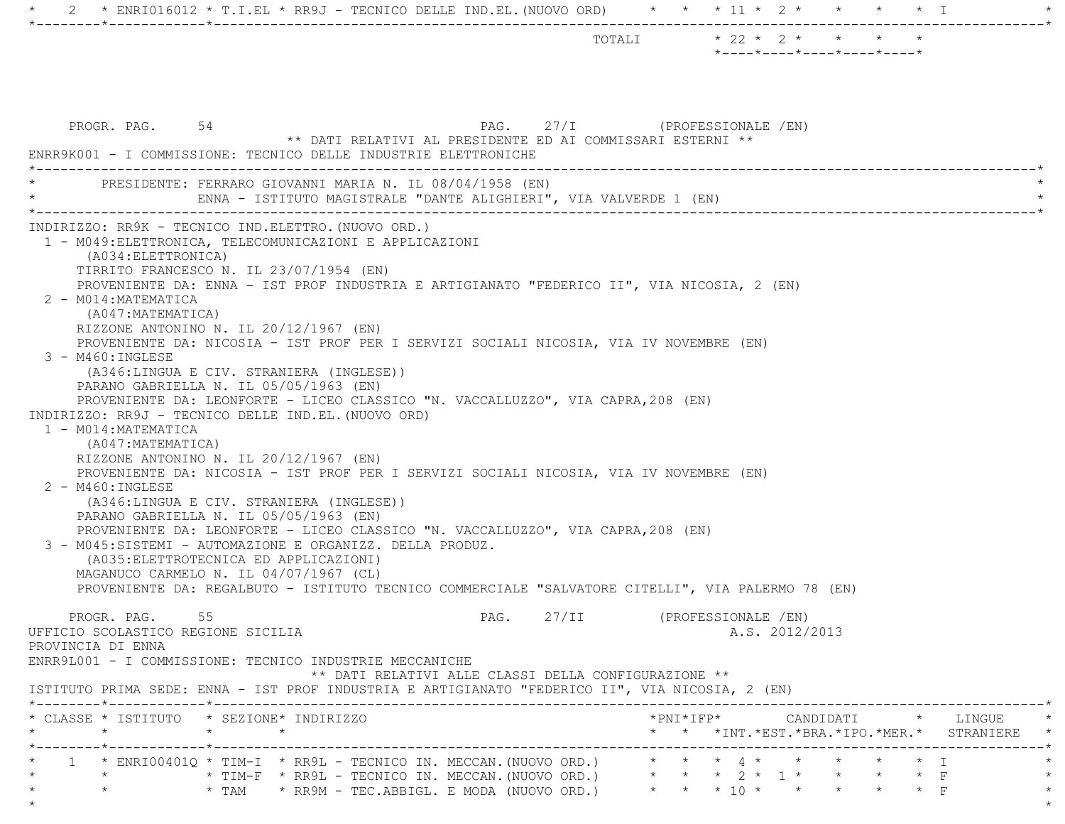| CLASSE | ISTITUTO | SEZIONE | INDIRIZZO | PNI | IFP | INT. | EST. | BRA. | IPO. | MER. | LINGUE STRANIERE |
|---|---|---|---|---|---|---|---|---|---|---|---|
| 2 | ENRI016012 | T.I.EL | RR9J - TECNICO DELLE IND.EL.(NUOVO ORD) | | | 11 | 2 | | | | I |
| | | | TOTALI | | | 22 | 2 | | | | |

PROGR. PAG. 54 PAG. 27/I (PROFESSIONALE /EN)

** DATI RELATIVI AL PRESIDENTE ED AI COMMISSARI ESTERNI **

ENRR9K001 - I COMMISSIONE: TECNICO DELLE INDUSTRIE ELETTRONICHE

PRESIDENTE: FERRARO GIOVANNI MARIA N. IL 08/04/1958 (EN)
ENNA - ISTITUTO MAGISTRALE "DANTE ALIGHIERI", VIA VALVERDE 1 (EN)

INDIRIZZO: RR9K - TECNICO IND.ELETTRO.(NUOVO ORD.)

1 - M049:ELETTRONICA, TELECOMUNICAZIONI E APPLICAZIONI
(A034:ELETTRONICA)
TIRRITO FRANCESCO N. IL 23/07/1954 (EN)
PROVENIENTE DA: ENNA - IST PROF INDUSTRIA E ARTIGIANATO "FEDERICO II", VIA NICOSIA, 2 (EN)

2 - M014:MATEMATICA
(A047:MATEMATICA)
RIZZONE ANTONINO N. IL 20/12/1967 (EN)
PROVENIENTE DA: NICOSIA - IST PROF PER I SERVIZI SOCIALI NICOSIA, VIA IV NOVEMBRE (EN)

3 - M460:INGLESE
(A346:LINGUA E CIV. STRANIERA (INGLESE))
PARANO GABRIELLA N. IL 05/05/1963 (EN)
PROVENIENTE DA: LEONFORTE - LICEO CLASSICO "N. VACCALLUZZO", VIA CAPRA,208 (EN)

INDIRIZZO: RR9J - TECNICO DELLE IND.EL.(NUOVO ORD)

1 - M014:MATEMATICA
(A047:MATEMATICA)
RIZZONE ANTONINO N. IL 20/12/1967 (EN)
PROVENIENTE DA: NICOSIA - IST PROF PER I SERVIZI SOCIALI NICOSIA, VIA IV NOVEMBRE (EN)

2 - M460:INGLESE
(A346:LINGUA E CIV. STRANIERA (INGLESE))
PARANO GABRIELLA N. IL 05/05/1963 (EN)
PROVENIENTE DA: LEONFORTE - LICEO CLASSICO "N. VACCALLUZZO", VIA CAPRA,208 (EN)

3 - M045:SISTEMI - AUTOMAZIONE E ORGANIZZ. DELLA PRODUZ.
(A035:ELETTROTECNICA ED APPLICAZIONI)
MAGANUCO CARMELO N. IL 04/07/1967 (CL)
PROVENIENTE DA: REGALBUTO - ISTITUTO TECNICO COMMERCIALE "SALVATORE CITELLI", VIA PALERMO 78 (EN)

PROGR. PAG. 55 PAG. 27/II (PROFESSIONALE /EN)

UFFICIO SCOLASTICO REGIONE SICILIA A.S. 2012/2013

PROVINCIA DI ENNA

ENRR9L001 - I COMMISSIONE: TECNICO INDUSTRIE MECCANICHE

** DATI RELATIVI ALLE CLASSI DELLA CONFIGURAZIONE **

ISTITUTO PRIMA SEDE: ENNA - IST PROF INDUSTRIA E ARTIGIANATO "FEDERICO II", VIA NICOSIA, 2 (EN)

| CLASSE | ISTITUTO | SEZIONE | INDIRIZZO | PNI | IFP | INT. | EST. | BRA. | IPO. | MER. | LINGUE STRANIERE |
|---|---|---|---|---|---|---|---|---|---|---|---|
| 1 | ENRI00401Q | TIM-I | RR9L - TECNICO IN. MECCAN.(NUOVO ORD.) | | | 4 | | | | | I |
| | | TIM-F | RR9L - TECNICO IN. MECCAN.(NUOVO ORD.) | | | 2 | 1 | | | | F |
| | | TAM | RR9M - TEC.ABBIGL. E MODA (NUOVO ORD.) | | | 10 | | | | | F |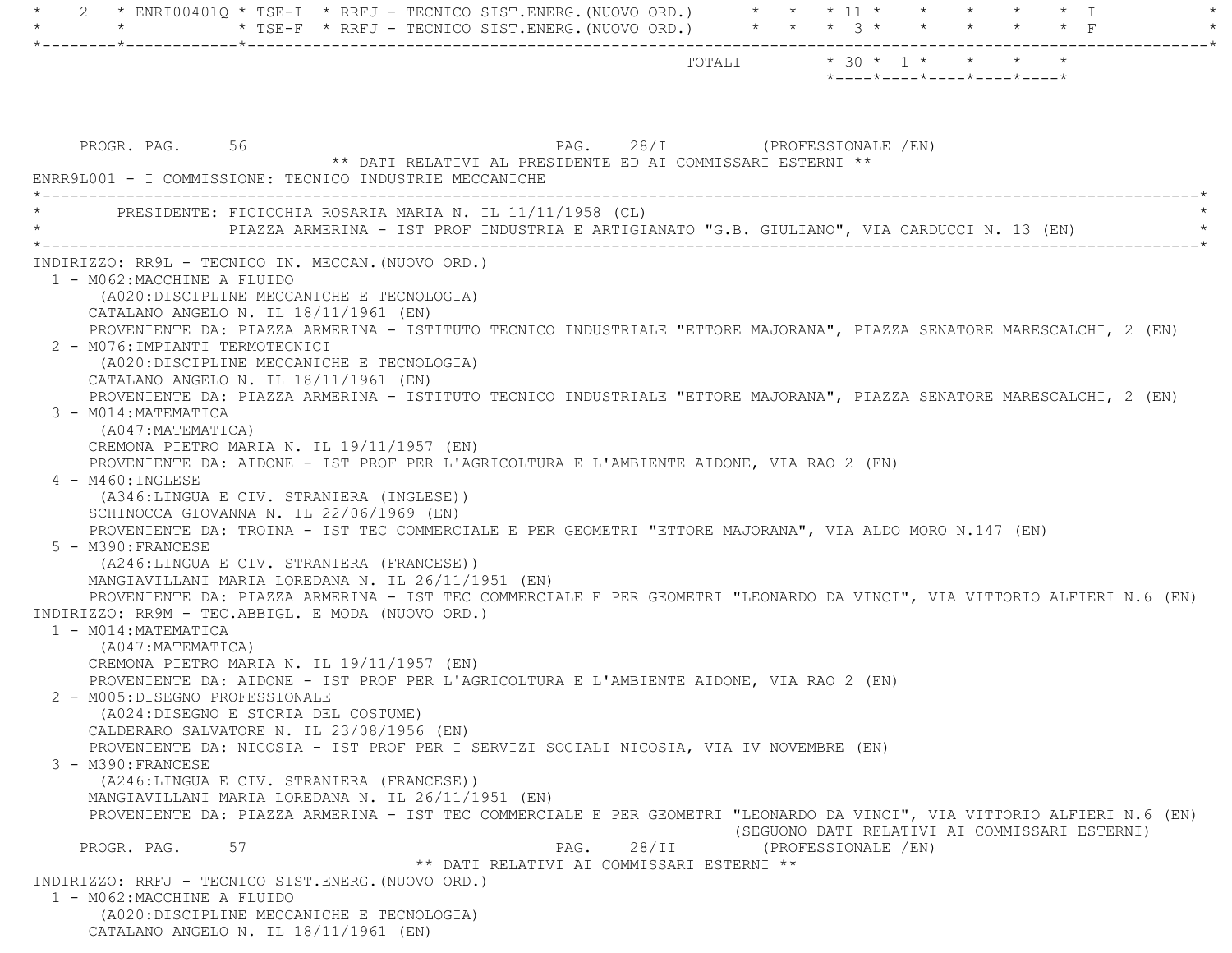| | | | | | | | | | | |
|---|---|---|---|---|---|---|---|---|---|---|
| 2 | ENRI00401Q | TSE-I | RRFJ - TECNICO SIST.ENERG.(NUOVO ORD.) | | | 11 | | | | I |
| | | TSE-F | RRFJ - TECNICO SIST.ENERG.(NUOVO ORD.) | | | 3 | | | | F |

| TOTALI | 30 | 1 | | | |
|---|---|---|---|---|---|

PROGR. PAG. 56 PAG. 28/I (PROFESSIONALE /EN)

** DATI RELATIVI AL PRESIDENTE ED AI COMMISSARI ESTERNI **

ENRR9L001 - I COMMISSIONE: TECNICO INDUSTRIE MECCANICHE

PRESIDENTE: FICICCHIA ROSARIA MARIA N. IL 11/11/1958 (CL)
PIAZZA ARMERINA - IST PROF INDUSTRIA E ARTIGIANATO "G.B. GIULIANO", VIA CARDUCCI N. 13 (EN)

INDIRIZZO: RR9L - TECNICO IN. MECCAN.(NUOVO ORD.)

1 - M062:MACCHINE A FLUIDO
(A020:DISCIPLINE MECCANICHE E TECNOLOGIA)
CATALANO ANGELO N. IL 18/11/1961 (EN)
PROVENIENTE DA: PIAZZA ARMERINA - ISTITUTO TECNICO INDUSTRIALE "ETTORE MAJORANA", PIAZZA SENATORE MARESCALCHI, 2 (EN)

2 - M076:IMPIANTI TERMOTECNICI
(A020:DISCIPLINE MECCANICHE E TECNOLOGIA)
CATALANO ANGELO N. IL 18/11/1961 (EN)
PROVENIENTE DA: PIAZZA ARMERINA - ISTITUTO TECNICO INDUSTRIALE "ETTORE MAJORANA", PIAZZA SENATORE MARESCALCHI, 2 (EN)

3 - M014:MATEMATICA
(A047:MATEMATICA)
CREMONA PIETRO MARIA N. IL 19/11/1957 (EN)
PROVENIENTE DA: AIDONE - IST PROF PER L'AGRICOLTURA E L'AMBIENTE AIDONE, VIA RAO 2 (EN)

4 - M460:INGLESE
(A346:LINGUA E CIV. STRANIERA (INGLESE))
SCHINOCCA GIOVANNA N. IL 22/06/1969 (EN)
PROVENIENTE DA: TROINA - IST TEC COMMERCIALE E PER GEOMETRI "ETTORE MAJORANA", VIA ALDO MORO N.147 (EN)

5 - M390:FRANCESE
(A246:LINGUA E CIV. STRANIERA (FRANCESE))
MANGIAVILLANI MARIA LOREDANA N. IL 26/11/1951 (EN)
PROVENIENTE DA: PIAZZA ARMERINA - IST TEC COMMERCIALE E PER GEOMETRI "LEONARDO DA VINCI", VIA VITTORIO ALFIERI N.6 (EN)

INDIRIZZO: RR9M - TEC.ABBIGL. E MODA (NUOVO ORD.)

1 - M014:MATEMATICA
(A047:MATEMATICA)
CREMONA PIETRO MARIA N. IL 19/11/1957 (EN)
PROVENIENTE DA: AIDONE - IST PROF PER L'AGRICOLTURA E L'AMBIENTE AIDONE, VIA RAO 2 (EN)

2 - M005:DISEGNO PROFESSIONALE
(A024:DISEGNO E STORIA DEL COSTUME)
CALDERARO SALVATORE N. IL 23/08/1956 (EN)
PROVENIENTE DA: NICOSIA - IST PROF PER I SERVIZI SOCIALI NICOSIA, VIA IV NOVEMBRE (EN)

3 - M390:FRANCESE
(A246:LINGUA E CIV. STRANIERA (FRANCESE))
MANGIAVILLANI MARIA LOREDANA N. IL 26/11/1951 (EN)
PROVENIENTE DA: PIAZZA ARMERINA - IST TEC COMMERCIALE E PER GEOMETRI "LEONARDO DA VINCI", VIA VITTORIO ALFIERI N.6 (EN)

(SEGUONO DATI RELATIVI AI COMMISSARI ESTERNI)

PROGR. PAG. 57 PAG. 28/II (PROFESSIONALE /EN)

** DATI RELATIVI AI COMMISSARI ESTERNI **

INDIRIZZO: RRFJ - TECNICO SIST.ENERG.(NUOVO ORD.)

1 - M062:MACCHINE A FLUIDO
(A020:DISCIPLINE MECCANICHE E TECNOLOGIA)
CATALANO ANGELO N. IL 18/11/1961 (EN)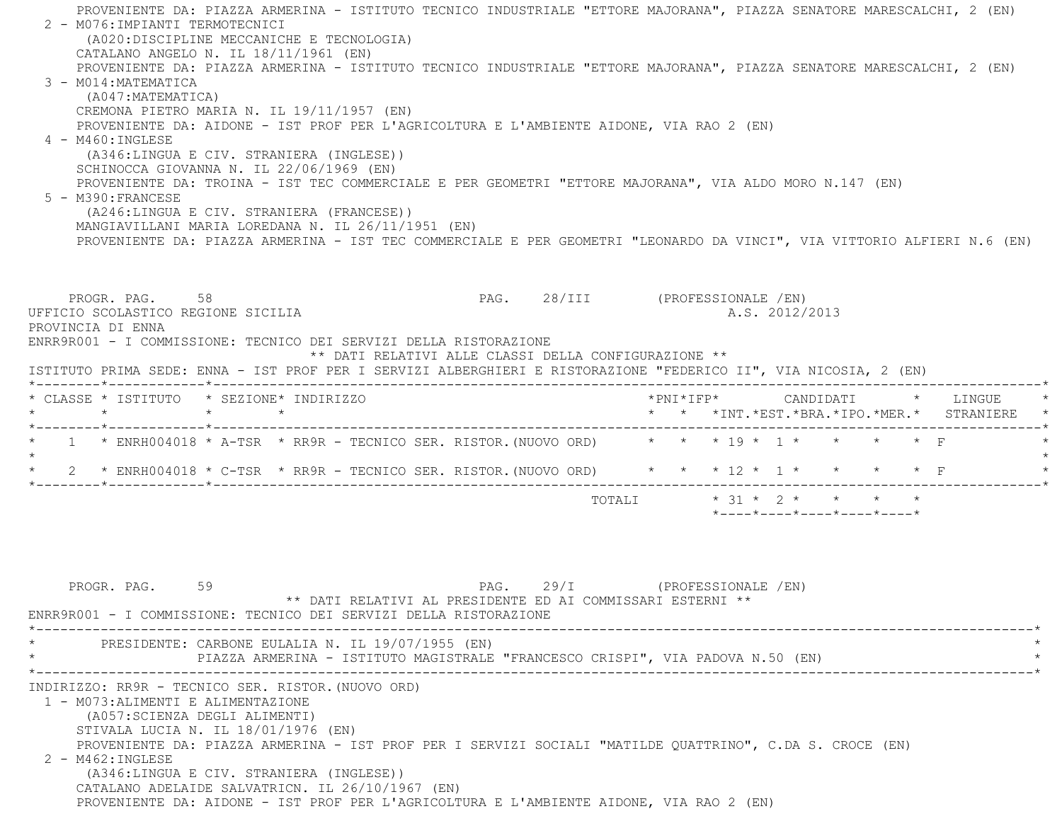PROVENIENTE DA: PIAZZA ARMERINA - ISTITUTO TECNICO INDUSTRIALE "ETTORE MAJORANA", PIAZZA SENATORE MARESCALCHI, 2 (EN)

2 - M076:IMPIANTI TERMOTECNICI
(A020:DISCIPLINE MECCANICHE E TECNOLOGIA)
CATALANO ANGELO N. IL 18/11/1961 (EN)
PROVENIENTE DA: PIAZZA ARMERINA - ISTITUTO TECNICO INDUSTRIALE "ETTORE MAJORANA", PIAZZA SENATORE MARESCALCHI, 2 (EN)

3 - M014:MATEMATICA
(A047:MATEMATICA)
CREMONA PIETRO MARIA N. IL 19/11/1957 (EN)
PROVENIENTE DA: AIDONE - IST PROF PER L'AGRICOLTURA E L'AMBIENTE AIDONE, VIA RAO 2 (EN)

4 - M460:INGLESE
(A346:LINGUA E CIV. STRANIERA (INGLESE))
SCHINOCCA GIOVANNA N. IL 22/06/1969 (EN)
PROVENIENTE DA: TROINA - IST TEC COMMERCIALE E PER GEOMETRI "ETTORE MAJORANA", VIA ALDO MORO N.147 (EN)

5 - M390:FRANCESE
(A246:LINGUA E CIV. STRANIERA (FRANCESE))
MANGIAVILLANI MARIA LOREDANA N. IL 26/11/1951 (EN)
PROVENIENTE DA: PIAZZA ARMERINA - IST TEC COMMERCIALE E PER GEOMETRI "LEONARDO DA VINCI", VIA VITTORIO ALFIERI N.6 (EN)

PROGR. PAG. 58 PAG. 28/III (PROFESSIONALE /EN)

UFFICIO SCOLASTICO REGIONE SICILIA A.S. 2012/2013

PROVINCIA DI ENNA

ENRR9R001 - I COMMISSIONE: TECNICO DEI SERVIZI DELLA RISTORAZIONE

** DATI RELATIVI ALLE CLASSI DELLA CONFIGURAZIONE **

ISTITUTO PRIMA SEDE: ENNA - IST PROF PER I SERVIZI ALBERGHIERI E RISTORAZIONE "FEDERICO II", VIA NICOSIA, 2 (EN)

| CLASSE | ISTITUTO | SEZIONE | INDIRIZZO | PNI | IFP | CANDIDATI INT. | EST. | BRA. | IPO. | MER. | LINGUE STRANIERE |
|---|---|---|---|---|---|---|---|---|---|---|---|
| 1 | ENRH004018 | A-TSR | RR9R - TECNICO SER. RISTOR.(NUOVO ORD) | | | 19 | 1 | | | | F |
| 2 | ENRH004018 | C-TSR | RR9R - TECNICO SER. RISTOR.(NUOVO ORD) | | | 12 | 1 | | | | F |
| | | | TOTALI | | | 31 | 2 | | | | |

PROGR. PAG. 59 PAG. 29/I (PROFESSIONALE /EN)

** DATI RELATIVI AL PRESIDENTE ED AI COMMISSARI ESTERNI **

ENRR9R001 - I COMMISSIONE: TECNICO DEI SERVIZI DELLA RISTORAZIONE

PRESIDENTE: CARBONE EULALIA N. IL 19/07/1955 (EN)
PIAZZA ARMERINA - ISTITUTO MAGISTRALE "FRANCESCO CRISPI", VIA PADOVA N.50 (EN)

INDIRIZZO: RR9R - TECNICO SER. RISTOR.(NUOVO ORD)

1 - M073:ALIMENTI E ALIMENTAZIONE
(A057:SCIENZA DEGLI ALIMENTI)
STIVALA LUCIA N. IL 18/01/1976 (EN)
PROVENIENTE DA: PIAZZA ARMERINA - IST PROF PER I SERVIZI SOCIALI "MATILDE QUATTRINO", C.DA S. CROCE (EN)

2 - M462:INGLESE
(A346:LINGUA E CIV. STRANIERA (INGLESE))
CATALANO ADELAIDE SALVATRICN. IL 26/10/1967 (EN)
PROVENIENTE DA: AIDONE - IST PROF PER L'AGRICOLTURA E L'AMBIENTE AIDONE, VIA RAO 2 (EN)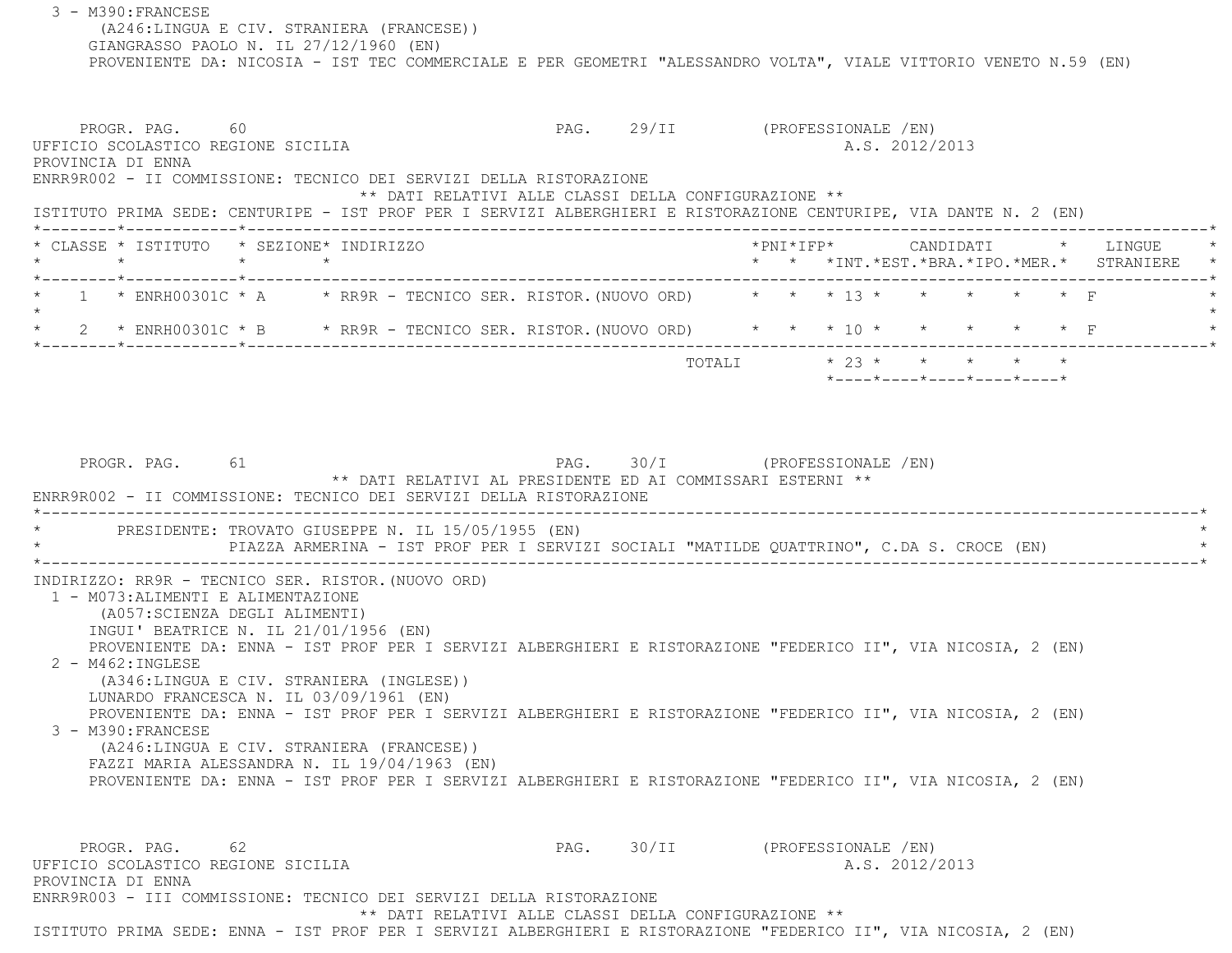3 - M390:FRANCESE
(A246:LINGUA E CIV. STRANIERA (FRANCESE))
GIANGRASSO PAOLO N. IL 27/12/1960 (EN)
PROVENIENTE DA: NICOSIA - IST TEC COMMERCIALE E PER GEOMETRI "ALESSANDRO VOLTA", VIALE VITTORIO VENETO N.59 (EN)

PROGR. PAG. 60 PAG. 29/II (PROFESSIONALE /EN)
UFFICIO SCOLASTICO REGIONE SICILIA A.S. 2012/2013
PROVINCIA DI ENNA
ENRR9R002 - II COMMISSIONE: TECNICO DEI SERVIZI DELLA RISTORAZIONE

** DATI RELATIVI ALLE CLASSI DELLA CONFIGURAZIONE **

ISTITUTO PRIMA SEDE: CENTURIPE - IST PROF PER I SERVIZI ALBERGHIERI E RISTORAZIONE CENTURIPE, VIA DANTE N. 2 (EN)

| CLASSE | ISTITUTO | SEZIONE | INDIRIZZO | PNI | IFP | CANDIDATI INT. | CANDIDATI EST. | CANDIDATI BRA. | CANDIDATI IPO. | CANDIDATI MER. | LINGUE STRANIERE |
|---|---|---|---|---|---|---|---|---|---|---|---|
| 1 | ENRH00301C | A | RR9R - TECNICO SER. RISTOR.(NUOVO ORD) | | | 13 | | | | | F |
| 2 | ENRH00301C | B | RR9R - TECNICO SER. RISTOR.(NUOVO ORD) | | | 10 | | | | | F |
| | | | TOTALI | | | 23 | | | | | |

PROGR. PAG. 61 PAG. 30/I (PROFESSIONALE /EN)

** DATI RELATIVI AL PRESIDENTE ED AI COMMISSARI ESTERNI **

ENRR9R002 - II COMMISSIONE: TECNICO DEI SERVIZI DELLA RISTORAZIONE

PRESIDENTE: TROVATO GIUSEPPE N. IL 15/05/1955 (EN)
PIAZZA ARMERINA - IST PROF PER I SERVIZI SOCIALI "MATILDE QUATTRINO", C.DA S. CROCE (EN)

INDIRIZZO: RR9R - TECNICO SER. RISTOR.(NUOVO ORD)

1 - M073:ALIMENTI E ALIMENTAZIONE
(A057:SCIENZA DEGLI ALIMENTI)
INGUI' BEATRICE N. IL 21/01/1956 (EN)
PROVENIENTE DA: ENNA - IST PROF PER I SERVIZI ALBERGHIERI E RISTORAZIONE "FEDERICO II", VIA NICOSIA, 2 (EN)

2 - M462:INGLESE
(A346:LINGUA E CIV. STRANIERA (INGLESE))
LUNARDO FRANCESCA N. IL 03/09/1961 (EN)
PROVENIENTE DA: ENNA - IST PROF PER I SERVIZI ALBERGHIERI E RISTORAZIONE "FEDERICO II", VIA NICOSIA, 2 (EN)

3 - M390:FRANCESE
(A246:LINGUA E CIV. STRANIERA (FRANCESE))
FAZZI MARIA ALESSANDRA N. IL 19/04/1963 (EN)
PROVENIENTE DA: ENNA - IST PROF PER I SERVIZI ALBERGHIERI E RISTORAZIONE "FEDERICO II", VIA NICOSIA, 2 (EN)

PROGR. PAG. 62 PAG. 30/II (PROFESSIONALE /EN)
UFFICIO SCOLASTICO REGIONE SICILIA A.S. 2012/2013
PROVINCIA DI ENNA
ENRR9R003 - III COMMISSIONE: TECNICO DEI SERVIZI DELLA RISTORAZIONE

** DATI RELATIVI ALLE CLASSI DELLA CONFIGURAZIONE **

ISTITUTO PRIMA SEDE: ENNA - IST PROF PER I SERVIZI ALBERGHIERI E RISTORAZIONE "FEDERICO II", VIA NICOSIA, 2 (EN)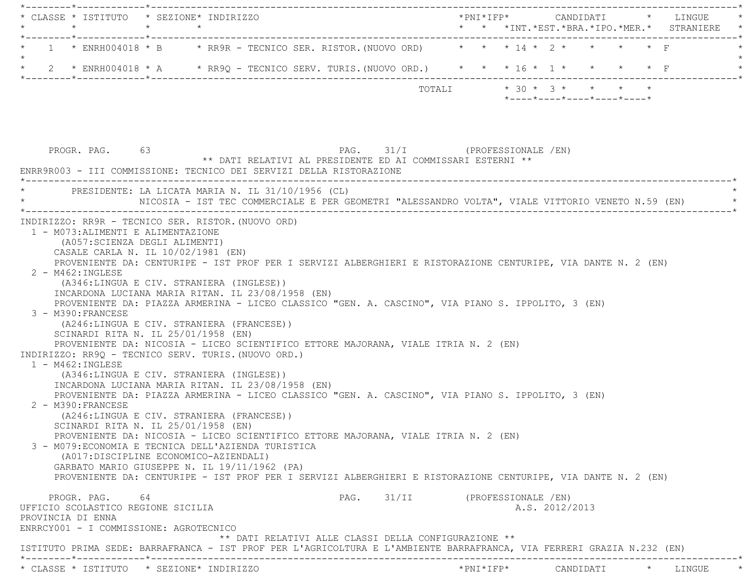| CLASSE | ISTITUTO | SEZIONE | INDIRIZZO | PNI | IFP | CANDIDATI INT. | CANDIDATI EST. | CANDIDATI BRA. | CANDIDATI IPO. | CANDIDATI MER. | LINGUE STRANIERE |
|---|---|---|---|---|---|---|---|---|---|---|---|
| 1 | ENRH004018 | B | RR9R - TECNICO SER. RISTOR.(NUOVO ORD) | | | 14 | 2 | | | | F |
| 2 | ENRH004018 | A | RR9Q - TECNICO SERV. TURIS.(NUOVO ORD.) | | | 16 | 1 | | | | F |
| | | | TOTALI | | | 30 | 3 | | | | |

PROGR. PAG. 63 PAG. 31/I (PROFESSIONALE /EN)

** DATI RELATIVI AL PRESIDENTE ED AI COMMISSARI ESTERNI **

ENRR9R003 - III COMMISSIONE: TECNICO DEI SERVIZI DELLA RISTORAZIONE

PRESIDENTE: LA LICATA MARIA N. IL 31/10/1956 (CL)
NICOSIA - IST TEC COMMERCIALE E PER GEOMETRI "ALESSANDRO VOLTA", VIALE VITTORIO VENETO N.59 (EN)

INDIRIZZO: RR9R - TECNICO SER. RISTOR.(NUOVO ORD)

1 - M073:ALIMENTI E ALIMENTAZIONE
(A057:SCIENZA DEGLI ALIMENTI)
CASALE CARLA N. IL 10/02/1981 (EN)
PROVENIENTE DA: CENTURIPE - IST PROF PER I SERVIZI ALBERGHIERI E RISTORAZIONE CENTURIPE, VIA DANTE N. 2 (EN)

2 - M462:INGLESE
(A346:LINGUA E CIV. STRANIERA (INGLESE))
INCARDONA LUCIANA MARIA RITAN. IL 23/08/1958 (EN)
PROVENIENTE DA: PIAZZA ARMERINA - LICEO CLASSICO "GEN. A. CASCINO", VIA PIANO S. IPPOLITO, 3 (EN)

3 - M390:FRANCESE
(A246:LINGUA E CIV. STRANIERA (FRANCESE))
SCINARDI RITA N. IL 25/01/1958 (EN)
PROVENIENTE DA: NICOSIA - LICEO SCIENTIFICO ETTORE MAJORANA, VIALE ITRIA N. 2 (EN)

INDIRIZZO: RR9Q - TECNICO SERV. TURIS.(NUOVO ORD.)

1 - M462:INGLESE
(A346:LINGUA E CIV. STRANIERA (INGLESE))
INCARDONA LUCIANA MARIA RITAN. IL 23/08/1958 (EN)
PROVENIENTE DA: PIAZZA ARMERINA - LICEO CLASSICO "GEN. A. CASCINO", VIA PIANO S. IPPOLITO, 3 (EN)

2 - M390:FRANCESE
(A246:LINGUA E CIV. STRANIERA (FRANCESE))
SCINARDI RITA N. IL 25/01/1958 (EN)
PROVENIENTE DA: NICOSIA - LICEO SCIENTIFICO ETTORE MAJORANA, VIALE ITRIA N. 2 (EN)

3 - M079:ECONOMIA E TECNICA DELL'AZIENDA TURISTICA
(A017:DISCIPLINE ECONOMICO-AZIENDALI)
GARBATO MARIO GIUSEPPE N. IL 19/11/1962 (PA)
PROVENIENTE DA: CENTURIPE - IST PROF PER I SERVIZI ALBERGHIERI E RISTORAZIONE CENTURIPE, VIA DANTE N. 2 (EN)

PROGR. PAG. 64 PAG. 31/II (PROFESSIONALE /EN)

UFFICIO SCOLASTICO REGIONE SICILIA A.S. 2012/2013
PROVINCIA DI ENNA

ENRRCY001 - I COMMISSIONE: AGROTECNICO

** DATI RELATIVI ALLE CLASSI DELLA CONFIGURAZIONE **

ISTITUTO PRIMA SEDE: BARRAFRANCA - IST PROF PER L'AGRICOLTURA E L'AMBIENTE BARRAFRANCA, VIA FERRERI GRAZIA N.232 (EN)

| CLASSE | ISTITUTO | SEZIONE | INDIRIZZO | PNI | IFP | CANDIDATI | LINGUE |
|---|---|---|---|---|---|---|---|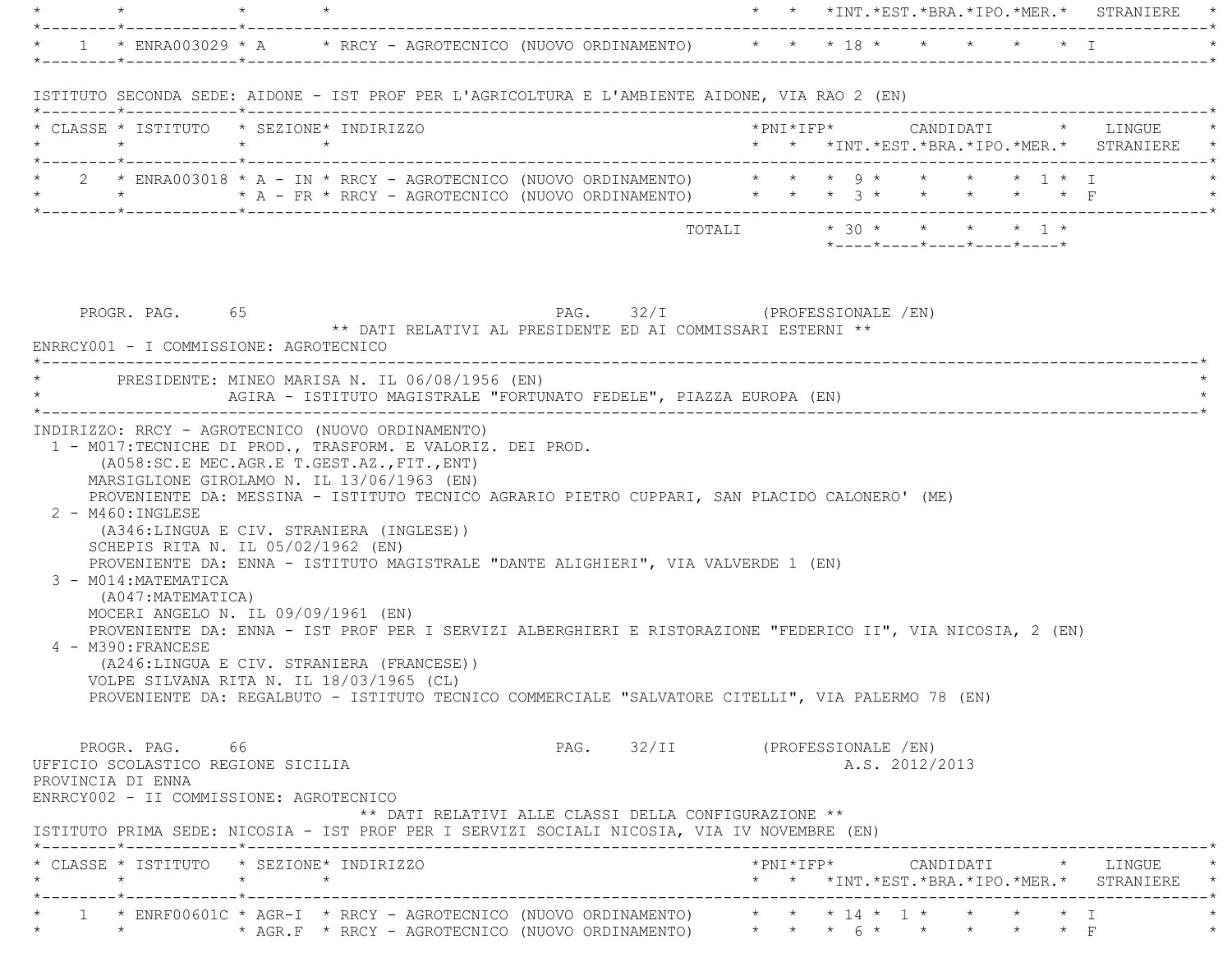| CLASSE | ISTITUTO | SEZIONE | INDIRIZZO | PNI | IFP | CANDIDATI INT. | EST. | BRA. | IPO. | MER. | LINGUE STRANIERE |
|---|---|---|---|---|---|---|---|---|---|---|---|
| 1 | ENRA003029 | A | RRCY - AGROTECNICO (NUOVO ORDINAMENTO) | | | 18 | | | | | I |

ISTITUTO SECONDA SEDE: AIDONE - IST PROF PER L'AGRICOLTURA E L'AMBIENTE AIDONE, VIA RAO 2 (EN)

| CLASSE | ISTITUTO | SEZIONE | INDIRIZZO | PNI | IFP | CANDIDATI INT. | EST. | BRA. | IPO. | MER. | LINGUE STRANIERE |
|---|---|---|---|---|---|---|---|---|---|---|---|
| 2 | ENRA003018 | A - IN | RRCY - AGROTECNICO (NUOVO ORDINAMENTO) | | | 9 | | | | 1 | I |
| | | A - FR | RRCY - AGROTECNICO (NUOVO ORDINAMENTO) | | | 3 | | | | | F |
| | | | TOTALI | | | 30 | | | | 1 | |

PROGR. PAG. 65 PAG. 32/I (PROFESSIONALE /EN)

** DATI RELATIVI AL PRESIDENTE ED AI COMMISSARI ESTERNI **

ENRRCY001 - I COMMISSIONE: AGROTECNICO

PRESIDENTE: MINEO MARISA N. IL 06/08/1956 (EN)
AGIRA - ISTITUTO MAGISTRALE "FORTUNATO FEDELE", PIAZZA EUROPA (EN)

INDIRIZZO: RRCY - AGROTECNICO (NUOVO ORDINAMENTO)

1 - M017:TECNICHE DI PROD., TRASFORM. E VALORIZ. DEI PROD.
(A058:SC.E MEC.AGR.E T.GEST.AZ.,FIT.,ENT)
MARSIGLIONE GIROLAMO N. IL 13/06/1963 (EN)
PROVENIENTE DA: MESSINA - ISTITUTO TECNICO AGRARIO PIETRO CUPPARI, SAN PLACIDO CALONERO' (ME)

2 - M460:INGLESE
(A346:LINGUA E CIV. STRANIERA (INGLESE))
SCHEPIS RITA N. IL 05/02/1962 (EN)
PROVENIENTE DA: ENNA - ISTITUTO MAGISTRALE "DANTE ALIGHIERI", VIA VALVERDE 1 (EN)

3 - M014:MATEMATICA
(A047:MATEMATICA)
MOCERI ANGELO N. IL 09/09/1961 (EN)
PROVENIENTE DA: ENNA - IST PROF PER I SERVIZI ALBERGHIERI E RISTORAZIONE "FEDERICO II", VIA NICOSIA, 2 (EN)

4 - M390:FRANCESE
(A246:LINGUA E CIV. STRANIERA (FRANCESE))
VOLPE SILVANA RITA N. IL 18/03/1965 (CL)
PROVENIENTE DA: REGALBUTO - ISTITUTO TECNICO COMMERCIALE "SALVATORE CITELLI", VIA PALERMO 78 (EN)

PROGR. PAG. 66 PAG. 32/II (PROFESSIONALE /EN)

UFFICIO SCOLASTICO REGIONE SICILIA A.S. 2012/2013
PROVINCIA DI ENNA

ENRRCY002 - II COMMISSIONE: AGROTECNICO

** DATI RELATIVI ALLE CLASSI DELLA CONFIGURAZIONE **

ISTITUTO PRIMA SEDE: NICOSIA - IST PROF PER I SERVIZI SOCIALI NICOSIA, VIA IV NOVEMBRE (EN)

| CLASSE | ISTITUTO | SEZIONE | INDIRIZZO | PNI | IFP | CANDIDATI INT. | EST. | BRA. | IPO. | MER. | LINGUE STRANIERE |
|---|---|---|---|---|---|---|---|---|---|---|---|
| 1 | ENRF00601C | AGR-I | RRCY - AGROTECNICO (NUOVO ORDINAMENTO) | | | 14 | 1 | | | | I |
| | | AGR.F | RRCY - AGROTECNICO (NUOVO ORDINAMENTO) | | | 6 | | | | | F |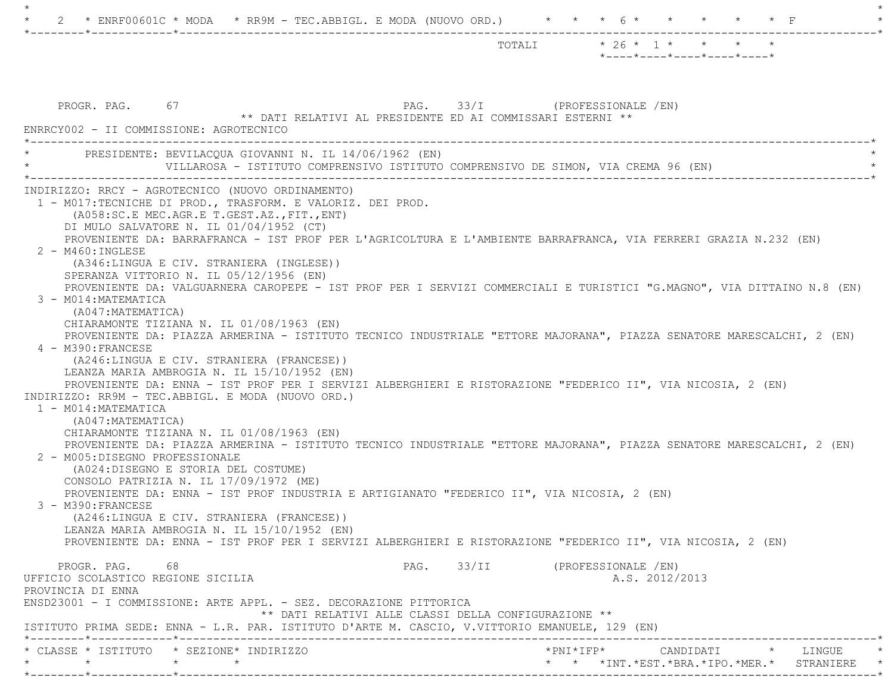| CLASSE | ISTITUTO | SEZIONE | INDIRIZZO | PNI | IFP | INT. | EST. | BRA. | IPO. | MER. | LINGUE STRANIERE |
|---|---|---|---|---|---|---|---|---|---|---|---|
| 2 | ENRF00601C | MODA | RR9M - TEC.ABBIGL. E MODA (NUOVO ORD.) | | | 6 | | | | | F |
| | | | TOTALI | | | 26 | 1 | | | | |

PROGR. PAG. 67 PAG. 33/I (PROFESSIONALE /EN)

** DATI RELATIVI AL PRESIDENTE ED AI COMMISSARI ESTERNI **

ENRRCY002 - II COMMISSIONE: AGROTECNICO

PRESIDENTE: BEVILACQUA GIOVANNI N. IL 14/06/1962 (EN)
VILLAROSA - ISTITUTO COMPRENSIVO ISTITUTO COMPRENSIVO DE SIMON, VIA CREMA 96 (EN)

INDIRIZZO: RRCY - AGROTECNICO (NUOVO ORDINAMENTO)

1 - M017:TECNICHE DI PROD., TRASFORM. E VALORIZ. DEI PROD.
 (A058:SC.E MEC.AGR.E T.GEST.AZ.,FIT.,ENT)
 DI MULO SALVATORE N. IL 01/04/1952 (CT)
 PROVENIENTE DA: BARRAFRANCA - IST PROF PER L'AGRICOLTURA E L'AMBIENTE BARRAFRANCA, VIA FERRERI GRAZIA N.232 (EN)
2 - M460:INGLESE
 (A346:LINGUA E CIV. STRANIERA (INGLESE))
 SPERANZA VITTORIO N. IL 05/12/1956 (EN)
 PROVENIENTE DA: VALGUARNERA CAROPEPE - IST PROF PER I SERVIZI COMMERCIALI E TURISTICI "G.MAGNO", VIA DITTAINO N.8 (EN)
3 - M014:MATEMATICA
 (A047:MATEMATICA)
 CHIARAMONTE TIZIANA N. IL 01/08/1963 (EN)
 PROVENIENTE DA: PIAZZA ARMERINA - ISTITUTO TECNICO INDUSTRIALE "ETTORE MAJORANA", PIAZZA SENATORE MARESCALCHI, 2 (EN)
4 - M390:FRANCESE
 (A246:LINGUA E CIV. STRANIERA (FRANCESE))
 LEANZA MARIA AMBROGIA N. IL 15/10/1952 (EN)
 PROVENIENTE DA: ENNA - IST PROF PER I SERVIZI ALBERGHIERI E RISTORAZIONE "FEDERICO II", VIA NICOSIA, 2 (EN)

INDIRIZZO: RR9M - TEC.ABBIGL. E MODA (NUOVO ORD.)

1 - M014:MATEMATICA
 (A047:MATEMATICA)
 CHIARAMONTE TIZIANA N. IL 01/08/1963 (EN)
 PROVENIENTE DA: PIAZZA ARMERINA - ISTITUTO TECNICO INDUSTRIALE "ETTORE MAJORANA", PIAZZA SENATORE MARESCALCHI, 2 (EN)
2 - M005:DISEGNO PROFESSIONALE
 (A024:DISEGNO E STORIA DEL COSTUME)
 CONSOLO PATRIZIA N. IL 17/09/1972 (ME)
 PROVENIENTE DA: ENNA - IST PROF INDUSTRIA E ARTIGIANATO "FEDERICO II", VIA NICOSIA, 2 (EN)
3 - M390:FRANCESE
 (A246:LINGUA E CIV. STRANIERA (FRANCESE))
 LEANZA MARIA AMBROGIA N. IL 15/10/1952 (EN)
 PROVENIENTE DA: ENNA - IST PROF PER I SERVIZI ALBERGHIERI E RISTORAZIONE "FEDERICO II", VIA NICOSIA, 2 (EN)

PROGR. PAG. 68 PAG. 33/II (PROFESSIONALE /EN)

UFFICIO SCOLASTICO REGIONE SICILIA A.S. 2012/2013

PROVINCIA DI ENNA

ENSD23001 - I COMMISSIONE: ARTE APPL. - SEZ. DECORAZIONE PITTORICA

** DATI RELATIVI ALLE CLASSI DELLA CONFIGURAZIONE **

ISTITUTO PRIMA SEDE: ENNA - L.R. PAR. ISTITUTO D'ARTE M. CASCIO, V.VITTORIO EMANUELE, 129 (EN)

| CLASSE | ISTITUTO | SEZIONE | INDIRIZZO | PNI | IFP | INT. | EST. | BRA. | IPO. | MER. | LINGUE STRANIERE |
|---|---|---|---|---|---|---|---|---|---|---|---|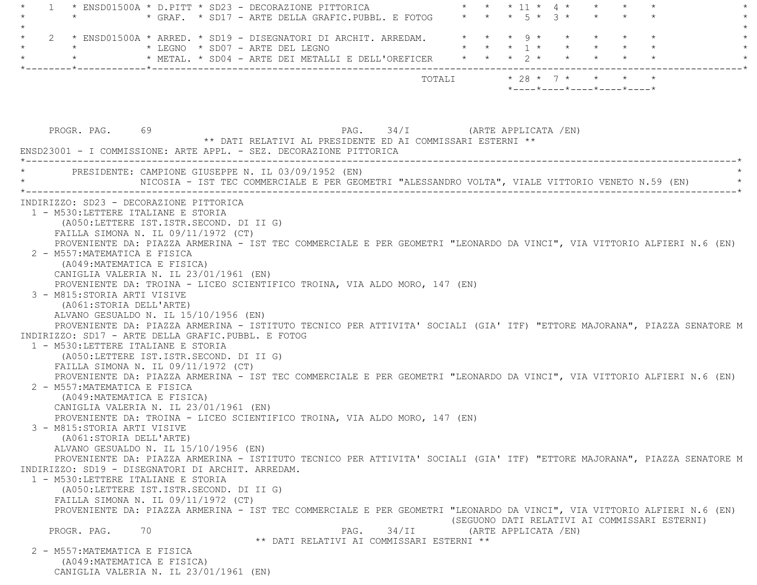| | | | | | | | | | |
|---|---|---|---|---|---|---|---|---|---|
| 1 | ENSD01500A | D.PITT | SD23 - DECORAZIONE PITTORICA | | | 11 | 4 | | |
| | | GRAF. | SD17 - ARTE DELLA GRAFIC.PUBBL. E FOTOG | | | 5 | 3 | | |
| 2 | ENSD01500A | ARRED. | SD19 - DISEGNATORI DI ARCHIT. ARREDAM. | | | 9 | | | |
| | | LEGNO | SD07 - ARTE DEL LEGNO | | | 1 | | | |
| | | METAL. | SD04 - ARTE DEI METALLI E DELL'OREFICER | | | 2 | | | |
| | | | TOTALI | | | 28 | 7 | | |

PROGR. PAG. 69 PAG. 34/I (ARTE APPLICATA /EN)

** DATI RELATIVI AL PRESIDENTE ED AI COMMISSARI ESTERNI **

ENSD23001 - I COMMISSIONE: ARTE APPL. - SEZ. DECORAZIONE PITTORICA

PRESIDENTE: CAMPIONE GIUSEPPE N. IL 03/09/1952 (EN)
NICOSIA - IST TEC COMMERCIALE E PER GEOMETRI "ALESSANDRO VOLTA", VIALE VITTORIO VENETO N.59 (EN)

INDIRIZZO: SD23 - DECORAZIONE PITTORICA
1 - M530:LETTERE ITALIANE E STORIA
(A050:LETTERE IST.ISTR.SECOND. DI II G)
FAILLA SIMONA N. IL 09/11/1972 (CT)
PROVENIENTE DA: PIAZZA ARMERINA - IST TEC COMMERCIALE E PER GEOMETRI "LEONARDO DA VINCI", VIA VITTORIO ALFIERI N.6 (EN)
2 - M557:MATEMATICA E FISICA
(A049:MATEMATICA E FISICA)
CANIGLIA VALERIA N. IL 23/01/1961 (EN)
PROVENIENTE DA: TROINA - LICEO SCIENTIFICO TROINA, VIA ALDO MORO, 147 (EN)
3 - M815:STORIA ARTI VISIVE
(A061:STORIA DELL'ARTE)
ALVANO GESUALDO N. IL 15/10/1956 (EN)
PROVENIENTE DA: PIAZZA ARMERINA - ISTITUTO TECNICO PER ATTIVITA' SOCIALI (GIA' ITF) "ETTORE MAJORANA", PIAZZA SENATORE M

INDIRIZZO: SD17 - ARTE DELLA GRAFIC.PUBBL. E FOTOG
1 - M530:LETTERE ITALIANE E STORIA
(A050:LETTERE IST.ISTR.SECOND. DI II G)
FAILLA SIMONA N. IL 09/11/1972 (CT)
PROVENIENTE DA: PIAZZA ARMERINA - IST TEC COMMERCIALE E PER GEOMETRI "LEONARDO DA VINCI", VIA VITTORIO ALFIERI N.6 (EN)
2 - M557:MATEMATICA E FISICA
(A049:MATEMATICA E FISICA)
CANIGLIA VALERIA N. IL 23/01/1961 (EN)
PROVENIENTE DA: TROINA - LICEO SCIENTIFICO TROINA, VIA ALDO MORO, 147 (EN)
3 - M815:STORIA ARTI VISIVE
(A061:STORIA DELL'ARTE)
ALVANO GESUALDO N. IL 15/10/1956 (EN)
PROVENIENTE DA: PIAZZA ARMERINA - ISTITUTO TECNICO PER ATTIVITA' SOCIALI (GIA' ITF) "ETTORE MAJORANA", PIAZZA SENATORE M

INDIRIZZO: SD19 - DISEGNATORI DI ARCHIT. ARREDAM.
1 - M530:LETTERE ITALIANE E STORIA
(A050:LETTERE IST.ISTR.SECOND. DI II G)
FAILLA SIMONA N. IL 09/11/1972 (CT)
PROVENIENTE DA: PIAZZA ARMERINA - IST TEC COMMERCIALE E PER GEOMETRI "LEONARDO DA VINCI", VIA VITTORIO ALFIERI N.6 (EN)
(SEGUONO DATI RELATIVI AI COMMISSARI ESTERNI)

PROGR. PAG. 70 PAG. 34/II (ARTE APPLICATA /EN)

** DATI RELATIVI AI COMMISSARI ESTERNI **

2 - M557:MATEMATICA E FISICA
(A049:MATEMATICA E FISICA)
CANIGLIA VALERIA N. IL 23/01/1961 (EN)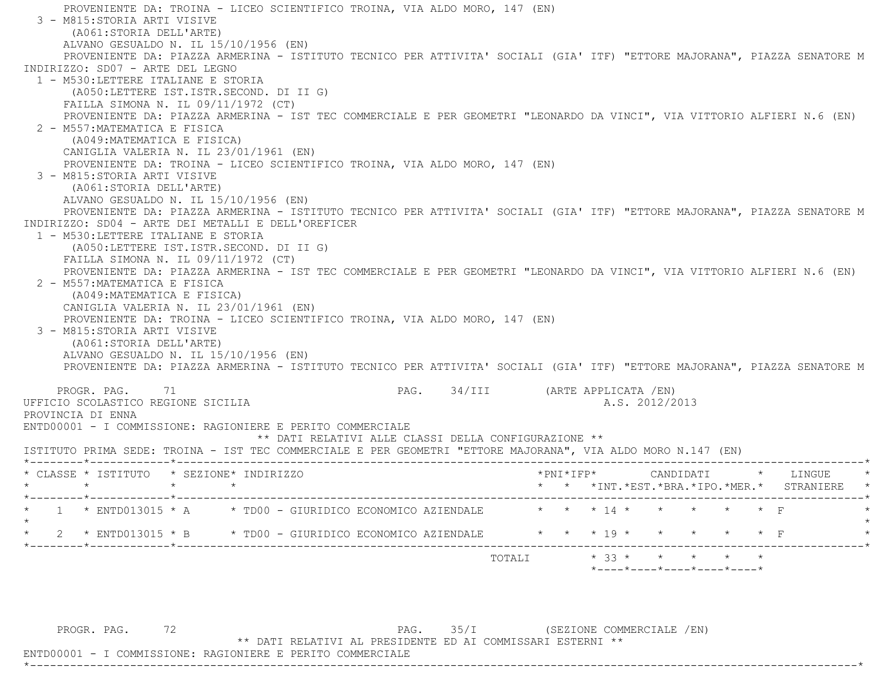PROVENIENTE DA: TROINA - LICEO SCIENTIFICO TROINA, VIA ALDO MORO, 147 (EN)

3 - M815:STORIA ARTI VISIVE
(A061:STORIA DELL'ARTE)
ALVANO GESUALDO N. IL 15/10/1956 (EN)
PROVENIENTE DA: PIAZZA ARMERINA - ISTITUTO TECNICO PER ATTIVITA' SOCIALI (GIA' ITF) "ETTORE MAJORANA", PIAZZA SENATORE M

INDIRIZZO: SD07 - ARTE DEL LEGNO

1 - M530:LETTERE ITALIANE E STORIA
(A050:LETTERE IST.ISTR.SECOND. DI II G)
FAILLA SIMONA N. IL 09/11/1972 (CT)
PROVENIENTE DA: PIAZZA ARMERINA - IST TEC COMMERCIALE E PER GEOMETRI "LEONARDO DA VINCI", VIA VITTORIO ALFIERI N.6 (EN)

2 - M557:MATEMATICA E FISICA
(A049:MATEMATICA E FISICA)
CANIGLIA VALERIA N. IL 23/01/1961 (EN)
PROVENIENTE DA: TROINA - LICEO SCIENTIFICO TROINA, VIA ALDO MORO, 147 (EN)

3 - M815:STORIA ARTI VISIVE
(A061:STORIA DELL'ARTE)
ALVANO GESUALDO N. IL 15/10/1956 (EN)
PROVENIENTE DA: PIAZZA ARMERINA - ISTITUTO TECNICO PER ATTIVITA' SOCIALI (GIA' ITF) "ETTORE MAJORANA", PIAZZA SENATORE M

INDIRIZZO: SD04 - ARTE DEI METALLI E DELL'OREFICER

1 - M530:LETTERE ITALIANE E STORIA
(A050:LETTERE IST.ISTR.SECOND. DI II G)
FAILLA SIMONA N. IL 09/11/1972 (CT)
PROVENIENTE DA: PIAZZA ARMERINA - IST TEC COMMERCIALE E PER GEOMETRI "LEONARDO DA VINCI", VIA VITTORIO ALFIERI N.6 (EN)

2 - M557:MATEMATICA E FISICA
(A049:MATEMATICA E FISICA)
CANIGLIA VALERIA N. IL 23/01/1961 (EN)
PROVENIENTE DA: TROINA - LICEO SCIENTIFICO TROINA, VIA ALDO MORO, 147 (EN)

3 - M815:STORIA ARTI VISIVE
(A061:STORIA DELL'ARTE)
ALVANO GESUALDO N. IL 15/10/1956 (EN)
PROVENIENTE DA: PIAZZA ARMERINA - ISTITUTO TECNICO PER ATTIVITA' SOCIALI (GIA' ITF) "ETTORE MAJORANA", PIAZZA SENATORE M

PROGR. PAG. 71 PAG. 34/III (ARTE APPLICATA /EN)

UFFICIO SCOLASTICO REGIONE SICILIA A.S. 2012/2013

PROVINCIA DI ENNA

ENTD00001 - I COMMISSIONE: RAGIONIERE E PERITO COMMERCIALE

** DATI RELATIVI ALLE CLASSI DELLA CONFIGURAZIONE **

ISTITUTO PRIMA SEDE: TROINA - IST TEC COMMERCIALE E PER GEOMETRI "ETTORE MAJORANA", VIA ALDO MORO N.147 (EN)

| CLASSE | ISTITUTO | SEZIONE | INDIRIZZO | PNI | IFP | CANDIDATI INT. | EST. | BRA. | IPO. | MER. | LINGUE STRANIERE |
|---|---|---|---|---|---|---|---|---|---|---|---|
| 1 | ENTD013015 | A | TD00 - GIURIDICO ECONOMICO AZIENDALE | | | 14 | | | | | F |
| 2 | ENTD013015 | B | TD00 - GIURIDICO ECONOMICO AZIENDALE | | | 19 | | | | | F |
| | | | TOTALI | | | 33 | | | | | |

PROGR. PAG. 72 PAG. 35/I (SEZIONE COMMERCIALE /EN)

** DATI RELATIVI AL PRESIDENTE ED AI COMMISSARI ESTERNI **

ENTD00001 - I COMMISSIONE: RAGIONIERE E PERITO COMMERCIALE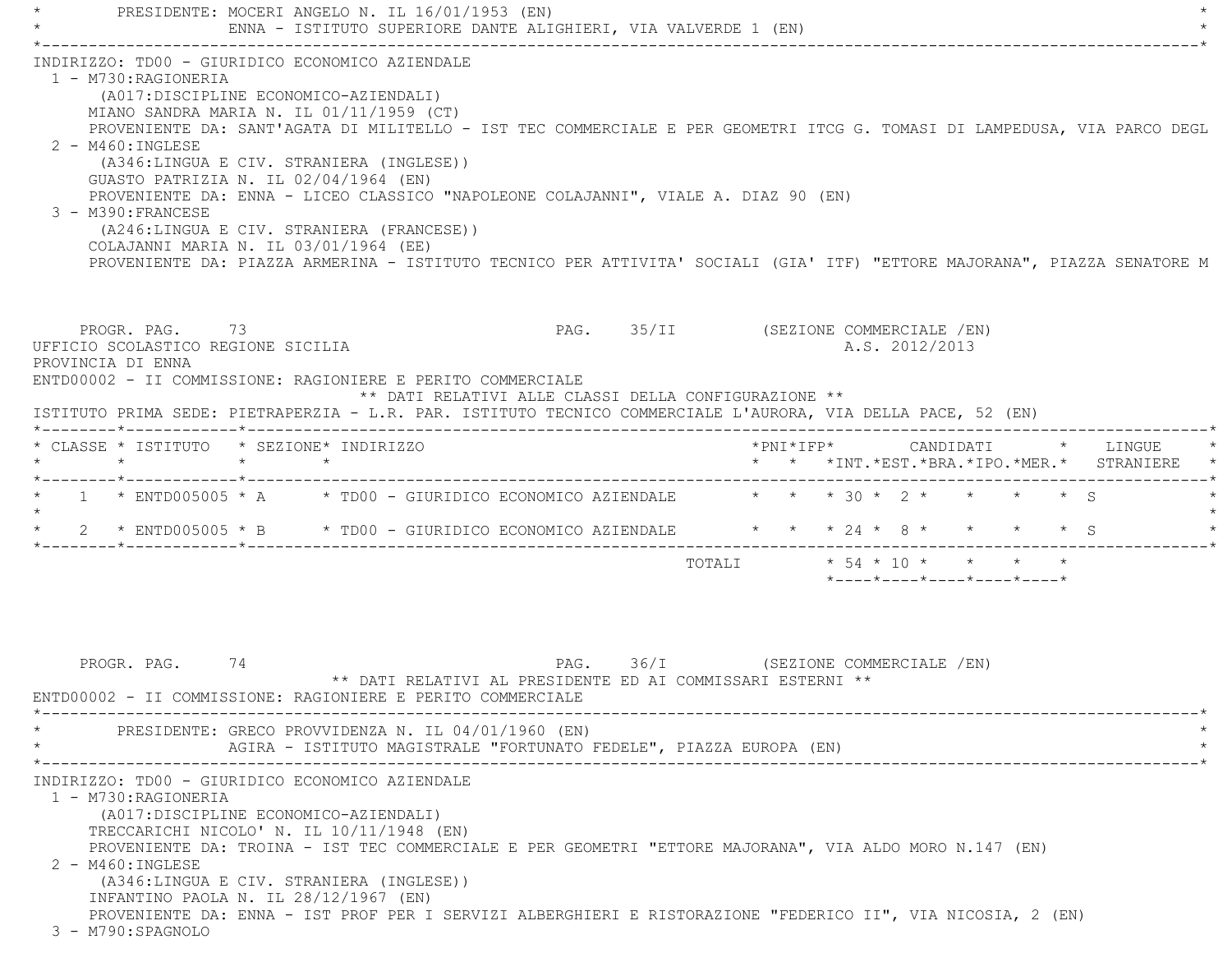PRESIDENTE: MOCERI ANGELO N. IL 16/01/1953 (EN)
ENNA - ISTITUTO SUPERIORE DANTE ALIGHIERI, VIA VALVERDE 1 (EN)

INDIRIZZO: TD00 - GIURIDICO ECONOMICO AZIENDALE

1 - M730:RAGIONERIA
(A017:DISCIPLINE ECONOMICO-AZIENDALI)
MIANO SANDRA MARIA N. IL 01/11/1959 (CT)
PROVENIENTE DA: SANT'AGATA DI MILITELLO - IST TEC COMMERCIALE E PER GEOMETRI ITCG G. TOMASI DI LAMPEDUSA, VIA PARCO DEGL

2 - M460:INGLESE
(A346:LINGUA E CIV. STRANIERA (INGLESE))
GUASTO PATRIZIA N. IL 02/04/1964 (EN)
PROVENIENTE DA: ENNA - LICEO CLASSICO "NAPOLEONE COLAJANNI", VIALE A. DIAZ 90 (EN)

3 - M390:FRANCESE
(A246:LINGUA E CIV. STRANIERA (FRANCESE))
COLAJANNI MARIA N. IL 03/01/1964 (EE)
PROVENIENTE DA: PIAZZA ARMERINA - ISTITUTO TECNICO PER ATTIVITA' SOCIALI (GIA' ITF) "ETTORE MAJORANA", PIAZZA SENATORE M

PROGR. PAG. 73 PAG. 35/II (SEZIONE COMMERCIALE /EN)

UFFICIO SCOLASTICO REGIONE SICILIA A.S. 2012/2013

PROVINCIA DI ENNA

ENTD00002 - II COMMISSIONE: RAGIONIERE E PERITO COMMERCIALE

** DATI RELATIVI ALLE CLASSI DELLA CONFIGURAZIONE **

ISTITUTO PRIMA SEDE: PIETRAPERZIA - L.R. PAR. ISTITUTO TECNICO COMMERCIALE L'AURORA, VIA DELLA PACE, 52 (EN)

| CLASSE | ISTITUTO | SEZIONE | INDIRIZZO | PNI | IFP | CANDIDATI INT. | CANDIDATI EST. | CANDIDATI BRA. | CANDIDATI IPO. | CANDIDATI MER. | LINGUE STRANIERE |
|---|---|---|---|---|---|---|---|---|---|---|---|
| 1 | ENTD005005 | A | TD00 - GIURIDICO ECONOMICO AZIENDALE | | | 30 | 2 | | | | S |
| 2 | ENTD005005 | B | TD00 - GIURIDICO ECONOMICO AZIENDALE | | | 24 | 8 | | | | S |
| | | | TOTALI | | | 54 | 10 | | | | |

PROGR. PAG. 74 PAG. 36/I (SEZIONE COMMERCIALE /EN)

** DATI RELATIVI AL PRESIDENTE ED AI COMMISSARI ESTERNI **

ENTD00002 - II COMMISSIONE: RAGIONIERE E PERITO COMMERCIALE

PRESIDENTE: GRECO PROVVIDENZA N. IL 04/01/1960 (EN)
AGIRA - ISTITUTO MAGISTRALE "FORTUNATO FEDELE", PIAZZA EUROPA (EN)

INDIRIZZO: TD00 - GIURIDICO ECONOMICO AZIENDALE

1 - M730:RAGIONERIA
(A017:DISCIPLINE ECONOMICO-AZIENDALI)
TRECCARICHI NICOLO' N. IL 10/11/1948 (EN)
PROVENIENTE DA: TROINA - IST TEC COMMERCIALE E PER GEOMETRI "ETTORE MAJORANA", VIA ALDO MORO N.147 (EN)

2 - M460:INGLESE
(A346:LINGUA E CIV. STRANIERA (INGLESE))
INFANTINO PAOLA N. IL 28/12/1967 (EN)
PROVENIENTE DA: ENNA - IST PROF PER I SERVIZI ALBERGHIERI E RISTORAZIONE "FEDERICO II", VIA NICOSIA, 2 (EN)

3 - M790:SPAGNOLO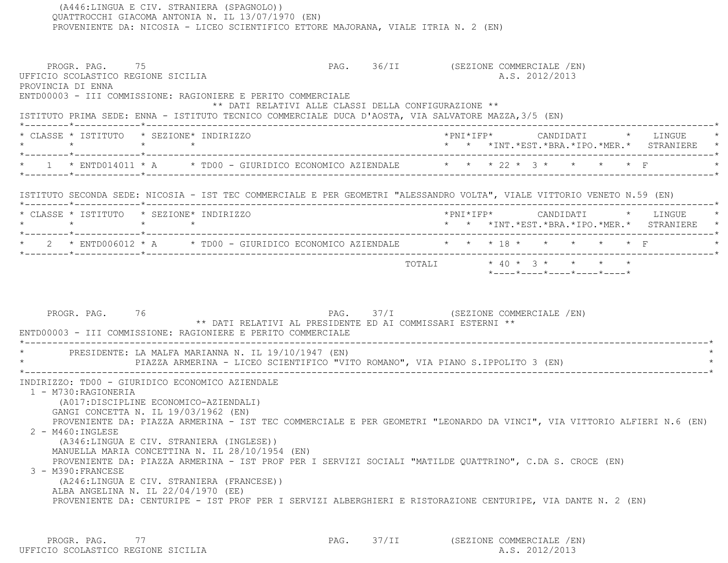(A446:LINGUA E CIV. STRANIERA (SPAGNOLO))
QUATTROCCHI GIACOMA ANTONIA N. IL 13/07/1970 (EN)
PROVENIENTE DA: NICOSIA - LICEO SCIENTIFICO ETTORE MAJORANA, VIALE ITRIA N. 2 (EN)

PROGR. PAG. 75 PAG. 36/II (SEZIONE COMMERCIALE /EN)
UFFICIO SCOLASTICO REGIONE SICILIA A.S. 2012/2013
PROVINCIA DI ENNA
ENTD00003 - III COMMISSIONE: RAGIONIERE E PERITO COMMERCIALE

** DATI RELATIVI ALLE CLASSI DELLA CONFIGURAZIONE **

ISTITUTO PRIMA SEDE: ENNA - ISTITUTO TECNICO COMMERCIALE DUCA D'AOSTA, VIA SALVATORE MAZZA,3/5 (EN)

| CLASSE | ISTITUTO | SEZIONE | INDIRIZZO | PNI | IFP | CANDIDATI INT. | EST. | BRA. | IPO. | MER. | LINGUE STRANIERE |
|---|---|---|---|---|---|---|---|---|---|---|---|
| 1 | ENTD014011 | A | TD00 - GIURIDICO ECONOMICO AZIENDALE | | | 22 | 3 | | | | F |

ISTITUTO SECONDA SEDE: NICOSIA - IST TEC COMMERCIALE E PER GEOMETRI "ALESSANDRO VOLTA", VIALE VITTORIO VENETO N.59 (EN)

| CLASSE | ISTITUTO | SEZIONE | INDIRIZZO | PNI | IFP | CANDIDATI INT. | EST. | BRA. | IPO. | MER. | LINGUE STRANIERE |
|---|---|---|---|---|---|---|---|---|---|---|---|
| 2 | ENTD006012 | A | TD00 - GIURIDICO ECONOMICO AZIENDALE | | | 18 | | | | | F |
| | | | TOTALI | | | 40 | 3 | | | | |

PROGR. PAG. 76 PAG. 37/I (SEZIONE COMMERCIALE /EN)

** DATI RELATIVI AL PRESIDENTE ED AI COMMISSARI ESTERNI **

ENTD00003 - III COMMISSIONE: RAGIONIERE E PERITO COMMERCIALE

PRESIDENTE: LA MALFA MARIANNA N. IL 19/10/1947 (EN)
PIAZZA ARMERINA - LICEO SCIENTIFICO "VITO ROMANO", VIA PIANO S.IPPOLITO 3 (EN)

INDIRIZZO: TD00 - GIURIDICO ECONOMICO AZIENDALE

1 - M730:RAGIONERIA
(A017:DISCIPLINE ECONOMICO-AZIENDALI)
GANGI CONCETTA N. IL 19/03/1962 (EN)
PROVENIENTE DA: PIAZZA ARMERINA - IST TEC COMMERCIALE E PER GEOMETRI "LEONARDO DA VINCI", VIA VITTORIO ALFIERI N.6 (EN)

2 - M460:INGLESE
(A346:LINGUA E CIV. STRANIERA (INGLESE))
MANUELLA MARIA CONCETTINA N. IL 28/10/1954 (EN)
PROVENIENTE DA: PIAZZA ARMERINA - IST PROF PER I SERVIZI SOCIALI "MATILDE QUATTRINO", C.DA S. CROCE (EN)

3 - M390:FRANCESE
(A246:LINGUA E CIV. STRANIERA (FRANCESE))
ALBA ANGELINA N. IL 22/04/1970 (EE)
PROVENIENTE DA: CENTURIPE - IST PROF PER I SERVIZI ALBERGHIERI E RISTORAZIONE CENTURIPE, VIA DANTE N. 2 (EN)

PROGR. PAG. 77 PAG. 37/II (SEZIONE COMMERCIALE /EN)
UFFICIO SCOLASTICO REGIONE SICILIA A.S. 2012/2013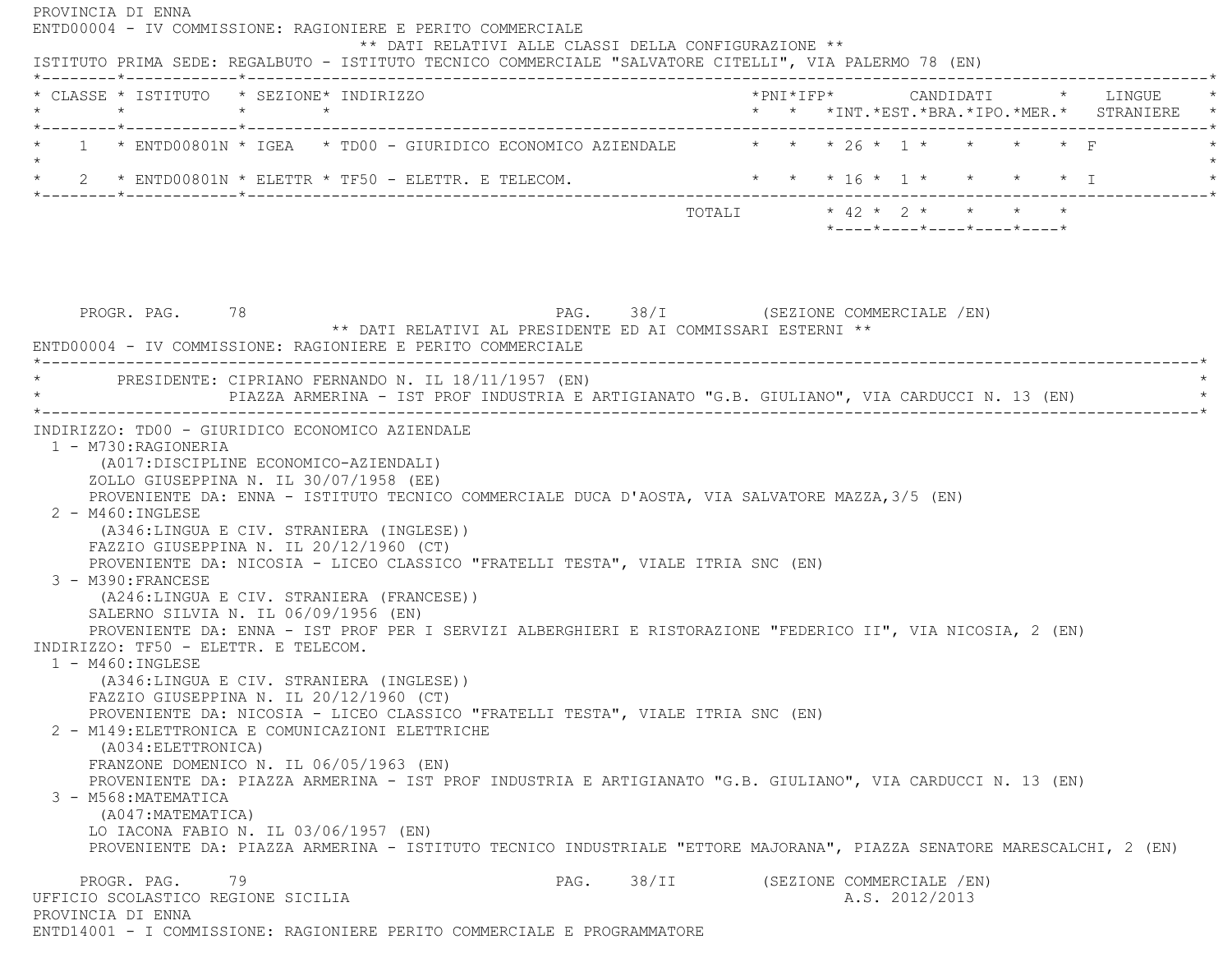PROVINCIA DI ENNA

ENTD00004 - IV COMMISSIONE: RAGIONIERE E PERITO COMMERCIALE

** DATI RELATIVI ALLE CLASSI DELLA CONFIGURAZIONE **

ISTITUTO PRIMA SEDE: REGALBUTO - ISTITUTO TECNICO COMMERCIALE "SALVATORE CITELLI", VIA PALERMO 78 (EN)

| CLASSE | ISTITUTO | SEZIONE | INDIRIZZO | PNI | IFP | CANDIDATI INT. | CANDIDATI EST. | CANDIDATI BRA. | CANDIDATI IPO. | CANDIDATI MER. | LINGUE STRANIERE |
|---|---|---|---|---|---|---|---|---|---|---|---|
| 1 | ENTD00801N | IGEA | TD00 - GIURIDICO ECONOMICO AZIENDALE | | | 26 | 1 | | | | F |
| 2 | ENTD00801N | ELETTR | TF50 - ELETTR. E TELECOM. | | | 16 | 1 | | | | I |
| | | | TOTALI | | | 42 | 2 | | | | |

PROGR. PAG. 78 PAG. 38/I (SEZIONE COMMERCIALE /EN)

** DATI RELATIVI AL PRESIDENTE ED AI COMMISSARI ESTERNI **

ENTD00004 - IV COMMISSIONE: RAGIONIERE E PERITO COMMERCIALE

PRESIDENTE: CIPRIANO FERNANDO N. IL 18/11/1957 (EN)
PIAZZA ARMERINA - IST PROF INDUSTRIA E ARTIGIANATO "G.B. GIULIANO", VIA CARDUCCI N. 13 (EN)

INDIRIZZO: TD00 - GIURIDICO ECONOMICO AZIENDALE

1 - M730:RAGIONERIA
(A017:DISCIPLINE ECONOMICO-AZIENDALI)
ZOLLO GIUSEPPINA N. IL 30/07/1958 (EE)
PROVENIENTE DA: ENNA - ISTITUTO TECNICO COMMERCIALE DUCA D'AOSTA, VIA SALVATORE MAZZA,3/5 (EN)

2 - M460:INGLESE
(A346:LINGUA E CIV. STRANIERA (INGLESE))
FAZZIO GIUSEPPINA N. IL 20/12/1960 (CT)
PROVENIENTE DA: NICOSIA - LICEO CLASSICO "FRATELLI TESTA", VIALE ITRIA SNC (EN)

3 - M390:FRANCESE
(A246:LINGUA E CIV. STRANIERA (FRANCESE))
SALERNO SILVIA N. IL 06/09/1956 (EN)
PROVENIENTE DA: ENNA - IST PROF PER I SERVIZI ALBERGHIERI E RISTORAZIONE "FEDERICO II", VIA NICOSIA, 2 (EN)

INDIRIZZO: TF50 - ELETTR. E TELECOM.

1 - M460:INGLESE
(A346:LINGUA E CIV. STRANIERA (INGLESE))
FAZZIO GIUSEPPINA N. IL 20/12/1960 (CT)
PROVENIENTE DA: NICOSIA - LICEO CLASSICO "FRATELLI TESTA", VIALE ITRIA SNC (EN)

2 - M149:ELETTRONICA E COMUNICAZIONI ELETTRICHE
(A034:ELETTRONICA)
FRANZONE DOMENICO N. IL 06/05/1963 (EN)
PROVENIENTE DA: PIAZZA ARMERINA - IST PROF INDUSTRIA E ARTIGIANATO "G.B. GIULIANO", VIA CARDUCCI N. 13 (EN)

3 - M568:MATEMATICA
(A047:MATEMATICA)
LO IACONA FABIO N. IL 03/06/1957 (EN)
PROVENIENTE DA: PIAZZA ARMERINA - ISTITUTO TECNICO INDUSTRIALE "ETTORE MAJORANA", PIAZZA SENATORE MARESCALCHI, 2 (EN)

PROGR. PAG. 79 PAG. 38/II (SEZIONE COMMERCIALE /EN)

UFFICIO SCOLASTICO REGIONE SICILIA A.S. 2012/2013

PROVINCIA DI ENNA

ENTD14001 - I COMMISSIONE: RAGIONIERE PERITO COMMERCIALE E PROGRAMMATORE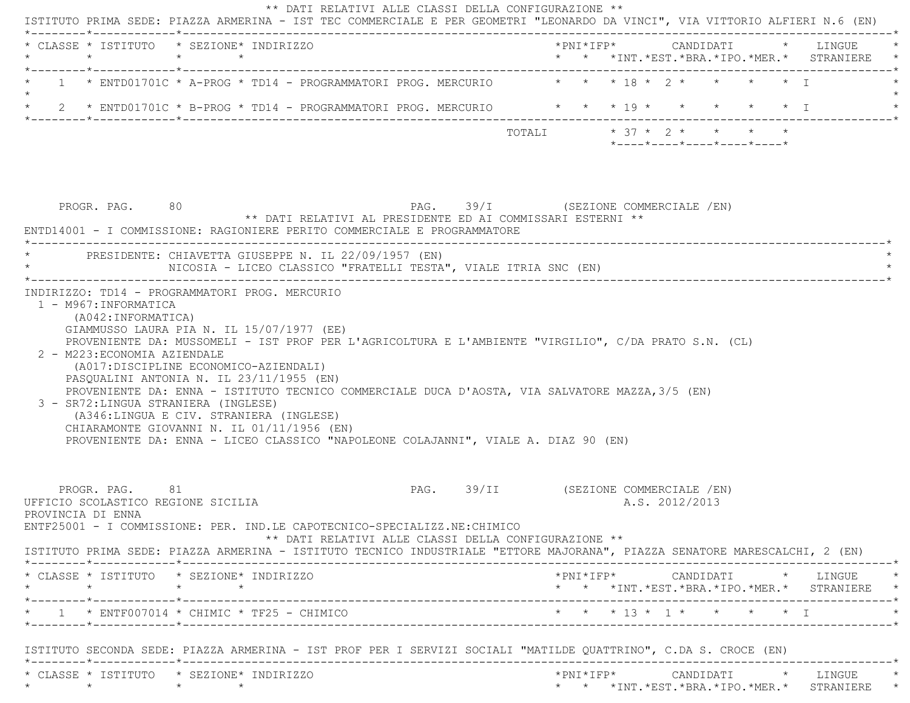** DATI RELATIVI ALLE CLASSI DELLA CONFIGURAZIONE **

ISTITUTO PRIMA SEDE: PIAZZA ARMERINA - IST TEC COMMERCIALE E PER GEOMETRI "LEONARDO DA VINCI", VIA VITTORIO ALFIERI N.6 (EN)

| CLASSE | ISTITUTO | SEZIONE | INDIRIZZO | PNI | IFP | CANDIDATI INT. | CANDIDATI EST. | CANDIDATI BRA. | CANDIDATI IPO. | CANDIDATI MER. | LINGUE STRANIERE |
|---|---|---|---|---|---|---|---|---|---|---|---|
| 1 | ENTD01701C | A-PROG | TD14 - PROGRAMMATORI PROG. MERCURIO | | | 18 | 2 | | | | I |
| 2 | ENTD01701C | B-PROG | TD14 - PROGRAMMATORI PROG. MERCURIO | | | 19 | | | | | I |
| | | | TOTALI | | | 37 | 2 | | | | |

PROGR. PAG. 80 PAG. 39/I (SEZIONE COMMERCIALE /EN)

** DATI RELATIVI AL PRESIDENTE ED AI COMMISSARI ESTERNI **

ENTD14001 - I COMMISSIONE: RAGIONIERE PERITO COMMERCIALE E PROGRAMMATORE

PRESIDENTE: CHIAVETTA GIUSEPPE N. IL 22/09/1957 (EN)
NICOSIA - LICEO CLASSICO "FRATELLI TESTA", VIALE ITRIA SNC (EN)

INDIRIZZO: TD14 - PROGRAMMATORI PROG. MERCURIO

1 - M967:INFORMATICA
(A042:INFORMATICA)
GIAMMUSSO LAURA PIA N. IL 15/07/1977 (EE)
PROVENIENTE DA: MUSSOMELI - IST PROF PER L'AGRICOLTURA E L'AMBIENTE "VIRGILIO", C/DA PRATO S.N. (CL)

2 - M223:ECONOMIA AZIENDALE
(A017:DISCIPLINE ECONOMICO-AZIENDALI)
PASQUALINI ANTONIA N. IL 23/11/1955 (EN)
PROVENIENTE DA: ENNA - ISTITUTO TECNICO COMMERCIALE DUCA D'AOSTA, VIA SALVATORE MAZZA,3/5 (EN)

3 - SR72:LINGUA STRANIERA (INGLESE)
(A346:LINGUA E CIV. STRANIERA (INGLESE)
CHIARAMONTE GIOVANNI N. IL 01/11/1956 (EN)
PROVENIENTE DA: ENNA - LICEO CLASSICO "NAPOLEONE COLAJANNI", VIALE A. DIAZ 90 (EN)

PROGR. PAG. 81 PAG. 39/II (SEZIONE COMMERCIALE /EN)

UFFICIO SCOLASTICO REGIONE SICILIA A.S. 2012/2013

PROVINCIA DI ENNA

ENTF25001 - I COMMISSIONE: PER. IND.LE CAPOTECNICO-SPECIALIZZ.NE:CHIMICO

** DATI RELATIVI ALLE CLASSI DELLA CONFIGURAZIONE **

ISTITUTO PRIMA SEDE: PIAZZA ARMERINA - ISTITUTO TECNICO INDUSTRIALE "ETTORE MAJORANA", PIAZZA SENATORE MARESCALCHI, 2 (EN)

| CLASSE | ISTITUTO | SEZIONE | INDIRIZZO | PNI | IFP | CANDIDATI INT. | CANDIDATI EST. | CANDIDATI BRA. | CANDIDATI IPO. | CANDIDATI MER. | LINGUE STRANIERE |
|---|---|---|---|---|---|---|---|---|---|---|---|
| 1 | ENTF007014 | CHIMIC | TF25 - CHIMICO | | | 13 | 1 | | | | I |

ISTITUTO SECONDA SEDE: PIAZZA ARMERINA - IST PROF PER I SERVIZI SOCIALI "MATILDE QUATTRINO", C.DA S. CROCE (EN)

| CLASSE | ISTITUTO | SEZIONE | INDIRIZZO | PNI | IFP | CANDIDATI INT. | CANDIDATI EST. | CANDIDATI BRA. | CANDIDATI IPO. | CANDIDATI MER. | LINGUE STRANIERE |
|---|---|---|---|---|---|---|---|---|---|---|---|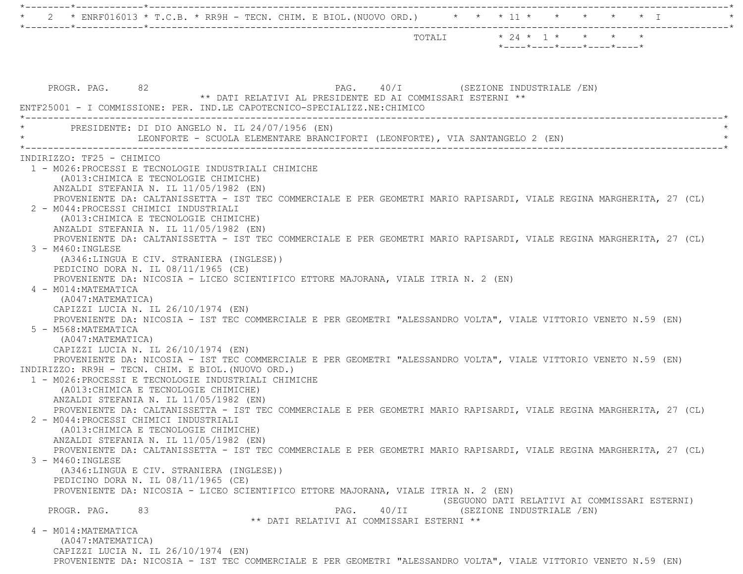| | | | | | | | | | | |
|---|---|---|---|---|---|---|---|---|---|---|
| 2 | ENRF016013 | T.C.B. | RR9H - TECN. CHIM. E BIOL.(NUOVO ORD.) | | | 11 | | | | I |
| | | | TOTALI | | | 24 | 1 | | | |

PROGR. PAG. 82 PAG. 40/I (SEZIONE INDUSTRIALE /EN)

** DATI RELATIVI AL PRESIDENTE ED AI COMMISSARI ESTERNI **

ENTF25001 - I COMMISSIONE: PER. IND.LE CAPOTECNICO-SPECIALIZZ.NE:CHIMICO

PRESIDENTE: DI DIO ANGELO N. IL 24/07/1956 (EN)
LEONFORTE - SCUOLA ELEMENTARE BRANCIFORTI (LEONFORTE), VIA SANTANGELO 2 (EN)

INDIRIZZO: TF25 - CHIMICO

1 - M026:PROCESSI E TECNOLOGIE INDUSTRIALI CHIMICHE
(A013:CHIMICA E TECNOLOGIE CHIMICHE)
ANZALDI STEFANIA N. IL 11/05/1982 (EN)
PROVENIENTE DA: CALTANISSETTA - IST TEC COMMERCIALE E PER GEOMETRI MARIO RAPISARDI, VIALE REGINA MARGHERITA, 27 (CL)

2 - M044:PROCESSI CHIMICI INDUSTRIALI
(A013:CHIMICA E TECNOLOGIE CHIMICHE)
ANZALDI STEFANIA N. IL 11/05/1982 (EN)
PROVENIENTE DA: CALTANISSETTA - IST TEC COMMERCIALE E PER GEOMETRI MARIO RAPISARDI, VIALE REGINA MARGHERITA, 27 (CL)

3 - M460:INGLESE
(A346:LINGUA E CIV. STRANIERA (INGLESE))
PEDICINO DORA N. IL 08/11/1965 (CE)
PROVENIENTE DA: NICOSIA - LICEO SCIENTIFICO ETTORE MAJORANA, VIALE ITRIA N. 2 (EN)

4 - M014:MATEMATICA
(A047:MATEMATICA)
CAPIZZI LUCIA N. IL 26/10/1974 (EN)
PROVENIENTE DA: NICOSIA - IST TEC COMMERCIALE E PER GEOMETRI "ALESSANDRO VOLTA", VIALE VITTORIO VENETO N.59 (EN)

5 - M568:MATEMATICA
(A047:MATEMATICA)
CAPIZZI LUCIA N. IL 26/10/1974 (EN)
PROVENIENTE DA: NICOSIA - IST TEC COMMERCIALE E PER GEOMETRI "ALESSANDRO VOLTA", VIALE VITTORIO VENETO N.59 (EN)

INDIRIZZO: RR9H - TECN. CHIM. E BIOL.(NUOVO ORD.)

1 - M026:PROCESSI E TECNOLOGIE INDUSTRIALI CHIMICHE
(A013:CHIMICA E TECNOLOGIE CHIMICHE)
ANZALDI STEFANIA N. IL 11/05/1982 (EN)
PROVENIENTE DA: CALTANISSETTA - IST TEC COMMERCIALE E PER GEOMETRI MARIO RAPISARDI, VIALE REGINA MARGHERITA, 27 (CL)

2 - M044:PROCESSI CHIMICI INDUSTRIALI
(A013:CHIMICA E TECNOLOGIE CHIMICHE)
ANZALDI STEFANIA N. IL 11/05/1982 (EN)
PROVENIENTE DA: CALTANISSETTA - IST TEC COMMERCIALE E PER GEOMETRI MARIO RAPISARDI, VIALE REGINA MARGHERITA, 27 (CL)

3 - M460:INGLESE
(A346:LINGUA E CIV. STRANIERA (INGLESE))
PEDICINO DORA N. IL 08/11/1965 (CE)
PROVENIENTE DA: NICOSIA - LICEO SCIENTIFICO ETTORE MAJORANA, VIALE ITRIA N. 2 (EN)

(SEGUONO DATI RELATIVI AI COMMISSARI ESTERNI)

PROGR. PAG. 83 PAG. 40/II (SEZIONE INDUSTRIALE /EN)

** DATI RELATIVI AI COMMISSARI ESTERNI **

4 - M014:MATEMATICA
(A047:MATEMATICA)
CAPIZZI LUCIA N. IL 26/10/1974 (EN)
PROVENIENTE DA: NICOSIA - IST TEC COMMERCIALE E PER GEOMETRI "ALESSANDRO VOLTA", VIALE VITTORIO VENETO N.59 (EN)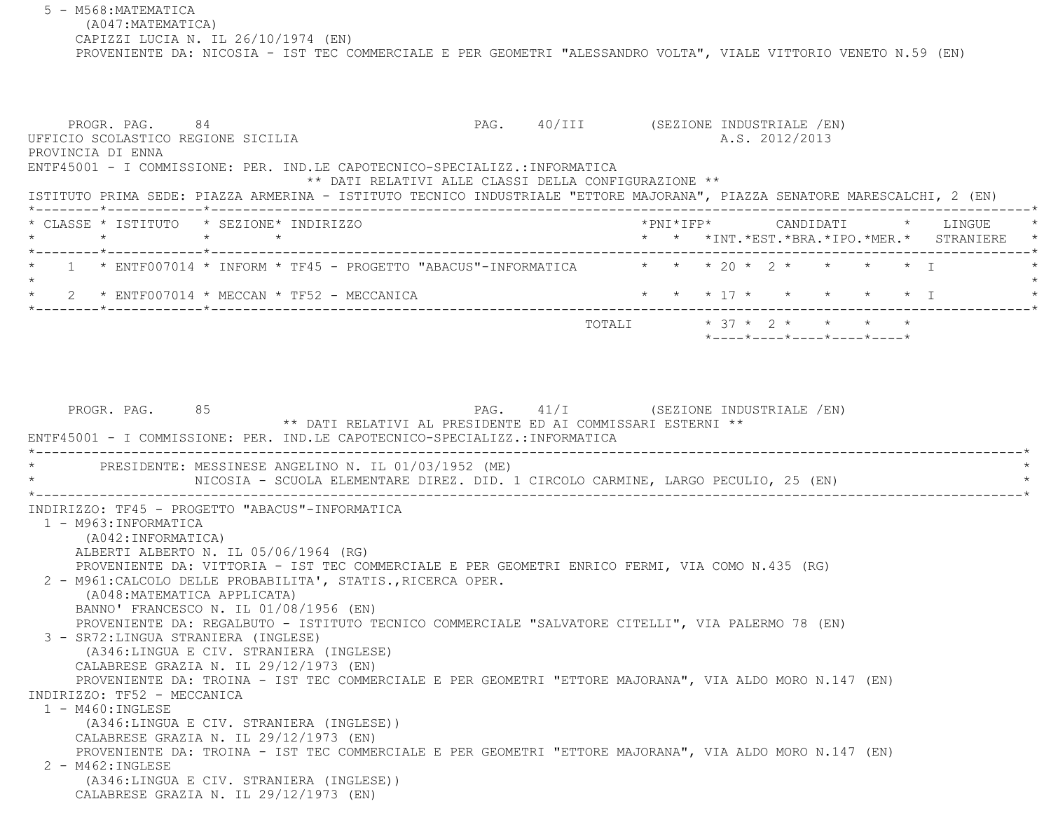5 - M568:MATEMATICA
(A047:MATEMATICA)
CAPIZZI LUCIA N. IL 26/10/1974 (EN)
PROVENIENTE DA: NICOSIA - IST TEC COMMERCIALE E PER GEOMETRI "ALESSANDRO VOLTA", VIALE VITTORIO VENETO N.59 (EN)

PROGR. PAG. 84 PAG. 40/III (SEZIONE INDUSTRIALE /EN)
UFFICIO SCOLASTICO REGIONE SICILIA A.S. 2012/2013
PROVINCIA DI ENNA
ENTF45001 - I COMMISSIONE: PER. IND.LE CAPOTECNICO-SPECIALIZZ.:INFORMATICA

** DATI RELATIVI ALLE CLASSI DELLA CONFIGURAZIONE **

ISTITUTO PRIMA SEDE: PIAZZA ARMERINA - ISTITUTO TECNICO INDUSTRIALE "ETTORE MAJORANA", PIAZZA SENATORE MARESCALCHI, 2 (EN)

| CLASSE | ISTITUTO | SEZIONE | INDIRIZZO | PNI | IFP | CANDIDATI INT. | CANDIDATI EST. | CANDIDATI BRA. | CANDIDATI IPO. | CANDIDATI MER. | LINGUE STRANIERE |
|---|---|---|---|---|---|---|---|---|---|---|---|
| 1 | ENTF007014 | INFORM | TF45 - PROGETTO "ABACUS"-INFORMATICA | | | 20 | 2 | | | | I |
| 2 | ENTF007014 | MECCAN | TF52 - MECCANICA | | | 17 | | | | | I |
| | | | TOTALI | | | 37 | 2 | | | | |

PROGR. PAG. 85 PAG. 41/I (SEZIONE INDUSTRIALE /EN)

** DATI RELATIVI AL PRESIDENTE ED AI COMMISSARI ESTERNI **

ENTF45001 - I COMMISSIONE: PER. IND.LE CAPOTECNICO-SPECIALIZZ.:INFORMATICA

PRESIDENTE: MESSINESE ANGELINO N. IL 01/03/1952 (ME)
NICOSIA - SCUOLA ELEMENTARE DIREZ. DID. 1 CIRCOLO CARMINE, LARGO PECULIO, 25 (EN)

INDIRIZZO: TF45 - PROGETTO "ABACUS"-INFORMATICA

1 - M963:INFORMATICA
(A042:INFORMATICA)
ALBERTI ALBERTO N. IL 05/06/1964 (RG)
PROVENIENTE DA: VITTORIA - IST TEC COMMERCIALE E PER GEOMETRI ENRICO FERMI, VIA COMO N.435 (RG)

2 - M961:CALCOLO DELLE PROBABILITA', STATIS.,RICERCA OPER.
(A048:MATEMATICA APPLICATA)
BANNO' FRANCESCO N. IL 01/08/1956 (EN)
PROVENIENTE DA: REGALBUTO - ISTITUTO TECNICO COMMERCIALE "SALVATORE CITELLI", VIA PALERMO 78 (EN)

3 - SR72:LINGUA STRANIERA (INGLESE)
(A346:LINGUA E CIV. STRANIERA (INGLESE)
CALABRESE GRAZIA N. IL 29/12/1973 (EN)
PROVENIENTE DA: TROINA - IST TEC COMMERCIALE E PER GEOMETRI "ETTORE MAJORANA", VIA ALDO MORO N.147 (EN)

INDIRIZZO: TF52 - MECCANICA

1 - M460:INGLESE
(A346:LINGUA E CIV. STRANIERA (INGLESE))
CALABRESE GRAZIA N. IL 29/12/1973 (EN)
PROVENIENTE DA: TROINA - IST TEC COMMERCIALE E PER GEOMETRI "ETTORE MAJORANA", VIA ALDO MORO N.147 (EN)

2 - M462:INGLESE
(A346:LINGUA E CIV. STRANIERA (INGLESE))
CALABRESE GRAZIA N. IL 29/12/1973 (EN)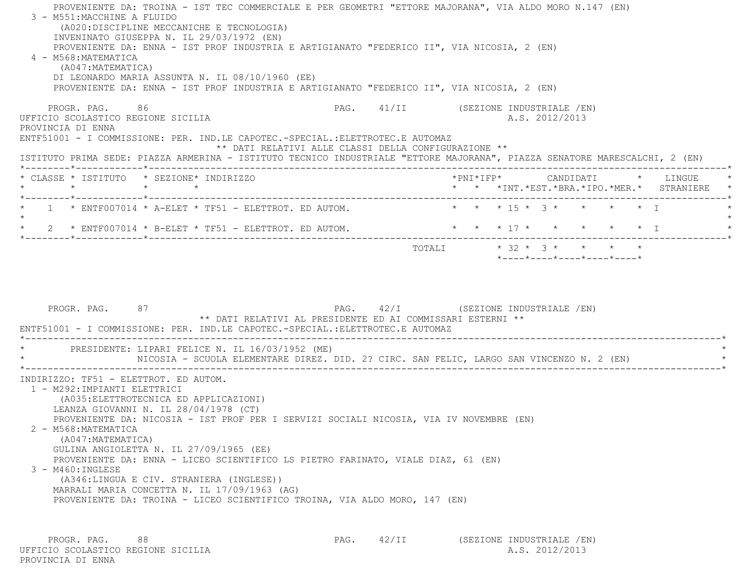PROVENIENTE DA: TROINA - IST TEC COMMERCIALE E PER GEOMETRI "ETTORE MAJORANA", VIA ALDO MORO N.147 (EN)

3 - M551:MACCHINE A FLUIDO
(A020:DISCIPLINE MECCANICHE E TECNOLOGIA)
INVENINATO GIUSEPPA N. IL 29/03/1972 (EN)
PROVENIENTE DA: ENNA - IST PROF INDUSTRIA E ARTIGIANATO "FEDERICO II", VIA NICOSIA, 2 (EN)

4 - M568:MATEMATICA
(A047:MATEMATICA)
DI LEONARDO MARIA ASSUNTA N. IL 08/10/1960 (EE)
PROVENIENTE DA: ENNA - IST PROF INDUSTRIA E ARTIGIANATO "FEDERICO II", VIA NICOSIA, 2 (EN)

PROGR. PAG. 86 PAG. 41/II (SEZIONE INDUSTRIALE /EN)
UFFICIO SCOLASTICO REGIONE SICILIA A.S. 2012/2013
PROVINCIA DI ENNA

ENTF51001 - I COMMISSIONE: PER. IND.LE CAPOTEC.-SPECIAL.:ELETTROTEC.E AUTOMAZ

** DATI RELATIVI ALLE CLASSI DELLA CONFIGURAZIONE **

ISTITUTO PRIMA SEDE: PIAZZA ARMERINA - ISTITUTO TECNICO INDUSTRIALE "ETTORE MAJORANA", PIAZZA SENATORE MARESCALCHI, 2 (EN)

| CLASSE | ISTITUTO | SEZIONE | INDIRIZZO | PNI | IFP | CANDIDATI INT. | EST. | BRA. | IPO. | MER. | LINGUE STRANIERE |
|---|---|---|---|---|---|---|---|---|---|---|---|
| 1 | ENTF007014 | A-ELET | TF51 - ELETTROT. ED AUTOM. | | | 15 | 3 | | | | I |
| 2 | ENTF007014 | B-ELET | TF51 - ELETTROT. ED AUTOM. | | | 17 | | | | | I |
| | | | TOTALI | | | 32 | 3 | | | | |

PROGR. PAG. 87 PAG. 42/I (SEZIONE INDUSTRIALE /EN)

** DATI RELATIVI AL PRESIDENTE ED AI COMMISSARI ESTERNI **

ENTF51001 - I COMMISSIONE: PER. IND.LE CAPOTEC.-SPECIAL.:ELETTROTEC.E AUTOMAZ

PRESIDENTE: LIPARI FELICE N. IL 16/03/1952 (ME)
NICOSIA - SCUOLA ELEMENTARE DIREZ. DID. 2? CIRC. SAN FELIC, LARGO SAN VINCENZO N. 2 (EN)

INDIRIZZO: TF51 - ELETTROT. ED AUTOM.

1 - M292:IMPIANTI ELETTRICI
(A035:ELETTROTECNICA ED APPLICAZIONI)
LEANZA GIOVANNI N. IL 28/04/1978 (CT)
PROVENIENTE DA: NICOSIA - IST PROF PER I SERVIZI SOCIALI NICOSIA, VIA IV NOVEMBRE (EN)

2 - M568:MATEMATICA
(A047:MATEMATICA)
GULINA ANGIOLETTA N. IL 27/09/1965 (EE)
PROVENIENTE DA: ENNA - LICEO SCIENTIFICO LS PIETRO FARINATO, VIALE DIAZ, 61 (EN)

3 - M460:INGLESE
(A346:LINGUA E CIV. STRANIERA (INGLESE))
MARRALI MARIA CONCETTA N. IL 17/09/1963 (AG)
PROVENIENTE DA: TROINA - LICEO SCIENTIFICO TROINA, VIA ALDO MORO, 147 (EN)

PROGR. PAG. 88 PAG. 42/II (SEZIONE INDUSTRIALE /EN)
UFFICIO SCOLASTICO REGIONE SICILIA A.S. 2012/2013
PROVINCIA DI ENNA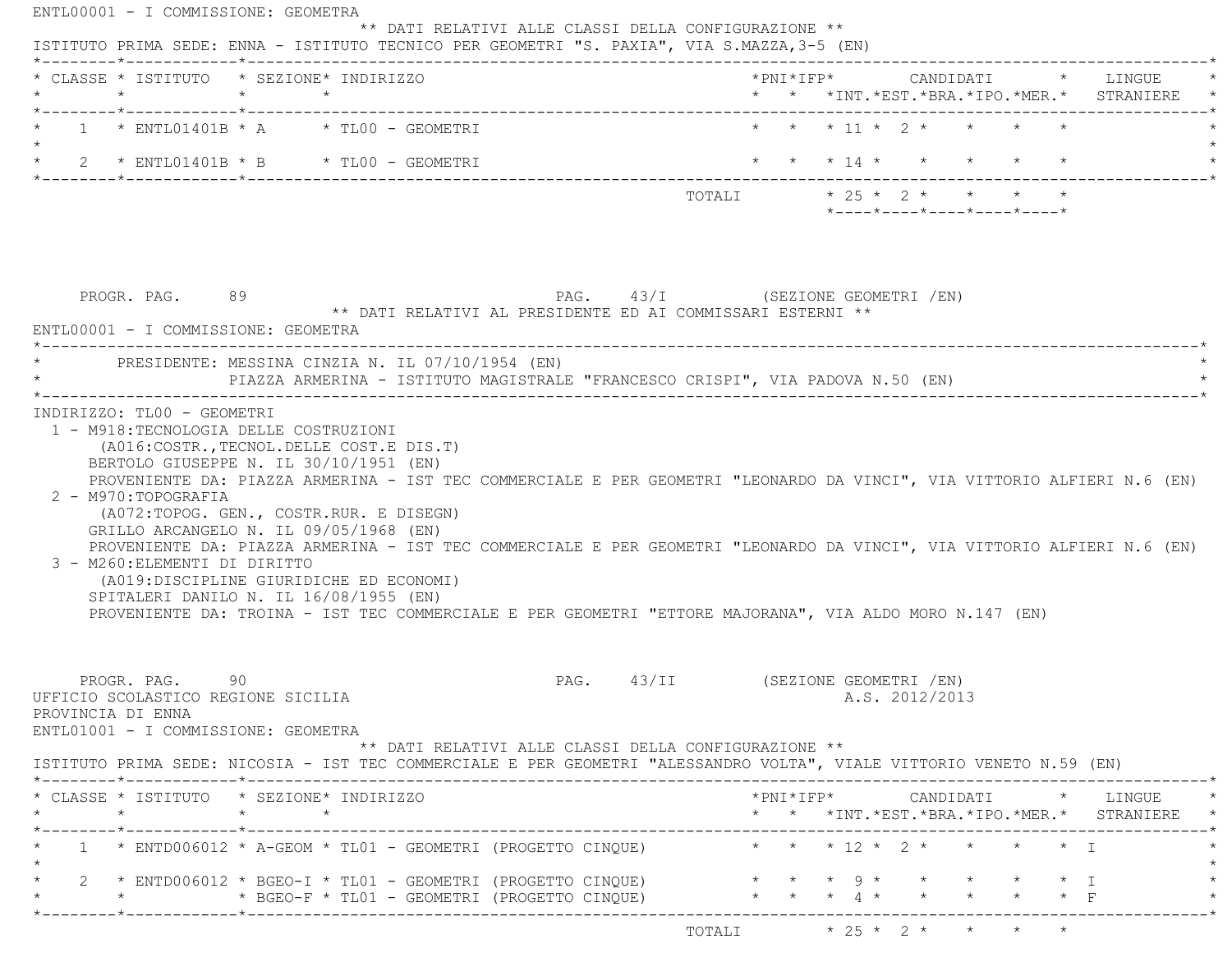ENTL00001 - I COMMISSIONE: GEOMETRA

** DATI RELATIVI ALLE CLASSI DELLA CONFIGURAZIONE **

ISTITUTO PRIMA SEDE: ENNA - ISTITUTO TECNICO PER GEOMETRI "S. PAXIA", VIA S.MAZZA,3-5 (EN)

| CLASSE | ISTITUTO | SEZIONE | INDIRIZZO | PNI | IFP | CANDIDATI INT. | CANDIDATI EST. | CANDIDATI BRA. | CANDIDATI IPO. | CANDIDATI MER. | LINGUE STRANIERE |
|---|---|---|---|---|---|---|---|---|---|---|---|
| 1 | ENTL01401B | A | TL00 - GEOMETRI | | | 11 | 2 | | | | |
| 2 | ENTL01401B | B | TL00 - GEOMETRI | | | 14 | | | | | |
| | | | TOTALI | | | 25 | 2 | | | | |

PROGR. PAG. 89 PAG. 43/I (SEZIONE GEOMETRI /EN)

** DATI RELATIVI AL PRESIDENTE ED AI COMMISSARI ESTERNI **

ENTL00001 - I COMMISSIONE: GEOMETRA

PRESIDENTE: MESSINA CINZIA N. IL 07/10/1954 (EN)
PIAZZA ARMERINA - ISTITUTO MAGISTRALE "FRANCESCO CRISPI", VIA PADOVA N.50 (EN)

INDIRIZZO: TL00 - GEOMETRI

1 - M918:TECNOLOGIA DELLE COSTRUZIONI
(A016:COSTR.,TECNOL.DELLE COST.E DIS.T)
BERTOLO GIUSEPPE N. IL 30/10/1951 (EN)
PROVENIENTE DA: PIAZZA ARMERINA - IST TEC COMMERCIALE E PER GEOMETRI "LEONARDO DA VINCI", VIA VITTORIO ALFIERI N.6 (EN)

2 - M970:TOPOGRAFIA
(A072:TOPOG. GEN., COSTR.RUR. E DISEGN)
GRILLO ARCANGELO N. IL 09/05/1968 (EN)
PROVENIENTE DA: PIAZZA ARMERINA - IST TEC COMMERCIALE E PER GEOMETRI "LEONARDO DA VINCI", VIA VITTORIO ALFIERI N.6 (EN)

3 - M260:ELEMENTI DI DIRITTO
(A019:DISCIPLINE GIURIDICHE ED ECONOMI)
SPITALERI DANILO N. IL 16/08/1955 (EN)
PROVENIENTE DA: TROINA - IST TEC COMMERCIALE E PER GEOMETRI "ETTORE MAJORANA", VIA ALDO MORO N.147 (EN)

PROGR. PAG. 90 PAG. 43/II (SEZIONE GEOMETRI /EN)

UFFICIO SCOLASTICO REGIONE SICILIA A.S. 2012/2013

PROVINCIA DI ENNA

ENTL01001 - I COMMISSIONE: GEOMETRA

** DATI RELATIVI ALLE CLASSI DELLA CONFIGURAZIONE **

ISTITUTO PRIMA SEDE: NICOSIA - IST TEC COMMERCIALE E PER GEOMETRI "ALESSANDRO VOLTA", VIALE VITTORIO VENETO N.59 (EN)

| CLASSE | ISTITUTO | SEZIONE | INDIRIZZO | PNI | IFP | CANDIDATI INT. | CANDIDATI EST. | CANDIDATI BRA. | CANDIDATI IPO. | CANDIDATI MER. | LINGUE STRANIERE |
|---|---|---|---|---|---|---|---|---|---|---|---|
| 1 | ENTD006012 | A-GEOM | TL01 - GEOMETRI (PROGETTO CINQUE) | | | 12 | 2 | | | | I |
| 2 | ENTD006012 | BGEO-I | TL01 - GEOMETRI (PROGETTO CINQUE) | | | 9 | | | | | I |
| | | BGEO-F | TL01 - GEOMETRI (PROGETTO CINQUE) | | | 4 | | | | | F |
| | | | TOTALI | | | 25 | 2 | | | | |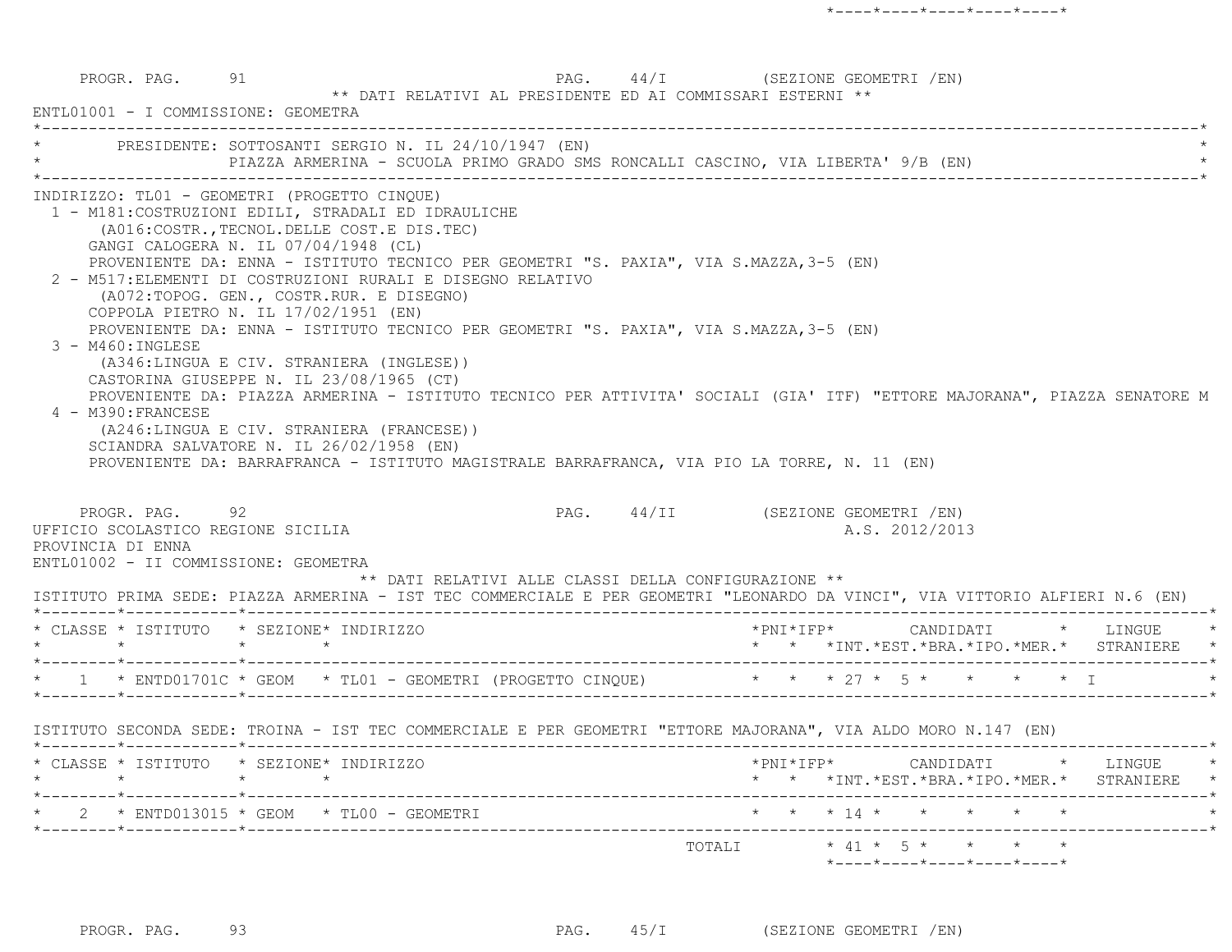PROGR. PAG. 91 — PAG. 44/I (SEZIONE GEOMETRI /EN)

** DATI RELATIVI AL PRESIDENTE ED AI COMMISSARI ESTERNI **

ENTL01001 - I COMMISSIONE: GEOMETRA

PRESIDENTE: SOTTOSANTI SERGIO N. IL 24/10/1947 (EN)
PIAZZA ARMERINA - SCUOLA PRIMO GRADO SMS RONCALLI CASCINO, VIA LIBERTA' 9/B (EN)

INDIRIZZO: TL01 - GEOMETRI (PROGETTO CINQUE)

1 - M181:COSTRUZIONI EDILI, STRADALI ED IDRAULICHE
(A016:COSTR.,TECNOL.DELLE COST.E DIS.TEC)
GANGI CALOGERA N. IL 07/04/1948 (CL)
PROVENIENTE DA: ENNA - ISTITUTO TECNICO PER GEOMETRI "S. PAXIA", VIA S.MAZZA,3-5 (EN)

2 - M517:ELEMENTI DI COSTRUZIONI RURALI E DISEGNO RELATIVO
(A072:TOPOG. GEN., COSTR.RUR. E DISEGNO)
COPPOLA PIETRO N. IL 17/02/1951 (EN)
PROVENIENTE DA: ENNA - ISTITUTO TECNICO PER GEOMETRI "S. PAXIA", VIA S.MAZZA,3-5 (EN)

3 - M460:INGLESE
(A346:LINGUA E CIV. STRANIERA (INGLESE))
CASTORINA GIUSEPPE N. IL 23/08/1965 (CT)
PROVENIENTE DA: PIAZZA ARMERINA - ISTITUTO TECNICO PER ATTIVITA' SOCIALI (GIA' ITF) "ETTORE MAJORANA", PIAZZA SENATORE M

4 - M390:FRANCESE
(A246:LINGUA E CIV. STRANIERA (FRANCESE))
SCIANDRA SALVATORE N. IL 26/02/1958 (EN)
PROVENIENTE DA: BARRAFRANCA - ISTITUTO MAGISTRALE BARRAFRANCA, VIA PIO LA TORRE, N. 11 (EN)

PROGR. PAG. 92 — PAG. 44/II (SEZIONE GEOMETRI /EN)

UFFICIO SCOLASTICO REGIONE SICILIA — A.S. 2012/2013

PROVINCIA DI ENNA

ENTL01002 - II COMMISSIONE: GEOMETRA

** DATI RELATIVI ALLE CLASSI DELLA CONFIGURAZIONE **

ISTITUTO PRIMA SEDE: PIAZZA ARMERINA - IST TEC COMMERCIALE E PER GEOMETRI "LEONARDO DA VINCI", VIA VITTORIO ALFIERI N.6 (EN)

| CLASSE | ISTITUTO | SEZIONE | INDIRIZZO | PNI | IFP | CANDIDATI INT. | CANDIDATI EST. | CANDIDATI BRA. | CANDIDATI IPO. | CANDIDATI MER. | LINGUE STRANIERE |
|---|---|---|---|---|---|---|---|---|---|---|---|
| 1 | ENTD01701C | GEOM | TL01 - GEOMETRI (PROGETTO CINQUE) | | | 27 | 5 | | | | I |

ISTITUTO SECONDA SEDE: TROINA - IST TEC COMMERCIALE E PER GEOMETRI "ETTORE MAJORANA", VIA ALDO MORO N.147 (EN)

| CLASSE | ISTITUTO | SEZIONE | INDIRIZZO | PNI | IFP | CANDIDATI INT. | CANDIDATI EST. | CANDIDATI BRA. | CANDIDATI IPO. | CANDIDATI MER. | LINGUE STRANIERE |
|---|---|---|---|---|---|---|---|---|---|---|---|
| 2 | ENTD013015 | GEOM | TL00 - GEOMETRI | | | 14 | | | | | |
| | | | TOTALI | | | 41 | 5 | | | | |

PROGR. PAG. 93 — PAG. 45/I (SEZIONE GEOMETRI /EN)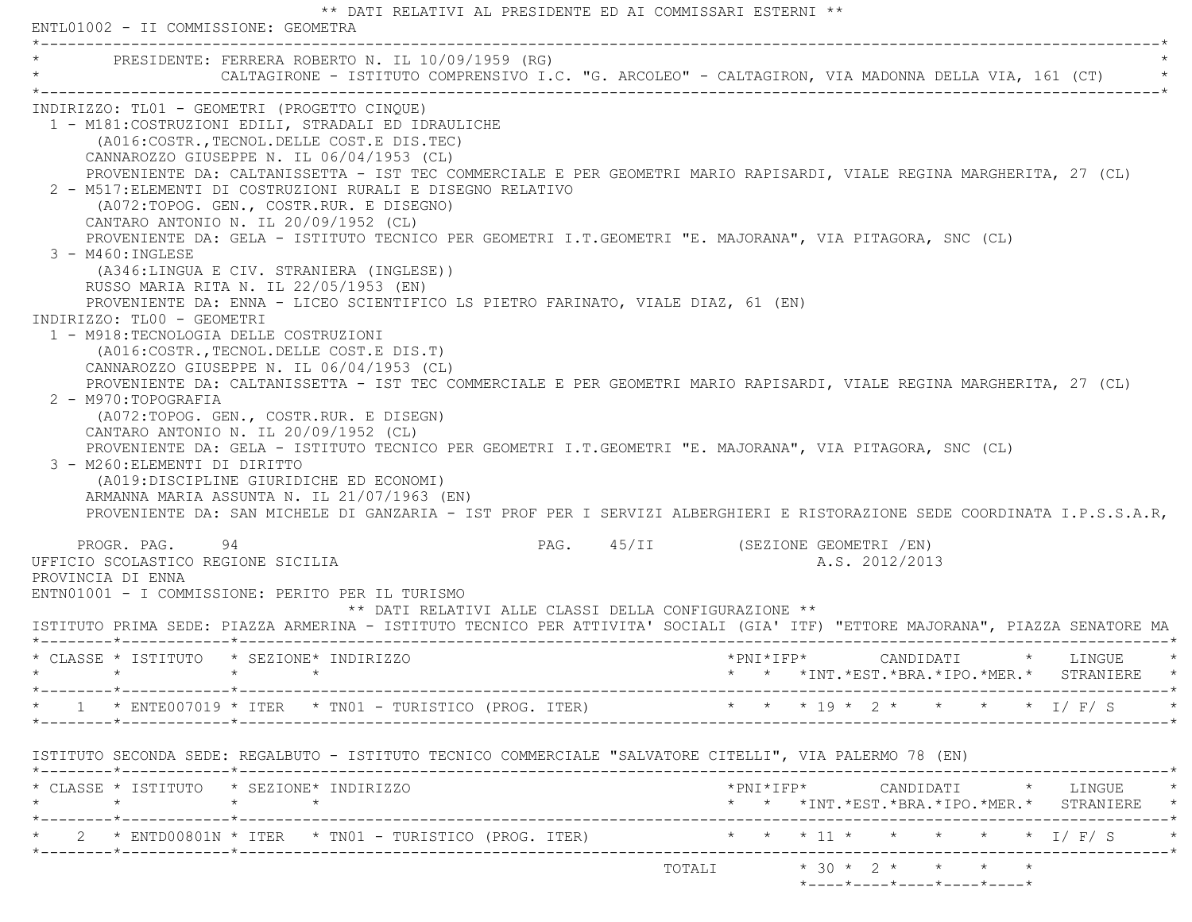** DATI RELATIVI AL PRESIDENTE ED AI COMMISSARI ESTERNI **

ENTL01002 - II COMMISSIONE: GEOMETRA

PRESIDENTE: FERRERA ROBERTO N. IL 10/09/1959 (RG)
CALTAGIRONE - ISTITUTO COMPRENSIVO I.C. "G. ARCOLEO" - CALTAGIRON, VIA MADONNA DELLA VIA, 161 (CT)

INDIRIZZO: TL01 - GEOMETRI (PROGETTO CINQUE)

1 - M181:COSTRUZIONI EDILI, STRADALI ED IDRAULICHE
(A016:COSTR.,TECNOL.DELLE COST.E DIS.TEC)
CANNAROZZO GIUSEPPE N. IL 06/04/1953 (CL)
PROVENIENTE DA: CALTANISSETTA - IST TEC COMMERCIALE E PER GEOMETRI MARIO RAPISARDI, VIALE REGINA MARGHERITA, 27 (CL)

2 - M517:ELEMENTI DI COSTRUZIONI RURALI E DISEGNO RELATIVO
(A072:TOPOG. GEN., COSTR.RUR. E DISEGNO)
CANTARO ANTONIO N. IL 20/09/1952 (CL)
PROVENIENTE DA: GELA - ISTITUTO TECNICO PER GEOMETRI I.T.GEOMETRI "E. MAJORANA", VIA PITAGORA, SNC (CL)

3 - M460:INGLESE
(A346:LINGUA E CIV. STRANIERA (INGLESE))
RUSSO MARIA RITA N. IL 22/05/1953 (EN)
PROVENIENTE DA: ENNA - LICEO SCIENTIFICO LS PIETRO FARINATO, VIALE DIAZ, 61 (EN)

INDIRIZZO: TL00 - GEOMETRI

1 - M918:TECNOLOGIA DELLE COSTRUZIONI
(A016:COSTR.,TECNOL.DELLE COST.E DIS.T)
CANNAROZZO GIUSEPPE N. IL 06/04/1953 (CL)
PROVENIENTE DA: CALTANISSETTA - IST TEC COMMERCIALE E PER GEOMETRI MARIO RAPISARDI, VIALE REGINA MARGHERITA, 27 (CL)

2 - M970:TOPOGRAFIA
(A072:TOPOG. GEN., COSTR.RUR. E DISEGN)
CANTARO ANTONIO N. IL 20/09/1952 (CL)
PROVENIENTE DA: GELA - ISTITUTO TECNICO PER GEOMETRI I.T.GEOMETRI "E. MAJORANA", VIA PITAGORA, SNC (CL)

3 - M260:ELEMENTI DI DIRITTO
(A019:DISCIPLINE GIURIDICHE ED ECONOMI)
ARMANNA MARIA ASSUNTA N. IL 21/07/1963 (EN)
PROVENIENTE DA: SAN MICHELE DI GANZARIA - IST PROF PER I SERVIZI ALBERGHIERI E RISTORAZIONE SEDE COORDINATA I.P.S.S.A.R,

PROGR. PAG. 94 PAG. 45/II (SEZIONE GEOMETRI /EN)

UFFICIO SCOLASTICO REGIONE SICILIA A.S. 2012/2013

PROVINCIA DI ENNA

ENTN01001 - I COMMISSIONE: PERITO PER IL TURISMO

** DATI RELATIVI ALLE CLASSI DELLA CONFIGURAZIONE **

ISTITUTO PRIMA SEDE: PIAZZA ARMERINA - ISTITUTO TECNICO PER ATTIVITA' SOCIALI (GIA' ITF) "ETTORE MAJORANA", PIAZZA SENATORE MA

| CLASSE | ISTITUTO | SEZIONE | INDIRIZZO | PNI | IFP | CANDIDATI INT. | EST. | BRA. | IPO. | MER. | LINGUE STRANIERE |
|---|---|---|---|---|---|---|---|---|---|---|---|
| 1 | ENTE007019 | ITER | TN01 - TURISTICO (PROG. ITER) | | | 19 | 2 | | | | I/ F/ S |

ISTITUTO SECONDA SEDE: REGALBUTO - ISTITUTO TECNICO COMMERCIALE "SALVATORE CITELLI", VIA PALERMO 78 (EN)

| CLASSE | ISTITUTO | SEZIONE | INDIRIZZO | PNI | IFP | CANDIDATI INT. | EST. | BRA. | IPO. | MER. | LINGUE STRANIERE |
|---|---|---|---|---|---|---|---|---|---|---|---|
| 2 | ENTD00801N | ITER | TN01 - TURISTICO (PROG. ITER) | | | 11 | | | | | I/ F/ S |
| | | | TOTALI | | | 30 | 2 | | | | |